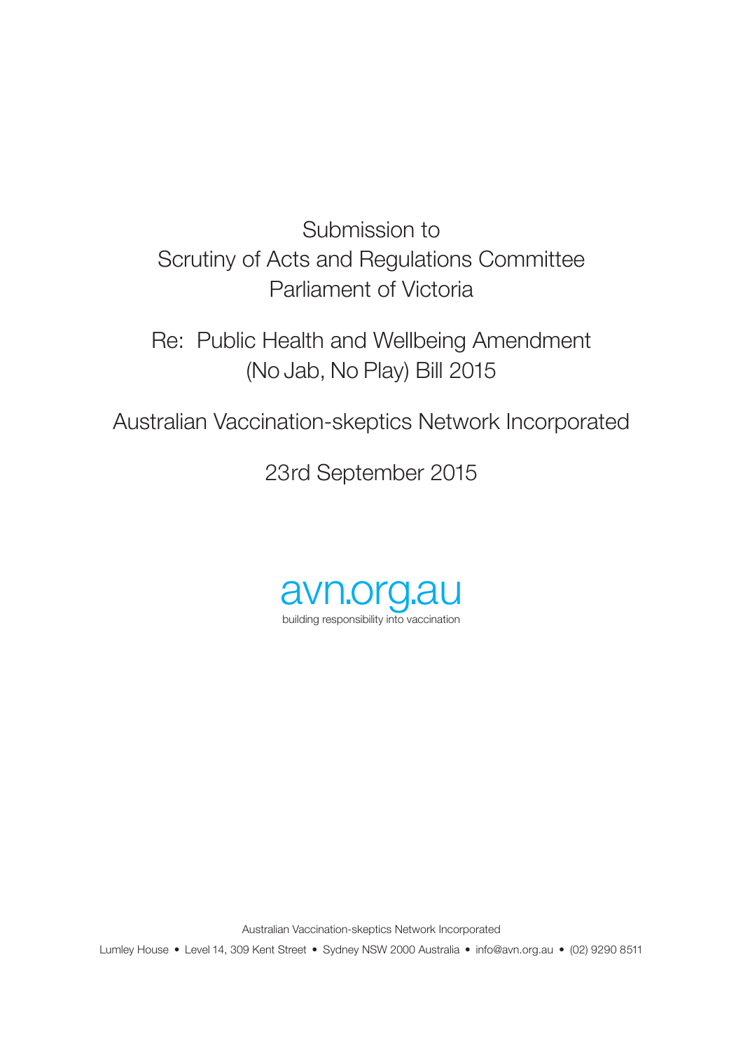# Submission to Scrutiny of Acts and Regulations Committee Parliament of Victoria

## Re: Public Health and Wellbeing Amendment (No Jab, No Play) Bill 2015

Australian Vaccination-skeptics Network Incorporated

23rd September 2015

avn.org.au

building responsibility into vaccination

Australian Vaccination-skeptics Network Incorporated

Lumley House • Level 14, 309 Kent Street • Sydney NSW 2000 Australia • info@avn.org.au • (02) 9290 8511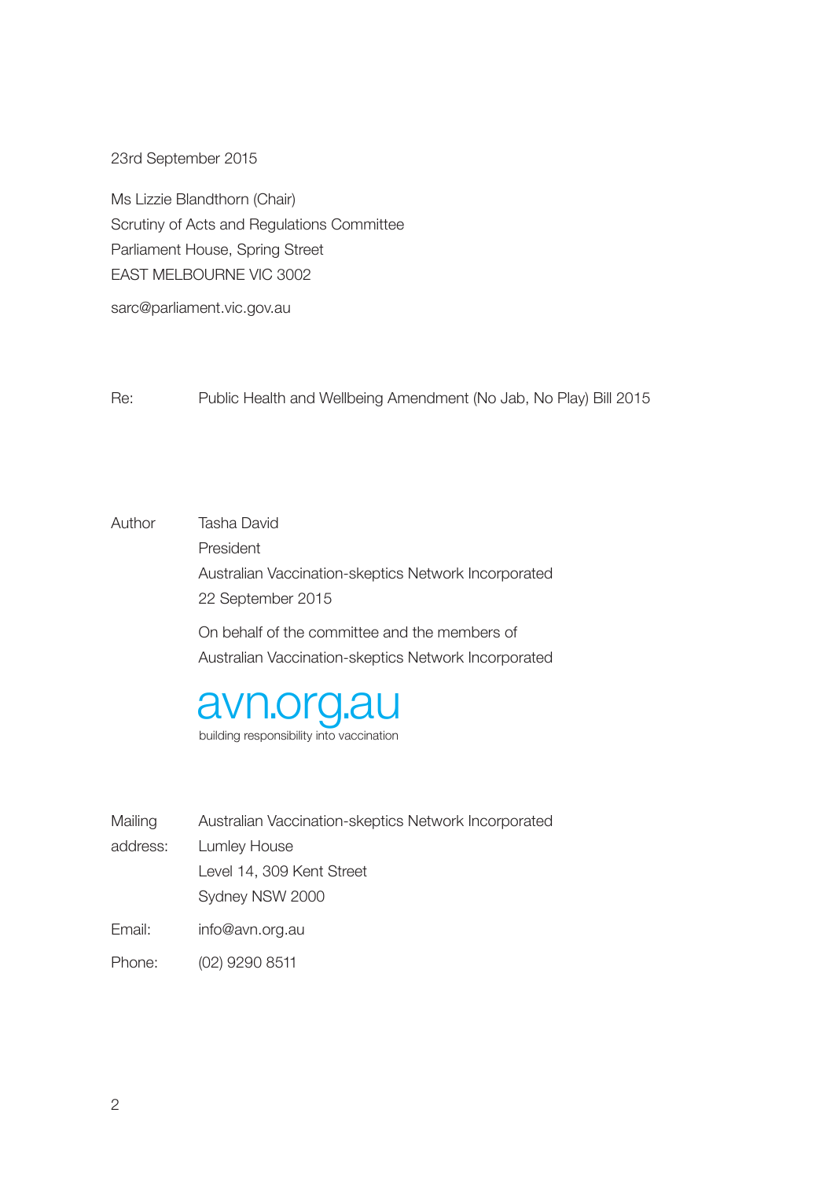23rd September 2015

Ms Lizzie Blandthorn (Chair)
Scrutiny of Acts and Regulations Committee
Parliament House, Spring Street
EAST MELBOURNE VIC 3002

sarc@parliament.vic.gov.au

Re: Public Health and Wellbeing Amendment (No Jab, No Play) Bill 2015

Author Tasha David
President
Australian Vaccination-skeptics Network Incorporated
22 September 2015

On behalf of the committee and the members of
Australian Vaccination-skeptics Network Incorporated

avn.org.au
building responsibility into vaccination

Mailing address: Australian Vaccination-skeptics Network Incorporated
Lumley House
Level 14, 309 Kent Street
Sydney NSW 2000

Email: info@avn.org.au

Phone: (02) 9290 8511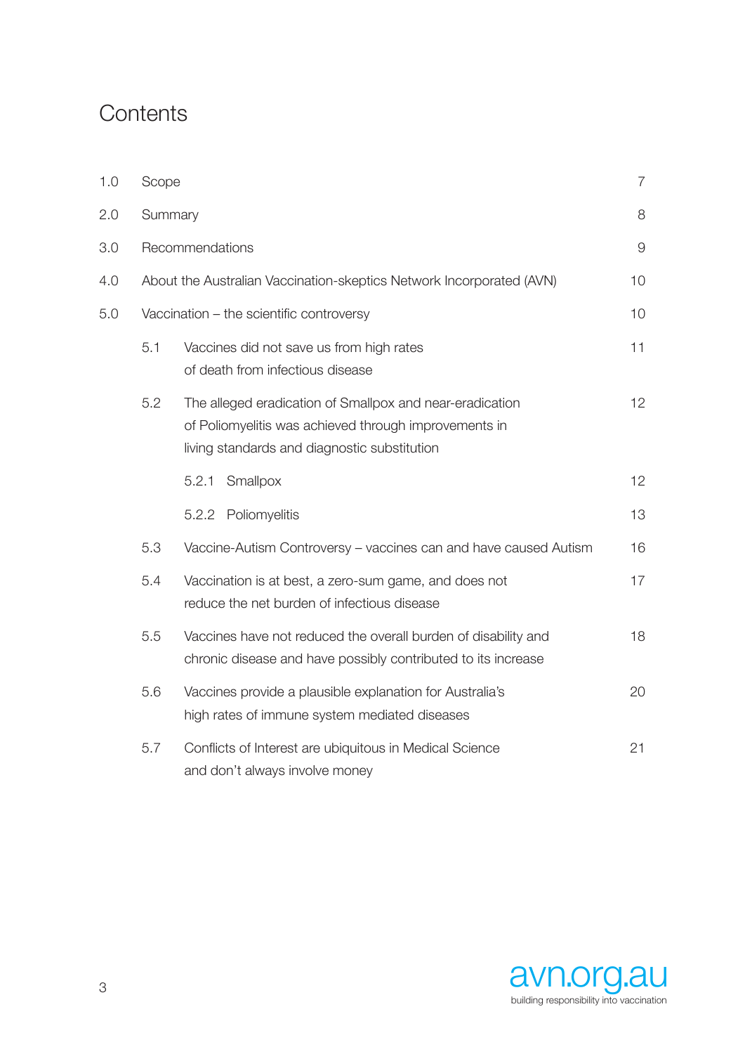# Contents

| | | |
|---|---|---|
| 1.0 | Scope | 7 |
| 2.0 | Summary | 8 |
| 3.0 | Recommendations | 9 |
| 4.0 | About the Australian Vaccination-skeptics Network Incorporated (AVN) | 10 |
| 5.0 | Vaccination – the scientific controversy | 10 |
| 5.1 | Vaccines did not save us from high rates of death from infectious disease | 11 |
| 5.2 | The alleged eradication of Smallpox and near-eradication of Poliomyelitis was achieved through improvements in living standards and diagnostic substitution | 12 |
| 5.2.1 | Smallpox | 12 |
| 5.2.2 | Poliomyelitis | 13 |
| 5.3 | Vaccine-Autism Controversy – vaccines can and have caused Autism | 16 |
| 5.4 | Vaccination is at best, a zero-sum game, and does not reduce the net burden of infectious disease | 17 |
| 5.5 | Vaccines have not reduced the overall burden of disability and chronic disease and have possibly contributed to its increase | 18 |
| 5.6 | Vaccines provide a plausible explanation for Australia's high rates of immune system mediated diseases | 20 |
| 5.7 | Conflicts of Interest are ubiquitous in Medical Science and don't always involve money | 21 |

avn.org.au
building responsibility into vaccination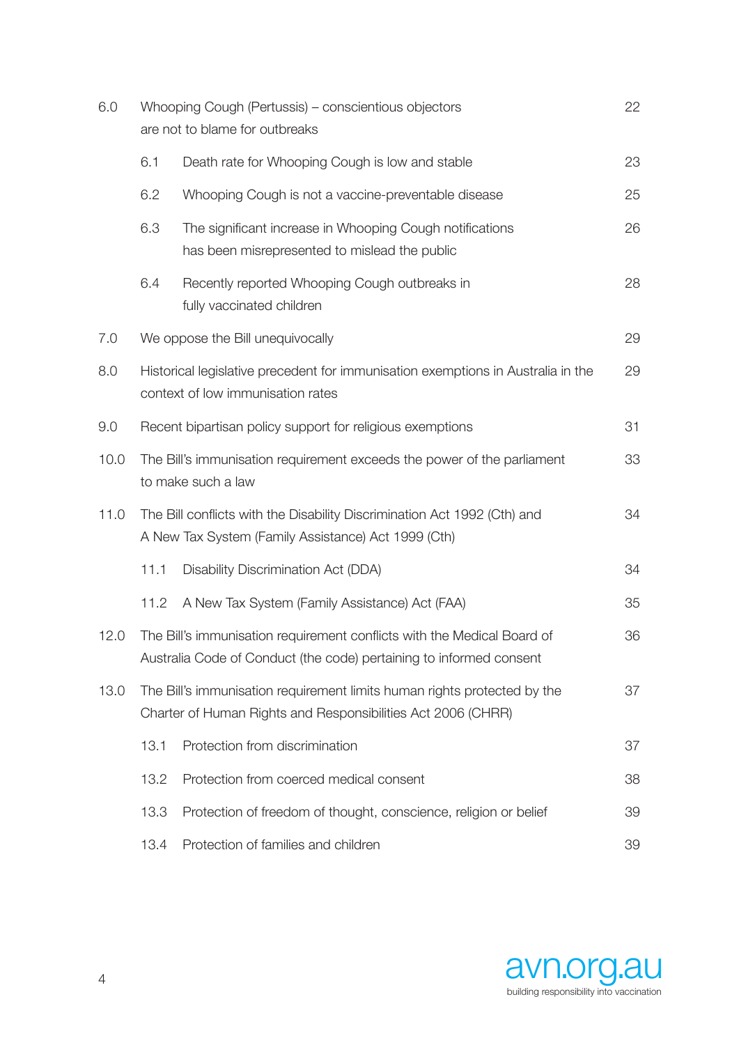| | | | |
|---|---|---|---|
| 6.0 | Whooping Cough (Pertussis) – conscientious objectors are not to blame for outbreaks | | 22 |
| | 6.1 | Death rate for Whooping Cough is low and stable | 23 |
| | 6.2 | Whooping Cough is not a vaccine-preventable disease | 25 |
| | 6.3 | The significant increase in Whooping Cough notifications has been misrepresented to mislead the public | 26 |
| | 6.4 | Recently reported Whooping Cough outbreaks in fully vaccinated children | 28 |
| 7.0 | We oppose the Bill unequivocally | | 29 |
| 8.0 | Historical legislative precedent for immunisation exemptions in Australia in the context of low immunisation rates | | 29 |
| 9.0 | Recent bipartisan policy support for religious exemptions | | 31 |
| 10.0 | The Bill's immunisation requirement exceeds the power of the parliament to make such a law | | 33 |
| 11.0 | The Bill conflicts with the Disability Discrimination Act 1992 (Cth) and A New Tax System (Family Assistance) Act 1999 (Cth) | | 34 |
| | 11.1 | Disability Discrimination Act (DDA) | 34 |
| | 11.2 | A New Tax System (Family Assistance) Act (FAA) | 35 |
| 12.0 | The Bill's immunisation requirement conflicts with the Medical Board of Australia Code of Conduct (the code) pertaining to informed consent | | 36 |
| 13.0 | The Bill's immunisation requirement limits human rights protected by the Charter of Human Rights and Responsibilities Act 2006 (CHRR) | | 37 |
| | 13.1 | Protection from discrimination | 37 |
| | 13.2 | Protection from coerced medical consent | 38 |
| | 13.3 | Protection of freedom of thought, conscience, religion or belief | 39 |
| | 13.4 | Protection of families and children | 39 |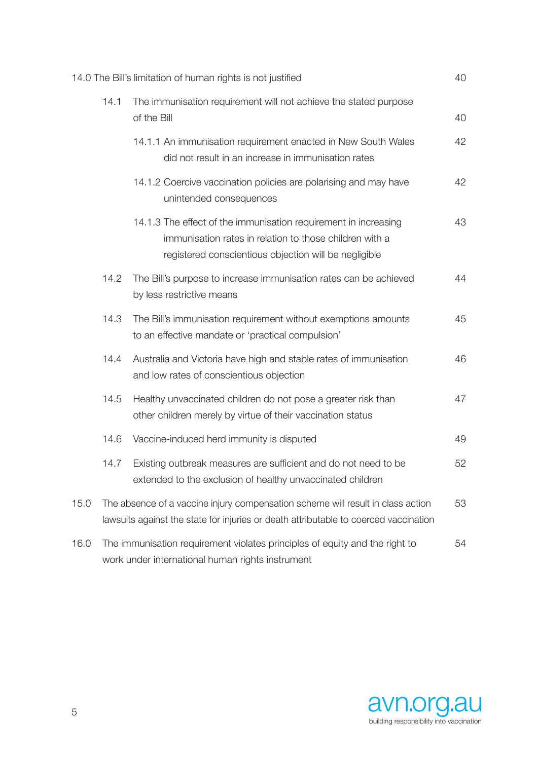14.0 The Bill's limitation of human rights is not justified 40

- 14.1 The immunisation requirement will not achieve the stated purpose of the Bill 40
  - 14.1.1 An immunisation requirement enacted in New South Wales did not result in an increase in immunisation rates 42
  - 14.1.2 Coercive vaccination policies are polarising and may have unintended consequences 42
  - 14.1.3 The effect of the immunisation requirement in increasing immunisation rates in relation to those children with a registered conscientious objection will be negligible 43
- 14.2 The Bill's purpose to increase immunisation rates can be achieved by less restrictive means 44
- 14.3 The Bill's immunisation requirement without exemptions amounts to an effective mandate or 'practical compulsion' 45
- 14.4 Australia and Victoria have high and stable rates of immunisation and low rates of conscientious objection 46
- 14.5 Healthy unvaccinated children do not pose a greater risk than other children merely by virtue of their vaccination status 47
- 14.6 Vaccine-induced herd immunity is disputed 49
- 14.7 Existing outbreak measures are sufficient and do not need to be extended to the exclusion of healthy unvaccinated children 52

15.0 The absence of a vaccine injury compensation scheme will result in class action lawsuits against the state for injuries or death attributable to coerced vaccination 53

16.0 The immunisation requirement violates principles of equity and the right to work under international human rights instrument 54

avn.org.au
building responsibility into vaccination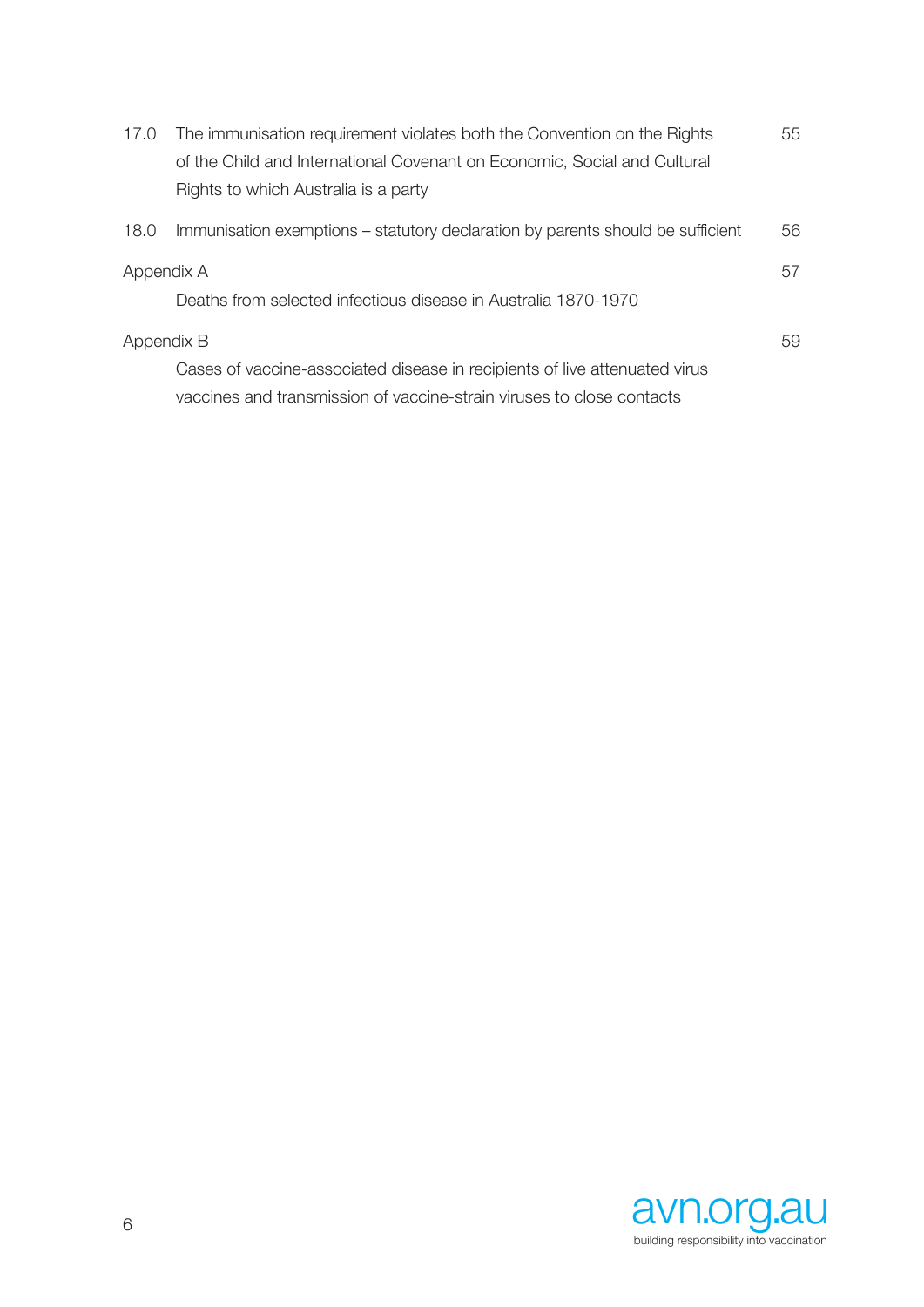| | | |
|---|---|---|
| 17.0 | The immunisation requirement violates both the Convention on the Rights of the Child and International Covenant on Economic, Social and Cultural Rights to which Australia is a party | 55 |
| 18.0 | Immunisation exemptions – statutory declaration by parents should be sufficient | 56 |
| Appendix A | Deaths from selected infectious disease in Australia 1870-1970 | 57 |
| Appendix B | Cases of vaccine-associated disease in recipients of live attenuated virus vaccines and transmission of vaccine-strain viruses to close contacts | 59 |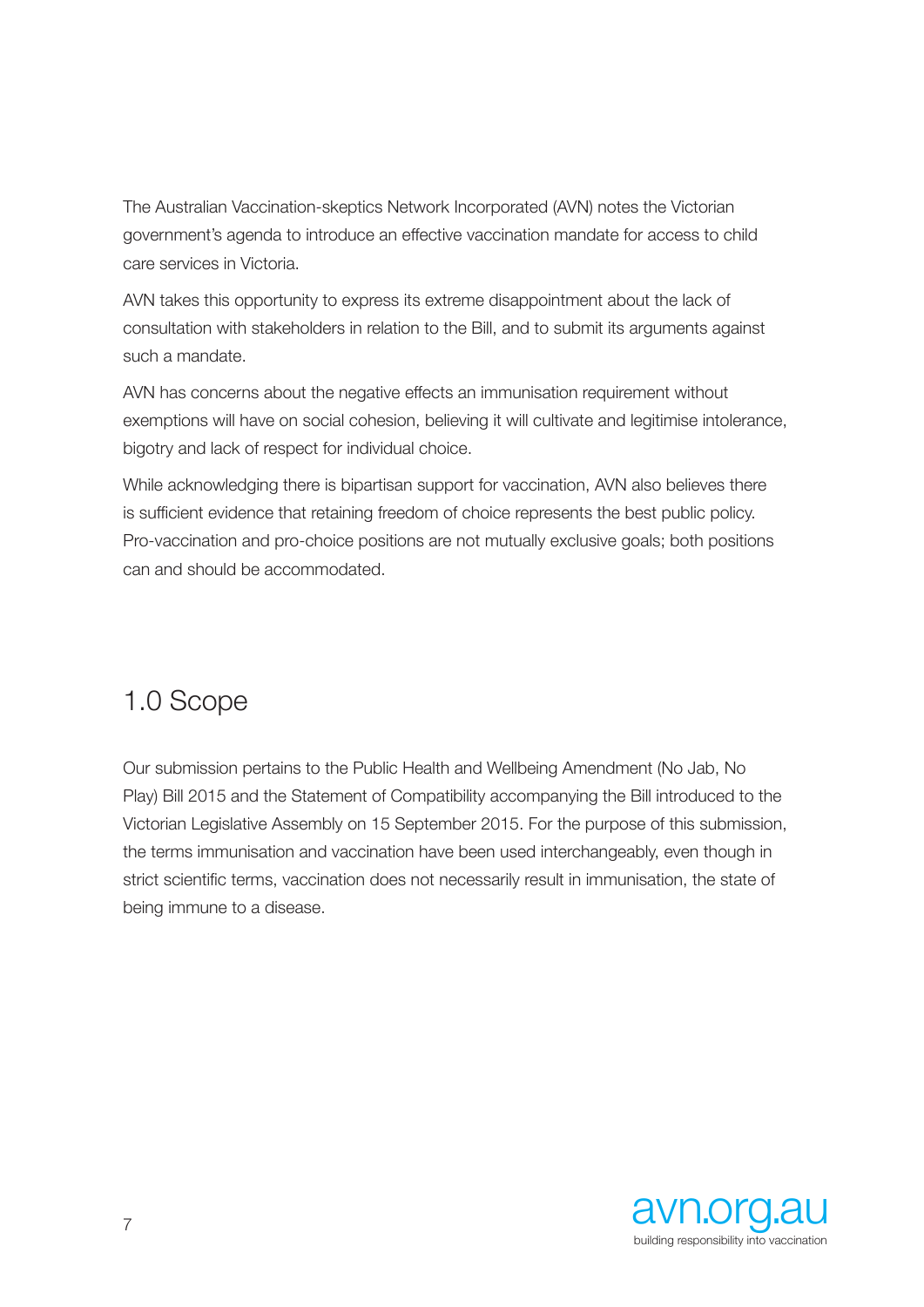The Australian Vaccination-skeptics Network Incorporated (AVN) notes the Victorian government's agenda to introduce an effective vaccination mandate for access to child care services in Victoria.

AVN takes this opportunity to express its extreme disappointment about the lack of consultation with stakeholders in relation to the Bill, and to submit its arguments against such a mandate.

AVN has concerns about the negative effects an immunisation requirement without exemptions will have on social cohesion, believing it will cultivate and legitimise intolerance, bigotry and lack of respect for individual choice.

While acknowledging there is bipartisan support for vaccination, AVN also believes there is sufficient evidence that retaining freedom of choice represents the best public policy. Pro-vaccination and pro-choice positions are not mutually exclusive goals; both positions can and should be accommodated.

## 1.0 Scope

Our submission pertains to the Public Health and Wellbeing Amendment (No Jab, No Play) Bill 2015 and the Statement of Compatibility accompanying the Bill introduced to the Victorian Legislative Assembly on 15 September 2015. For the purpose of this submission, the terms immunisation and vaccination have been used interchangeably, even though in strict scientific terms, vaccination does not necessarily result in immunisation, the state of being immune to a disease.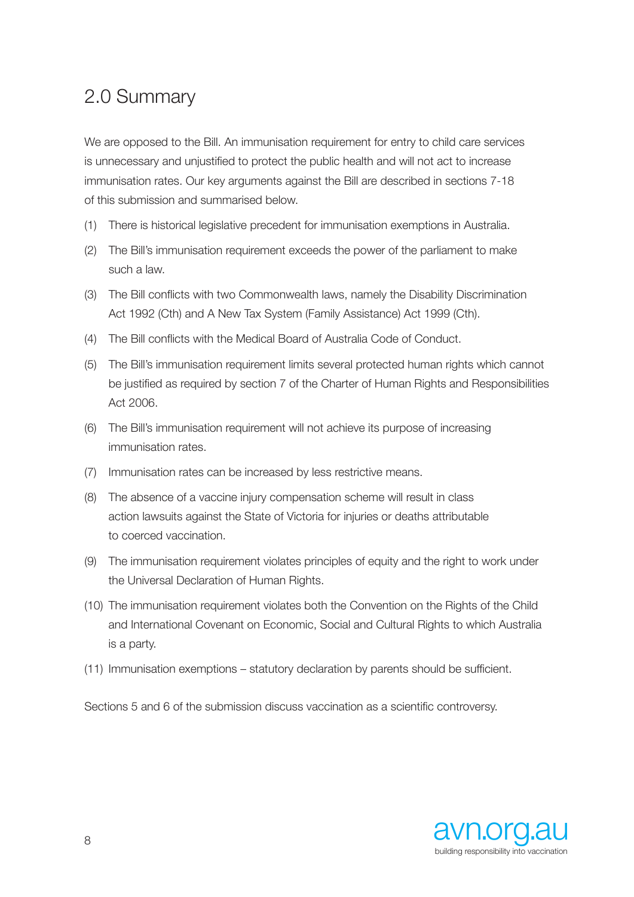## 2.0 Summary

We are opposed to the Bill. An immunisation requirement for entry to child care services is unnecessary and unjustified to protect the public health and will not act to increase immunisation rates. Our key arguments against the Bill are described in sections 7-18 of this submission and summarised below.

(1) There is historical legislative precedent for immunisation exemptions in Australia.

(2) The Bill's immunisation requirement exceeds the power of the parliament to make such a law.

(3) The Bill conflicts with two Commonwealth laws, namely the Disability Discrimination Act 1992 (Cth) and A New Tax System (Family Assistance) Act 1999 (Cth).

(4) The Bill conflicts with the Medical Board of Australia Code of Conduct.

(5) The Bill's immunisation requirement limits several protected human rights which cannot be justified as required by section 7 of the Charter of Human Rights and Responsibilities Act 2006.

(6) The Bill's immunisation requirement will not achieve its purpose of increasing immunisation rates.

(7) Immunisation rates can be increased by less restrictive means.

(8) The absence of a vaccine injury compensation scheme will result in class action lawsuits against the State of Victoria for injuries or deaths attributable to coerced vaccination.

(9) The immunisation requirement violates principles of equity and the right to work under the Universal Declaration of Human Rights.

(10) The immunisation requirement violates both the Convention on the Rights of the Child and International Covenant on Economic, Social and Cultural Rights to which Australia is a party.

(11) Immunisation exemptions – statutory declaration by parents should be sufficient.

Sections 5 and 6 of the submission discuss vaccination as a scientific controversy.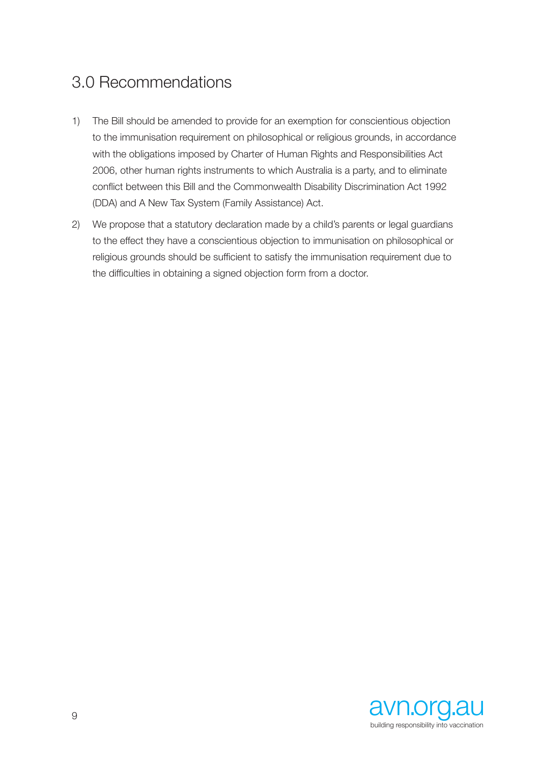## 3.0 Recommendations

1) The Bill should be amended to provide for an exemption for conscientious objection to the immunisation requirement on philosophical or religious grounds, in accordance with the obligations imposed by Charter of Human Rights and Responsibilities Act 2006, other human rights instruments to which Australia is a party, and to eliminate conflict between this Bill and the Commonwealth Disability Discrimination Act 1992 (DDA) and A New Tax System (Family Assistance) Act.

2) We propose that a statutory declaration made by a child's parents or legal guardians to the effect they have a conscientious objection to immunisation on philosophical or religious grounds should be sufficient to satisfy the immunisation requirement due to the difficulties in obtaining a signed objection form from a doctor.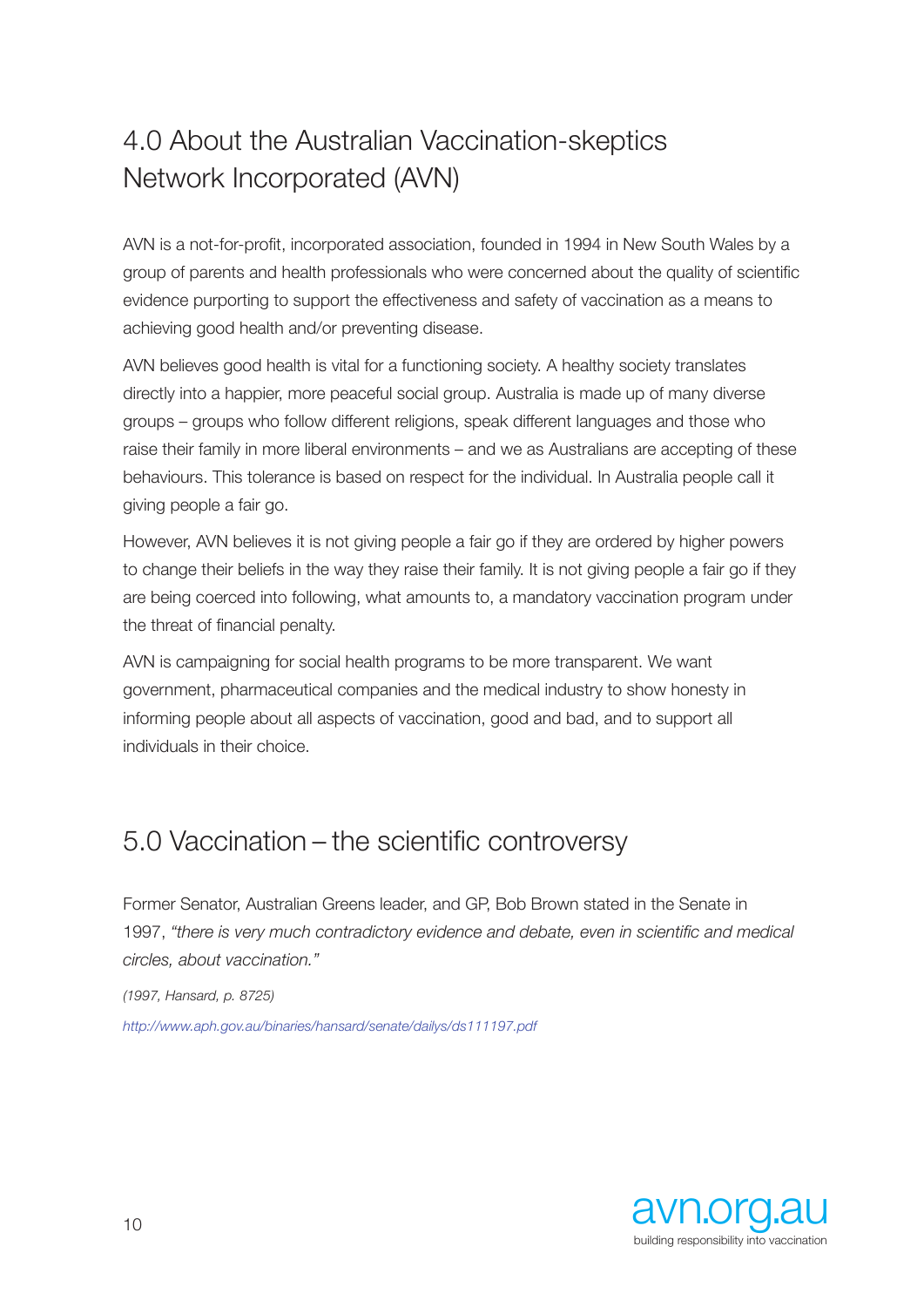## 4.0 About the Australian Vaccination-skeptics Network Incorporated (AVN)

AVN is a not-for-profit, incorporated association, founded in 1994 in New South Wales by a group of parents and health professionals who were concerned about the quality of scientific evidence purporting to support the effectiveness and safety of vaccination as a means to achieving good health and/or preventing disease.

AVN believes good health is vital for a functioning society. A healthy society translates directly into a happier, more peaceful social group. Australia is made up of many diverse groups – groups who follow different religions, speak different languages and those who raise their family in more liberal environments – and we as Australians are accepting of these behaviours. This tolerance is based on respect for the individual. In Australia people call it giving people a fair go.

However, AVN believes it is not giving people a fair go if they are ordered by higher powers to change their beliefs in the way they raise their family. It is not giving people a fair go if they are being coerced into following, what amounts to, a mandatory vaccination program under the threat of financial penalty.

AVN is campaigning for social health programs to be more transparent. We want government, pharmaceutical companies and the medical industry to show honesty in informing people about all aspects of vaccination, good and bad, and to support all individuals in their choice.

## 5.0 Vaccination – the scientific controversy

Former Senator, Australian Greens leader, and GP, Bob Brown stated in the Senate in 1997, *"there is very much contradictory evidence and debate, even in scientific and medical circles, about vaccination."*

*(1997, Hansard, p. 8725)*

http://www.aph.gov.au/binaries/hansard/senate/dailys/ds111197.pdf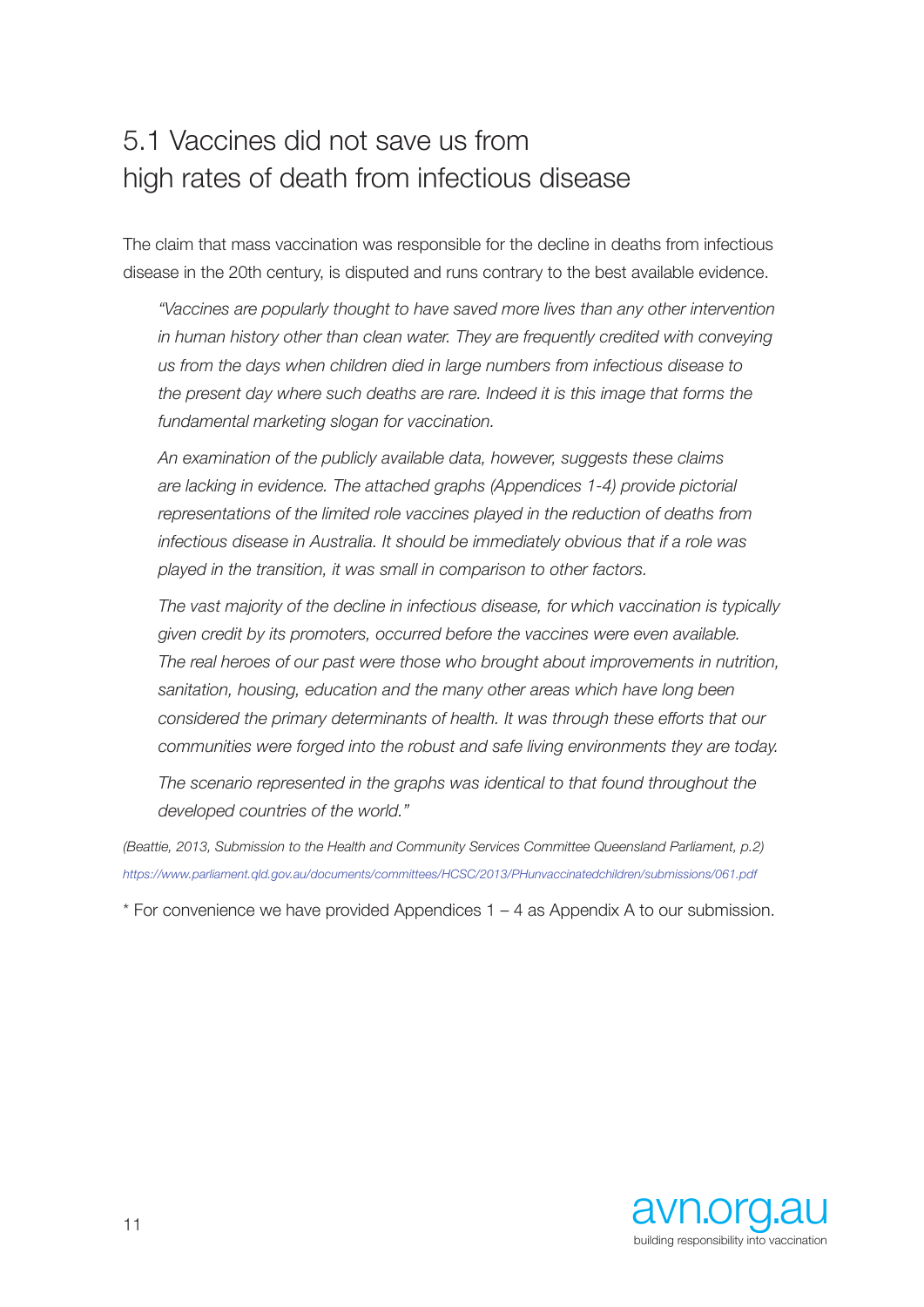## 5.1 Vaccines did not save us from high rates of death from infectious disease

The claim that mass vaccination was responsible for the decline in deaths from infectious disease in the 20th century, is disputed and runs contrary to the best available evidence.

> *"Vaccines are popularly thought to have saved more lives than any other intervention in human history other than clean water. They are frequently credited with conveying us from the days when children died in large numbers from infectious disease to the present day where such deaths are rare. Indeed it is this image that forms the fundamental marketing slogan for vaccination.*
>
> *An examination of the publicly available data, however, suggests these claims are lacking in evidence. The attached graphs (Appendices 1-4) provide pictorial representations of the limited role vaccines played in the reduction of deaths from infectious disease in Australia. It should be immediately obvious that if a role was played in the transition, it was small in comparison to other factors.*
>
> *The vast majority of the decline in infectious disease, for which vaccination is typically given credit by its promoters, occurred before the vaccines were even available. The real heroes of our past were those who brought about improvements in nutrition, sanitation, housing, education and the many other areas which have long been considered the primary determinants of health. It was through these efforts that our communities were forged into the robust and safe living environments they are today.*
>
> *The scenario represented in the graphs was identical to that found throughout the developed countries of the world."*

*(Beattie, 2013, Submission to the Health and Community Services Committee Queensland Parliament, p.2)*
*https://www.parliament.qld.gov.au/documents/committees/HCSC/2013/PHunvaccinatedchildren/submissions/061.pdf*

* For convenience we have provided Appendices 1 – 4 as Appendix A to our submission.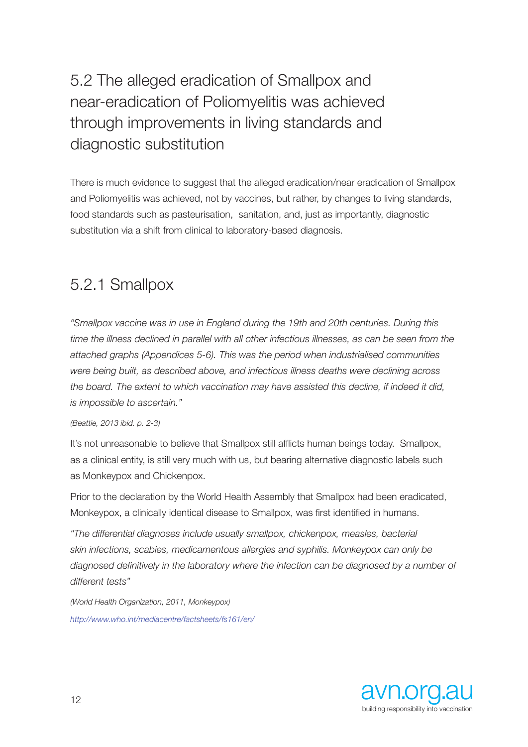## 5.2 The alleged eradication of Smallpox and near-eradication of Poliomyelitis was achieved through improvements in living standards and diagnostic substitution

There is much evidence to suggest that the alleged eradication/near eradication of Smallpox and Poliomyelitis was achieved, not by vaccines, but rather, by changes to living standards, food standards such as pasteurisation, sanitation, and, just as importantly, diagnostic substitution via a shift from clinical to laboratory-based diagnosis.

### 5.2.1 Smallpox

*"Smallpox vaccine was in use in England during the 19th and 20th centuries. During this time the illness declined in parallel with all other infectious illnesses, as can be seen from the attached graphs (Appendices 5-6). This was the period when industrialised communities were being built, as described above, and infectious illness deaths were declining across the board. The extent to which vaccination may have assisted this decline, if indeed it did, is impossible to ascertain."*

*(Beattie, 2013 ibid. p. 2-3)*

It's not unreasonable to believe that Smallpox still afflicts human beings today. Smallpox, as a clinical entity, is still very much with us, but bearing alternative diagnostic labels such as Monkeypox and Chickenpox.

Prior to the declaration by the World Health Assembly that Smallpox had been eradicated, Monkeypox, a clinically identical disease to Smallpox, was first identified in humans.

*"The differential diagnoses include usually smallpox, chickenpox, measles, bacterial skin infections, scabies, medicamentous allergies and syphilis. Monkeypox can only be diagnosed definitively in the laboratory where the infection can be diagnosed by a number of different tests"*

*(World Health Organization, 2011, Monkeypox)*

http://www.who.int/mediacentre/factsheets/fs161/en/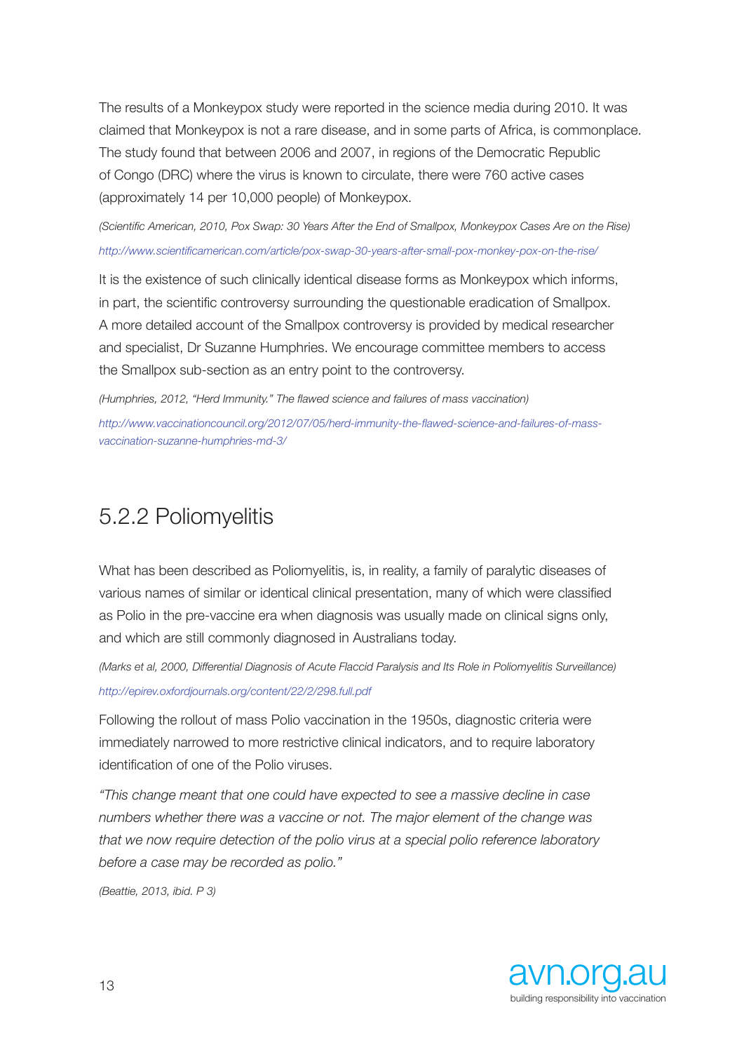The results of a Monkeypox study were reported in the science media during 2010. It was claimed that Monkeypox is not a rare disease, and in some parts of Africa, is commonplace. The study found that between 2006 and 2007, in regions of the Democratic Republic of Congo (DRC) where the virus is known to circulate, there were 760 active cases (approximately 14 per 10,000 people) of Monkeypox.

*(Scientific American, 2010, Pox Swap: 30 Years After the End of Smallpox, Monkeypox Cases Are on the Rise)*

*http://www.scientificamerican.com/article/pox-swap-30-years-after-small-pox-monkey-pox-on-the-rise/*

It is the existence of such clinically identical disease forms as Monkeypox which informs, in part, the scientific controversy surrounding the questionable eradication of Smallpox. A more detailed account of the Smallpox controversy is provided by medical researcher and specialist, Dr Suzanne Humphries. We encourage committee members to access the Smallpox sub-section as an entry point to the controversy.

*(Humphries, 2012, "Herd Immunity." The flawed science and failures of mass vaccination)*

*http://www.vaccinationcouncil.org/2012/07/05/herd-immunity-the-flawed-science-and-failures-of-mass-vaccination-suzanne-humphries-md-3/*

## 5.2.2 Poliomyelitis

What has been described as Poliomyelitis, is, in reality, a family of paralytic diseases of various names of similar or identical clinical presentation, many of which were classified as Polio in the pre-vaccine era when diagnosis was usually made on clinical signs only, and which are still commonly diagnosed in Australians today.

*(Marks et al, 2000, Differential Diagnosis of Acute Flaccid Paralysis and Its Role in Poliomyelitis Surveillance)*

*http://epirev.oxfordjournals.org/content/22/2/298.full.pdf*

Following the rollout of mass Polio vaccination in the 1950s, diagnostic criteria were immediately narrowed to more restrictive clinical indicators, and to require laboratory identification of one of the Polio viruses.

*"This change meant that one could have expected to see a massive decline in case numbers whether there was a vaccine or not. The major element of the change was that we now require detection of the polio virus at a special polio reference laboratory before a case may be recorded as polio."*

*(Beattie, 2013, ibid. P 3)*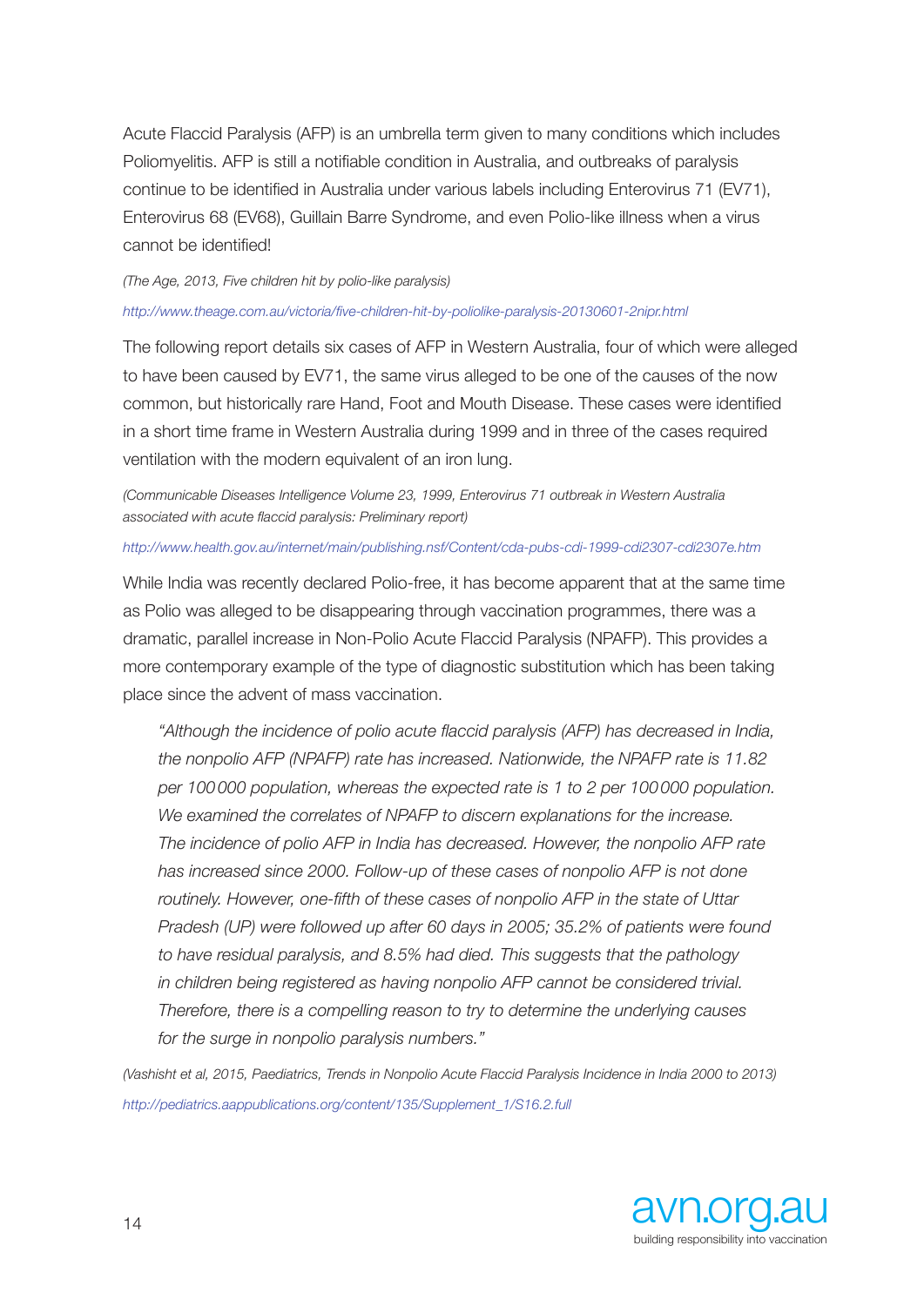Acute Flaccid Paralysis (AFP) is an umbrella term given to many conditions which includes Poliomyelitis. AFP is still a notifiable condition in Australia, and outbreaks of paralysis continue to be identified in Australia under various labels including Enterovirus 71 (EV71), Enterovirus 68 (EV68), Guillain Barre Syndrome, and even Polio-like illness when a virus cannot be identified!

*(The Age, 2013, Five children hit by polio-like paralysis)*

*http://www.theage.com.au/victoria/five-children-hit-by-poliolike-paralysis-20130601-2nipr.html*

The following report details six cases of AFP in Western Australia, four of which were alleged to have been caused by EV71, the same virus alleged to be one of the causes of the now common, but historically rare Hand, Foot and Mouth Disease. These cases were identified in a short time frame in Western Australia during 1999 and in three of the cases required ventilation with the modern equivalent of an iron lung.

*(Communicable Diseases Intelligence Volume 23, 1999, Enterovirus 71 outbreak in Western Australia associated with acute flaccid paralysis: Preliminary report)*

*http://www.health.gov.au/internet/main/publishing.nsf/Content/cda-pubs-cdi-1999-cdi2307-cdi2307e.htm*

While India was recently declared Polio-free, it has become apparent that at the same time as Polio was alleged to be disappearing through vaccination programmes, there was a dramatic, parallel increase in Non-Polio Acute Flaccid Paralysis (NPAFP). This provides a more contemporary example of the type of diagnostic substitution which has been taking place since the advent of mass vaccination.

> *"Although the incidence of polio acute flaccid paralysis (AFP) has decreased in India, the nonpolio AFP (NPAFP) rate has increased. Nationwide, the NPAFP rate is 11.82 per 100 000 population, whereas the expected rate is 1 to 2 per 100 000 population. We examined the correlates of NPAFP to discern explanations for the increase. The incidence of polio AFP in India has decreased. However, the nonpolio AFP rate has increased since 2000. Follow-up of these cases of nonpolio AFP is not done routinely. However, one-fifth of these cases of nonpolio AFP in the state of Uttar Pradesh (UP) were followed up after 60 days in 2005; 35.2% of patients were found to have residual paralysis, and 8.5% had died. This suggests that the pathology in children being registered as having nonpolio AFP cannot be considered trivial. Therefore, there is a compelling reason to try to determine the underlying causes for the surge in nonpolio paralysis numbers."*

*(Vashisht et al, 2015, Paediatrics, Trends in Nonpolio Acute Flaccid Paralysis Incidence in India 2000 to 2013)*

*http://pediatrics.aappublications.org/content/135/Supplement_1/S16.2.full*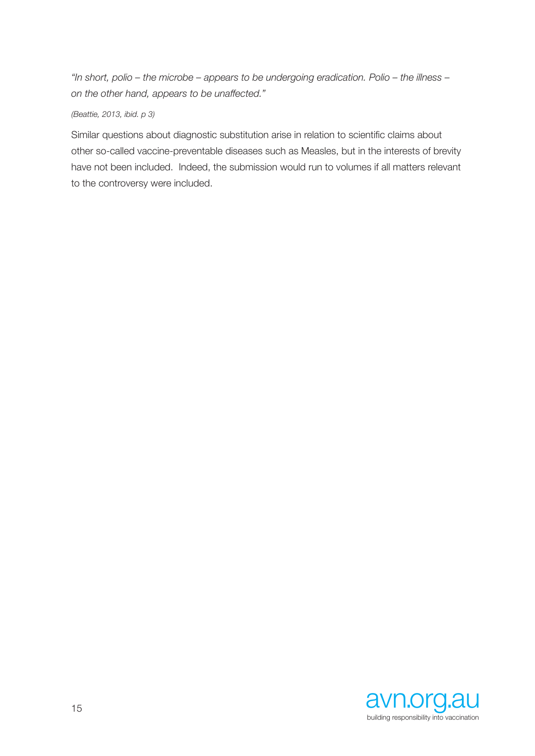*"In short, polio – the microbe – appears to be undergoing eradication. Polio – the illness – on the other hand, appears to be unaffected."*

*(Beattie, 2013, ibid. p 3)*

Similar questions about diagnostic substitution arise in relation to scientific claims about other so-called vaccine-preventable diseases such as Measles, but in the interests of brevity have not been included. Indeed, the submission would run to volumes if all matters relevant to the controversy were included.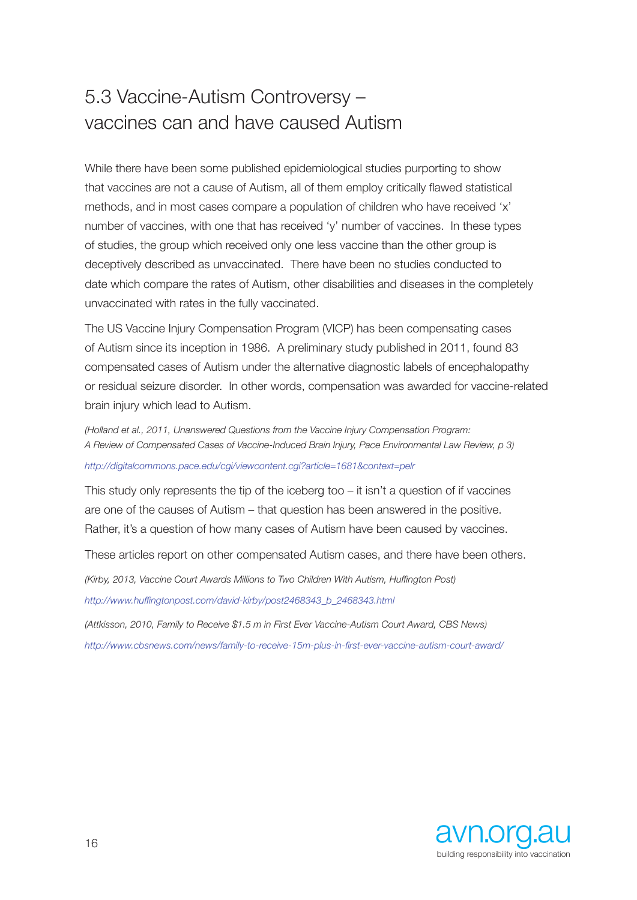# 5.3 Vaccine-Autism Controversy – vaccines can and have caused Autism

While there have been some published epidemiological studies purporting to show that vaccines are not a cause of Autism, all of them employ critically flawed statistical methods, and in most cases compare a population of children who have received 'x' number of vaccines, with one that has received 'y' number of vaccines. In these types of studies, the group which received only one less vaccine than the other group is deceptively described as unvaccinated. There have been no studies conducted to date which compare the rates of Autism, other disabilities and diseases in the completely unvaccinated with rates in the fully vaccinated.

The US Vaccine Injury Compensation Program (VICP) has been compensating cases of Autism since its inception in 1986. A preliminary study published in 2011, found 83 compensated cases of Autism under the alternative diagnostic labels of encephalopathy or residual seizure disorder. In other words, compensation was awarded for vaccine-related brain injury which lead to Autism.

*(Holland et al., 2011, Unanswered Questions from the Vaccine Injury Compensation Program: A Review of Compensated Cases of Vaccine-Induced Brain Injury, Pace Environmental Law Review, p 3)*

*http://digitalcommons.pace.edu/cgi/viewcontent.cgi?article=1681&context=pelr*

This study only represents the tip of the iceberg too – it isn't a question of if vaccines are one of the causes of Autism – that question has been answered in the positive. Rather, it's a question of how many cases of Autism have been caused by vaccines.

These articles report on other compensated Autism cases, and there have been others.

*(Kirby, 2013, Vaccine Court Awards Millions to Two Children With Autism, Huffington Post)*

*http://www.huffingtonpost.com/david-kirby/post2468343_b_2468343.html*

*(Attkisson, 2010, Family to Receive $1.5 m in First Ever Vaccine-Autism Court Award, CBS News)*

*http://www.cbsnews.com/news/family-to-receive-15m-plus-in-first-ever-vaccine-autism-court-award/*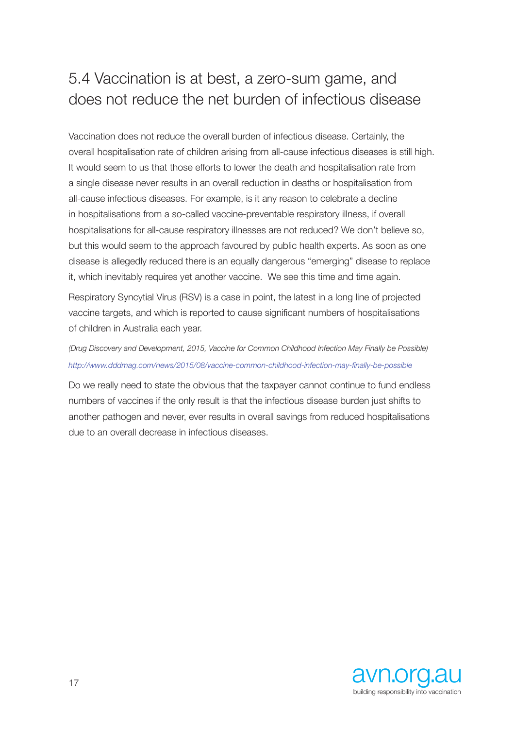## 5.4 Vaccination is at best, a zero-sum game, and does not reduce the net burden of infectious disease

Vaccination does not reduce the overall burden of infectious disease. Certainly, the overall hospitalisation rate of children arising from all-cause infectious diseases is still high. It would seem to us that those efforts to lower the death and hospitalisation rate from a single disease never results in an overall reduction in deaths or hospitalisation from all-cause infectious diseases. For example, is it any reason to celebrate a decline in hospitalisations from a so-called vaccine-preventable respiratory illness, if overall hospitalisations for all-cause respiratory illnesses are not reduced? We don't believe so, but this would seem to the approach favoured by public health experts. As soon as one disease is allegedly reduced there is an equally dangerous "emerging" disease to replace it, which inevitably requires yet another vaccine. We see this time and time again.

Respiratory Syncytial Virus (RSV) is a case in point, the latest in a long line of projected vaccine targets, and which is reported to cause significant numbers of hospitalisations of children in Australia each year.

*(Drug Discovery and Development, 2015, Vaccine for Common Childhood Infection May Finally be Possible)*

*http://www.dddmag.com/news/2015/08/vaccine-common-childhood-infection-may-finally-be-possible*

Do we really need to state the obvious that the taxpayer cannot continue to fund endless numbers of vaccines if the only result is that the infectious disease burden just shifts to another pathogen and never, ever results in overall savings from reduced hospitalisations due to an overall decrease in infectious diseases.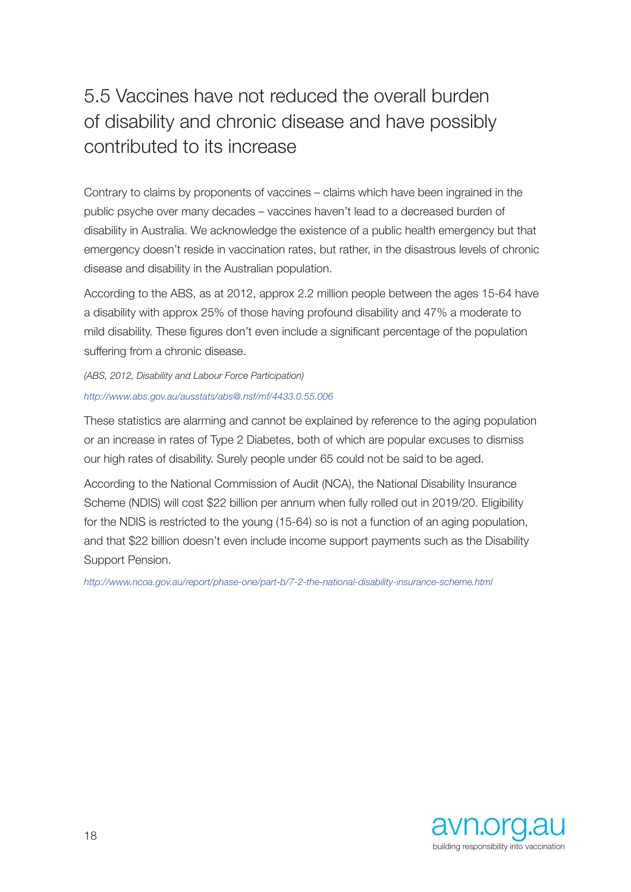## 5.5 Vaccines have not reduced the overall burden of disability and chronic disease and have possibly contributed to its increase

Contrary to claims by proponents of vaccines – claims which have been ingrained in the public psyche over many decades – vaccines haven't lead to a decreased burden of disability in Australia. We acknowledge the existence of a public health emergency but that emergency doesn't reside in vaccination rates, but rather, in the disastrous levels of chronic disease and disability in the Australian population.

According to the ABS, as at 2012, approx 2.2 million people between the ages 15-64 have a disability with approx 25% of those having profound disability and 47% a moderate to mild disability. These figures don't even include a significant percentage of the population suffering from a chronic disease.

*(ABS, 2012, Disability and Labour Force Participation)*

*http://www.abs.gov.au/ausstats/abs@.nsf/mf/4433.0.55.006*

These statistics are alarming and cannot be explained by reference to the aging population or an increase in rates of Type 2 Diabetes, both of which are popular excuses to dismiss our high rates of disability. Surely people under 65 could not be said to be aged.

According to the National Commission of Audit (NCA), the National Disability Insurance Scheme (NDIS) will cost $22 billion per annum when fully rolled out in 2019/20. Eligibility for the NDIS is restricted to the young (15-64) so is not a function of an aging population, and that $22 billion doesn't even include income support payments such as the Disability Support Pension.

*http://www.ncoa.gov.au/report/phase-one/part-b/7-2-the-national-disability-insurance-scheme.html*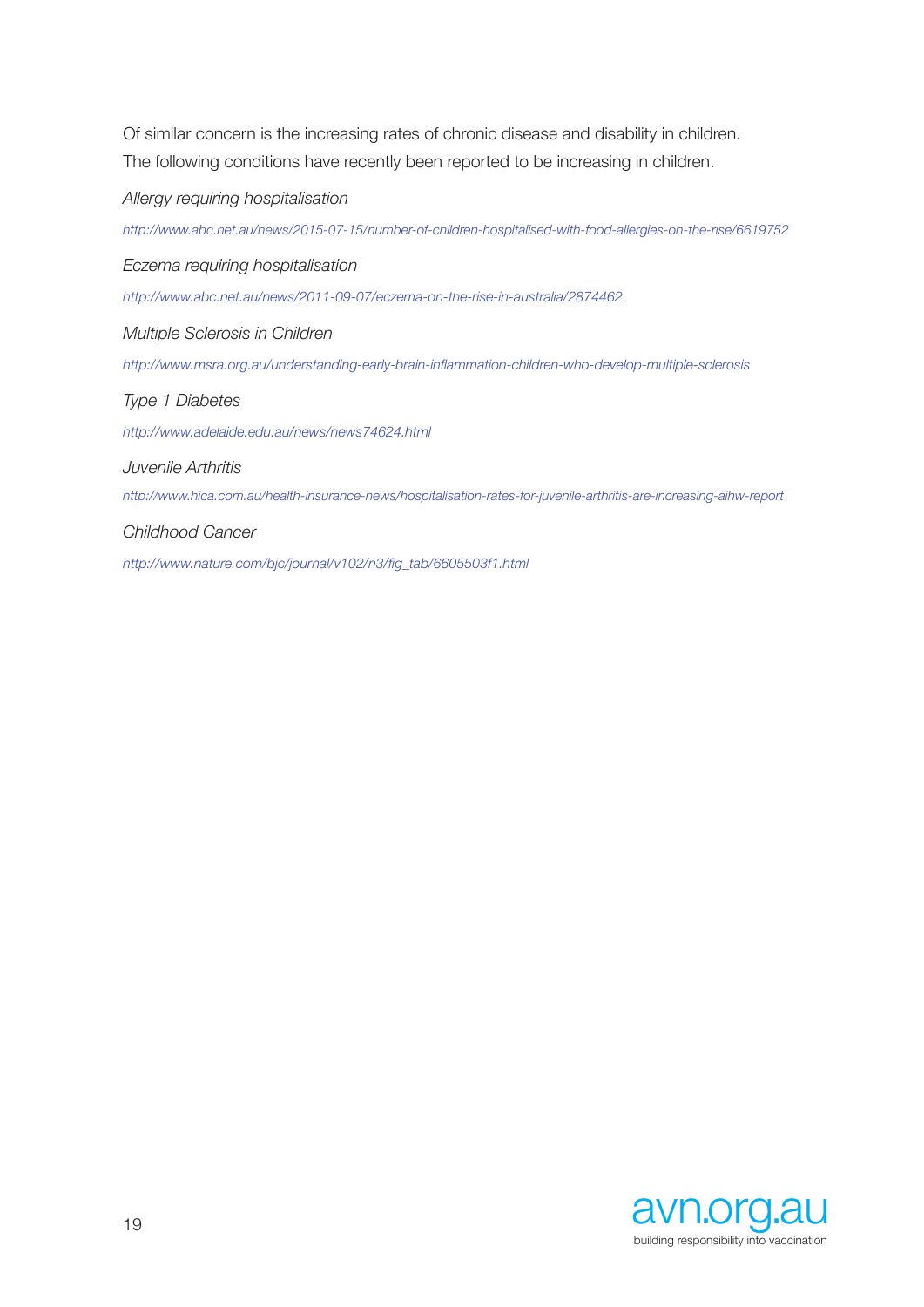Of similar concern is the increasing rates of chronic disease and disability in children. The following conditions have recently been reported to be increasing in children.

*Allergy requiring hospitalisation*

*http://www.abc.net.au/news/2015-07-15/number-of-children-hospitalised-with-food-allergies-on-the-rise/6619752*

*Eczema requiring hospitalisation*

*http://www.abc.net.au/news/2011-09-07/eczema-on-the-rise-in-australia/2874462*

*Multiple Sclerosis in Children*

*http://www.msra.org.au/understanding-early-brain-inflammation-children-who-develop-multiple-sclerosis*

*Type 1 Diabetes*

*http://www.adelaide.edu.au/news/news74624.html*

*Juvenile Arthritis*

*http://www.hica.com.au/health-insurance-news/hospitalisation-rates-for-juvenile-arthritis-are-increasing-aihw-report*

*Childhood Cancer*

*http://www.nature.com/bjc/journal/v102/n3/fig_tab/6605503f1.html*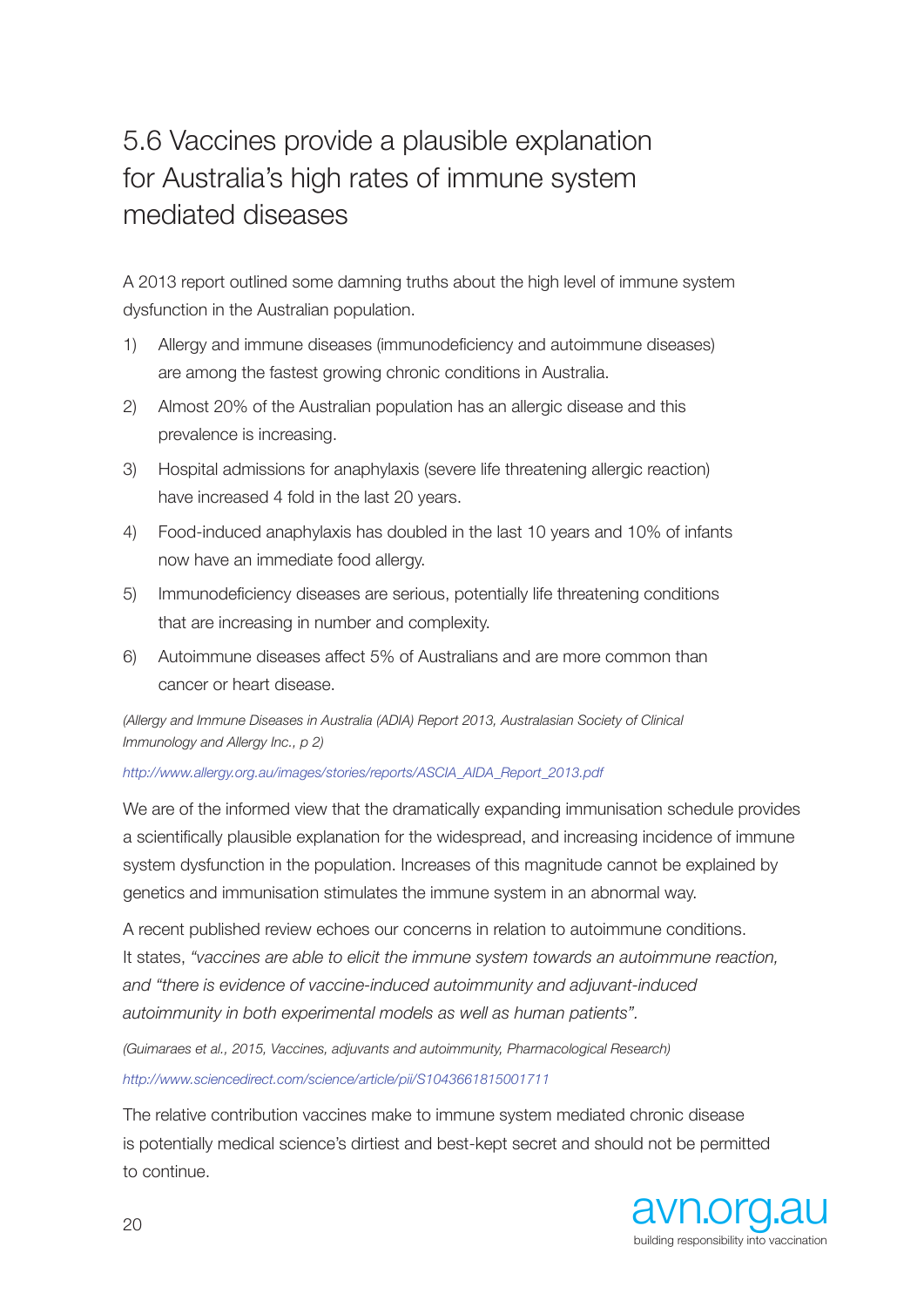## 5.6 Vaccines provide a plausible explanation for Australia's high rates of immune system mediated diseases

A 2013 report outlined some damning truths about the high level of immune system dysfunction in the Australian population.

1) Allergy and immune diseases (immunodeficiency and autoimmune diseases) are among the fastest growing chronic conditions in Australia.
2) Almost 20% of the Australian population has an allergic disease and this prevalence is increasing.
3) Hospital admissions for anaphylaxis (severe life threatening allergic reaction) have increased 4 fold in the last 20 years.
4) Food-induced anaphylaxis has doubled in the last 10 years and 10% of infants now have an immediate food allergy.
5) Immunodeficiency diseases are serious, potentially life threatening conditions that are increasing in number and complexity.
6) Autoimmune diseases affect 5% of Australians and are more common than cancer or heart disease.

*(Allergy and Immune Diseases in Australia (ADIA) Report 2013, Australasian Society of Clinical Immunology and Allergy Inc., p 2)*

*http://www.allergy.org.au/images/stories/reports/ASCIA_AIDA_Report_2013.pdf*

We are of the informed view that the dramatically expanding immunisation schedule provides a scientifically plausible explanation for the widespread, and increasing incidence of immune system dysfunction in the population. Increases of this magnitude cannot be explained by genetics and immunisation stimulates the immune system in an abnormal way.

A recent published review echoes our concerns in relation to autoimmune conditions. It states, *"vaccines are able to elicit the immune system towards an autoimmune reaction, and "there is evidence of vaccine-induced autoimmunity and adjuvant-induced autoimmunity in both experimental models as well as human patients".*

*(Guimaraes et al., 2015, Vaccines, adjuvants and autoimmunity, Pharmacological Research)*

*http://www.sciencedirect.com/science/article/pii/S1043661815001711*

The relative contribution vaccines make to immune system mediated chronic disease is potentially medical science's dirtiest and best-kept secret and should not be permitted to continue.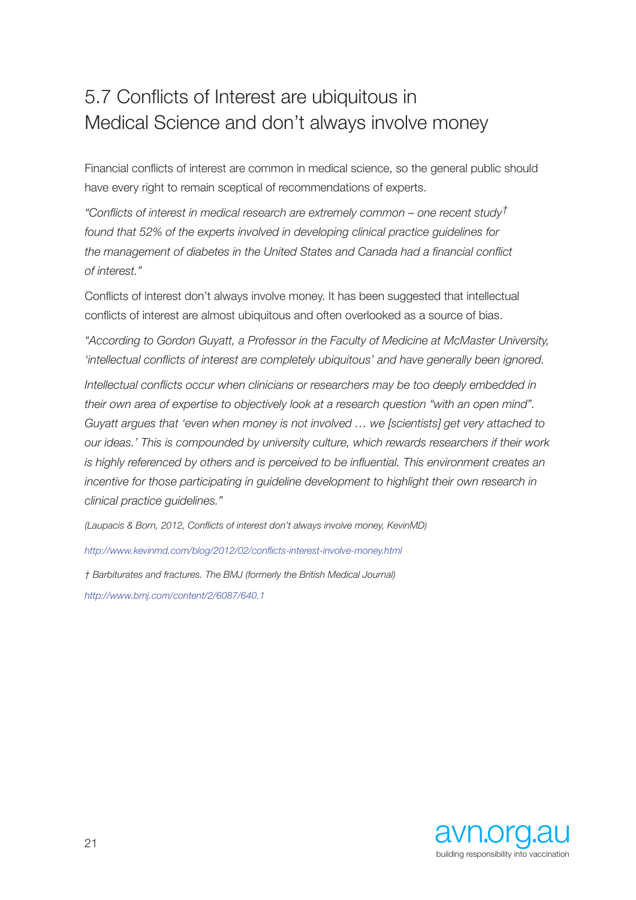## 5.7 Conflicts of Interest are ubiquitous in Medical Science and don't always involve money

Financial conflicts of interest are common in medical science, so the general public should have every right to remain sceptical of recommendations of experts.

*"Conflicts of interest in medical research are extremely common – one recent study† found that 52% of the experts involved in developing clinical practice guidelines for the management of diabetes in the United States and Canada had a financial conflict of interest."*

Conflicts of interest don't always involve money. It has been suggested that intellectual conflicts of interest are almost ubiquitous and often overlooked as a source of bias.

*"According to Gordon Guyatt, a Professor in the Faculty of Medicine at McMaster University, 'intellectual conflicts of interest are completely ubiquitous' and have generally been ignored.*

*Intellectual conflicts occur when clinicians or researchers may be too deeply embedded in their own area of expertise to objectively look at a research question "with an open mind". Guyatt argues that 'even when money is not involved … we [scientists] get very attached to our ideas.' This is compounded by university culture, which rewards researchers if their work is highly referenced by others and is perceived to be influential. This environment creates an incentive for those participating in guideline development to highlight their own research in clinical practice guidelines."*

*(Laupacis & Born, 2012, Conflicts of interest don't always involve money, KevinMD)*

*http://www.kevinmd.com/blog/2012/02/conflicts-interest-involve-money.html*

*† Barbiturates and fractures. The BMJ (formerly the British Medical Journal)*

*http://www.bmj.com/content/2/6087/640.1*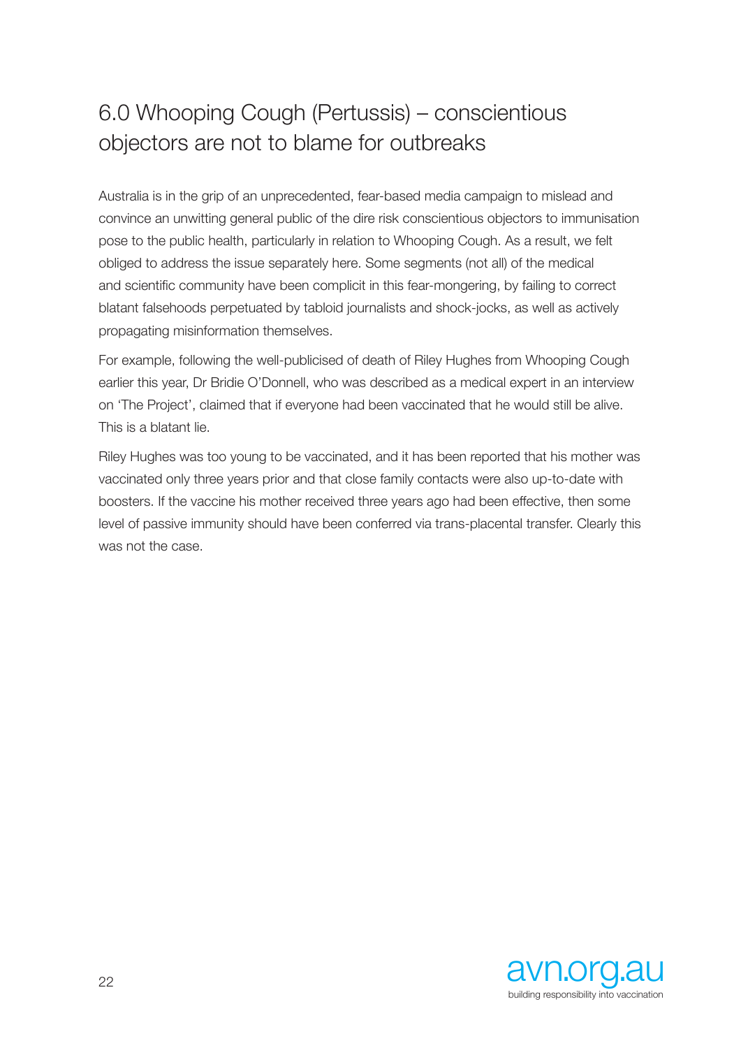# 6.0 Whooping Cough (Pertussis) – conscientious objectors are not to blame for outbreaks

Australia is in the grip of an unprecedented, fear-based media campaign to mislead and convince an unwitting general public of the dire risk conscientious objectors to immunisation pose to the public health, particularly in relation to Whooping Cough. As a result, we felt obliged to address the issue separately here. Some segments (not all) of the medical and scientific community have been complicit in this fear-mongering, by failing to correct blatant falsehoods perpetuated by tabloid journalists and shock-jocks, as well as actively propagating misinformation themselves.

For example, following the well-publicised of death of Riley Hughes from Whooping Cough earlier this year, Dr Bridie O'Donnell, who was described as a medical expert in an interview on 'The Project', claimed that if everyone had been vaccinated that he would still be alive. This is a blatant lie.

Riley Hughes was too young to be vaccinated, and it has been reported that his mother was vaccinated only three years prior and that close family contacts were also up-to-date with boosters. If the vaccine his mother received three years ago had been effective, then some level of passive immunity should have been conferred via trans-placental transfer. Clearly this was not the case.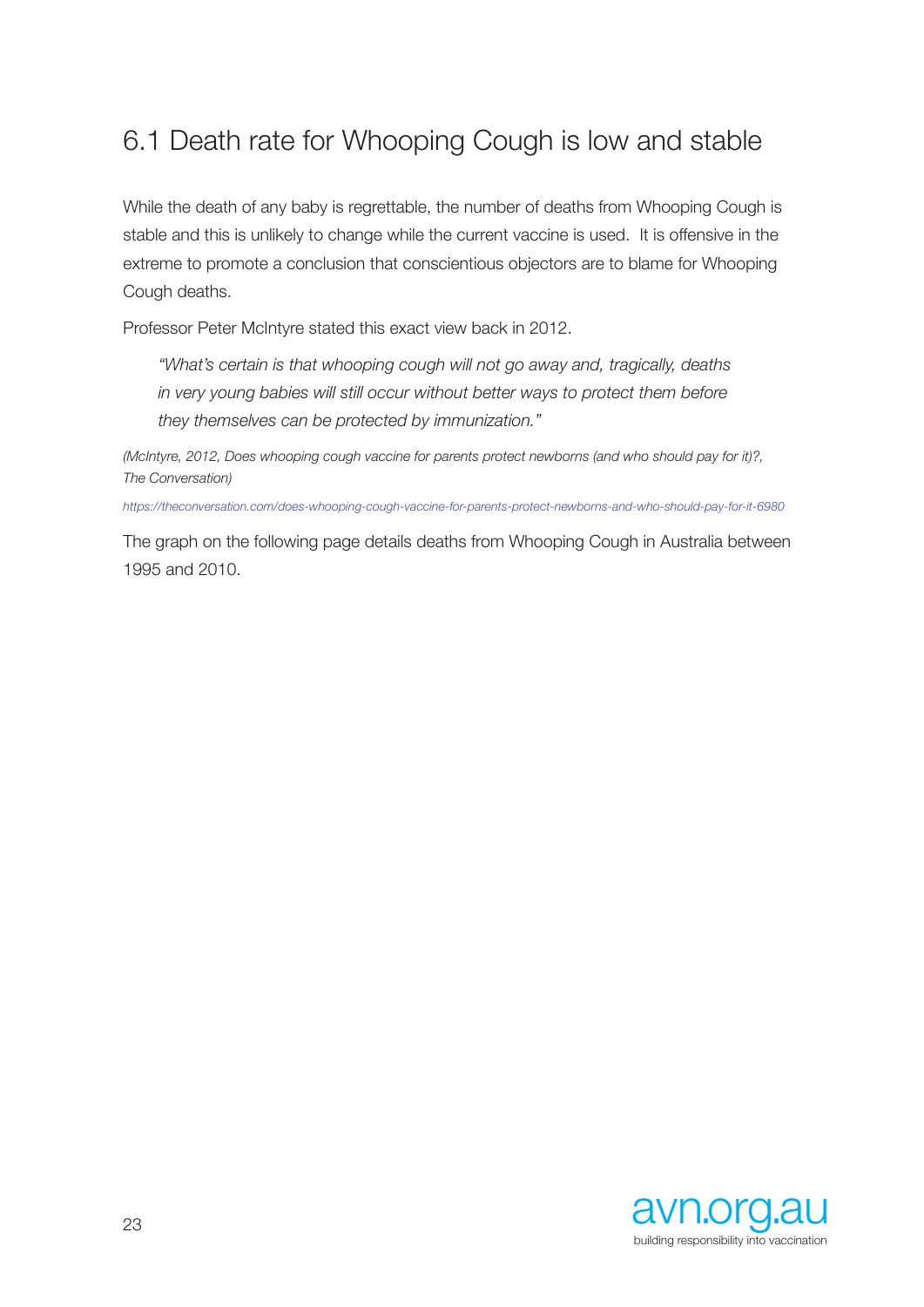## 6.1 Death rate for Whooping Cough is low and stable

While the death of any baby is regrettable, the number of deaths from Whooping Cough is stable and this is unlikely to change while the current vaccine is used. It is offensive in the extreme to promote a conclusion that conscientious objectors are to blame for Whooping Cough deaths.

Professor Peter McIntyre stated this exact view back in 2012.

> *"What's certain is that whooping cough will not go away and, tragically, deaths in very young babies will still occur without better ways to protect them before they themselves can be protected by immunization."*

*(McIntyre, 2012, Does whooping cough vaccine for parents protect newborns (and who should pay for it)?, The Conversation)*

*https://theconversation.com/does-whooping-cough-vaccine-for-parents-protect-newborns-and-who-should-pay-for-it-6980*

The graph on the following page details deaths from Whooping Cough in Australia between 1995 and 2010.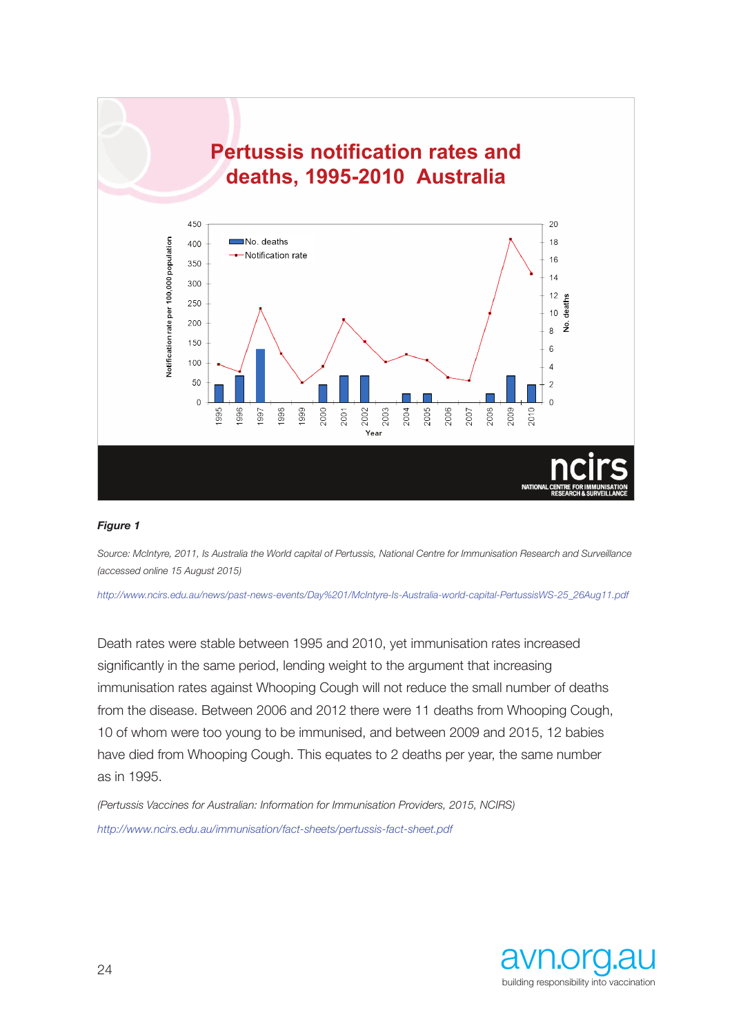**Pertussis notification rates and deaths, 1995-2010 Australia**

***Figure 1***

*Source: McIntyre, 2011, Is Australia the World capital of Pertussis, National Centre for Immunisation Research and Surveillance (accessed online 15 August 2015)*

*http://www.ncirs.edu.au/news/past-news-events/Day%201/McIntyre-Is-Australia-world-capital-PertussisWS-25_26Aug11.pdf*

Death rates were stable between 1995 and 2010, yet immunisation rates increased significantly in the same period, lending weight to the argument that increasing immunisation rates against Whooping Cough will not reduce the small number of deaths from the disease. Between 2006 and 2012 there were 11 deaths from Whooping Cough, 10 of whom were too young to be immunised, and between 2009 and 2015, 12 babies have died from Whooping Cough. This equates to 2 deaths per year, the same number as in 1995.

*(Pertussis Vaccines for Australian: Information for Immunisation Providers, 2015, NCIRS)*

*http://www.ncirs.edu.au/immunisation/fact-sheets/pertussis-fact-sheet.pdf*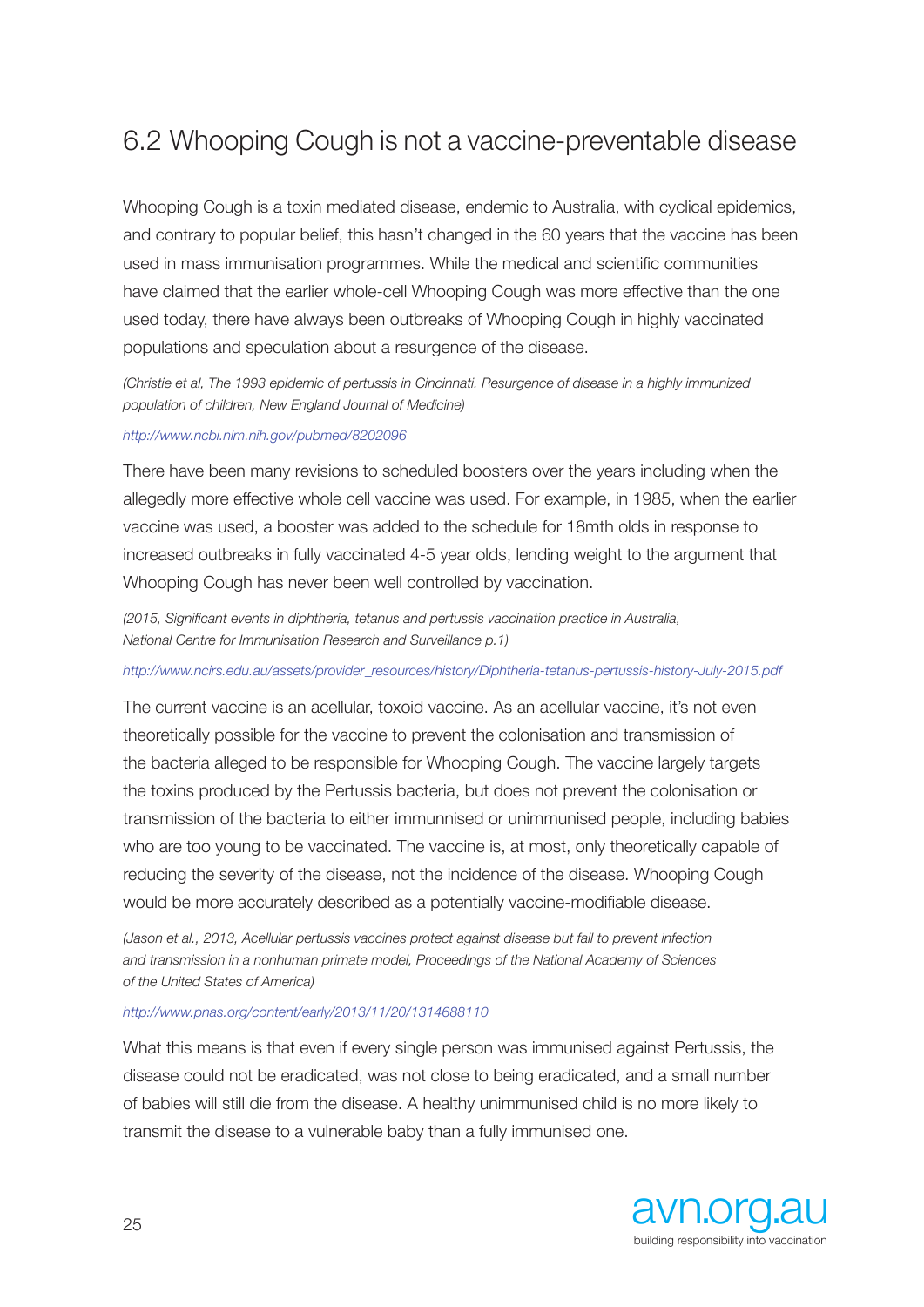## 6.2 Whooping Cough is not a vaccine-preventable disease

Whooping Cough is a toxin mediated disease, endemic to Australia, with cyclical epidemics, and contrary to popular belief, this hasn't changed in the 60 years that the vaccine has been used in mass immunisation programmes. While the medical and scientific communities have claimed that the earlier whole-cell Whooping Cough was more effective than the one used today, there have always been outbreaks of Whooping Cough in highly vaccinated populations and speculation about a resurgence of the disease.

*(Christie et al, The 1993 epidemic of pertussis in Cincinnati. Resurgence of disease in a highly immunized population of children, New England Journal of Medicine)*

*http://www.ncbi.nlm.nih.gov/pubmed/8202096*

There have been many revisions to scheduled boosters over the years including when the allegedly more effective whole cell vaccine was used. For example, in 1985, when the earlier vaccine was used, a booster was added to the schedule for 18mth olds in response to increased outbreaks in fully vaccinated 4-5 year olds, lending weight to the argument that Whooping Cough has never been well controlled by vaccination.

*(2015, Significant events in diphtheria, tetanus and pertussis vaccination practice in Australia, National Centre for Immunisation Research and Surveillance p.1)*

*http://www.ncirs.edu.au/assets/provider_resources/history/Diphtheria-tetanus-pertussis-history-July-2015.pdf*

The current vaccine is an acellular, toxoid vaccine. As an acellular vaccine, it's not even theoretically possible for the vaccine to prevent the colonisation and transmission of the bacteria alleged to be responsible for Whooping Cough. The vaccine largely targets the toxins produced by the Pertussis bacteria, but does not prevent the colonisation or transmission of the bacteria to either immunnised or unimmunised people, including babies who are too young to be vaccinated. The vaccine is, at most, only theoretically capable of reducing the severity of the disease, not the incidence of the disease. Whooping Cough would be more accurately described as a potentially vaccine-modifiable disease.

*(Jason et al., 2013, Acellular pertussis vaccines protect against disease but fail to prevent infection and transmission in a nonhuman primate model, Proceedings of the National Academy of Sciences of the United States of America)*

*http://www.pnas.org/content/early/2013/11/20/1314688110*

What this means is that even if every single person was immunised against Pertussis, the disease could not be eradicated, was not close to being eradicated, and a small number of babies will still die from the disease. A healthy unimmunised child is no more likely to transmit the disease to a vulnerable baby than a fully immunised one.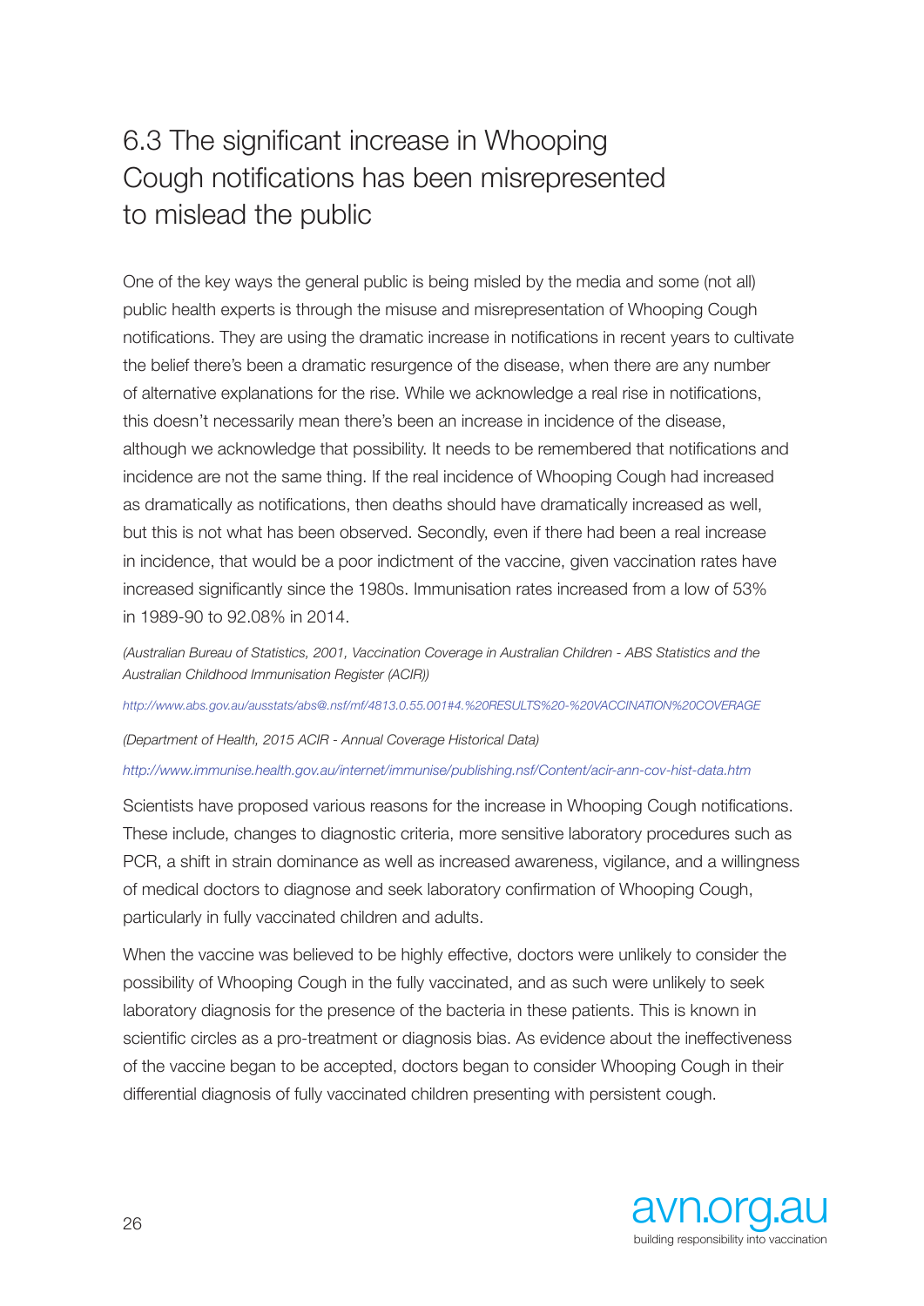## 6.3 The significant increase in Whooping Cough notifications has been misrepresented to mislead the public

One of the key ways the general public is being misled by the media and some (not all) public health experts is through the misuse and misrepresentation of Whooping Cough notifications. They are using the dramatic increase in notifications in recent years to cultivate the belief there's been a dramatic resurgence of the disease, when there are any number of alternative explanations for the rise. While we acknowledge a real rise in notifications, this doesn't necessarily mean there's been an increase in incidence of the disease, although we acknowledge that possibility. It needs to be remembered that notifications and incidence are not the same thing. If the real incidence of Whooping Cough had increased as dramatically as notifications, then deaths should have dramatically increased as well, but this is not what has been observed. Secondly, even if there had been a real increase in incidence, that would be a poor indictment of the vaccine, given vaccination rates have increased significantly since the 1980s. Immunisation rates increased from a low of 53% in 1989-90 to 92.08% in 2014.

*(Australian Bureau of Statistics, 2001, Vaccination Coverage in Australian Children - ABS Statistics and the Australian Childhood Immunisation Register (ACIR))*

*http://www.abs.gov.au/ausstats/abs@.nsf/mf/4813.0.55.001#4.%20RESULTS%20-%20VACCINATION%20COVERAGE*

*(Department of Health, 2015 ACIR - Annual Coverage Historical Data)*

*http://www.immunise.health.gov.au/internet/immunise/publishing.nsf/Content/acir-ann-cov-hist-data.htm*

Scientists have proposed various reasons for the increase in Whooping Cough notifications. These include, changes to diagnostic criteria, more sensitive laboratory procedures such as PCR, a shift in strain dominance as well as increased awareness, vigilance, and a willingness of medical doctors to diagnose and seek laboratory confirmation of Whooping Cough, particularly in fully vaccinated children and adults.

When the vaccine was believed to be highly effective, doctors were unlikely to consider the possibility of Whooping Cough in the fully vaccinated, and as such were unlikely to seek laboratory diagnosis for the presence of the bacteria in these patients. This is known in scientific circles as a pro-treatment or diagnosis bias. As evidence about the ineffectiveness of the vaccine began to be accepted, doctors began to consider Whooping Cough in their differential diagnosis of fully vaccinated children presenting with persistent cough.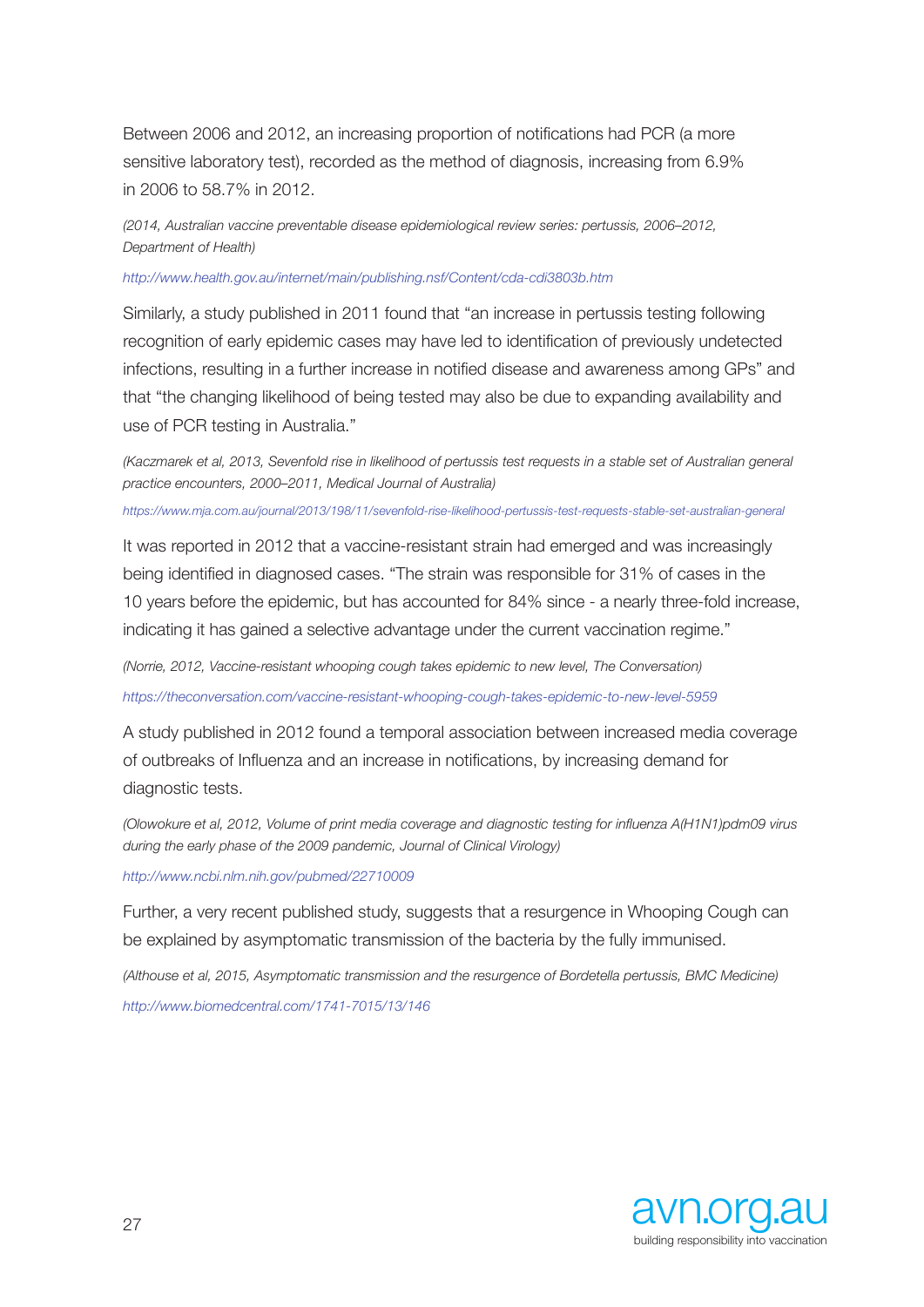Between 2006 and 2012, an increasing proportion of notifications had PCR (a more sensitive laboratory test), recorded as the method of diagnosis, increasing from 6.9% in 2006 to 58.7% in 2012.

*(2014, Australian vaccine preventable disease epidemiological review series: pertussis, 2006–2012, Department of Health)*

*http://www.health.gov.au/internet/main/publishing.nsf/Content/cda-cdi3803b.htm*

Similarly, a study published in 2011 found that "an increase in pertussis testing following recognition of early epidemic cases may have led to identification of previously undetected infections, resulting in a further increase in notified disease and awareness among GPs" and that "the changing likelihood of being tested may also be due to expanding availability and use of PCR testing in Australia."

*(Kaczmarek et al, 2013, Sevenfold rise in likelihood of pertussis test requests in a stable set of Australian general practice encounters, 2000–2011, Medical Journal of Australia)*

*https://www.mja.com.au/journal/2013/198/11/sevenfold-rise-likelihood-pertussis-test-requests-stable-set-australian-general*

It was reported in 2012 that a vaccine-resistant strain had emerged and was increasingly being identified in diagnosed cases. "The strain was responsible for 31% of cases in the 10 years before the epidemic, but has accounted for 84% since - a nearly three-fold increase, indicating it has gained a selective advantage under the current vaccination regime."

*(Norrie, 2012, Vaccine-resistant whooping cough takes epidemic to new level, The Conversation)*

*https://theconversation.com/vaccine-resistant-whooping-cough-takes-epidemic-to-new-level-5959*

A study published in 2012 found a temporal association between increased media coverage of outbreaks of Influenza and an increase in notifications, by increasing demand for diagnostic tests.

*(Olowokure et al, 2012, Volume of print media coverage and diagnostic testing for influenza A(H1N1)pdm09 virus during the early phase of the 2009 pandemic, Journal of Clinical Virology)*

*http://www.ncbi.nlm.nih.gov/pubmed/22710009*

Further, a very recent published study, suggests that a resurgence in Whooping Cough can be explained by asymptomatic transmission of the bacteria by the fully immunised.

*(Althouse et al, 2015, Asymptomatic transmission and the resurgence of Bordetella pertussis, BMC Medicine)*

*http://www.biomedcentral.com/1741-7015/13/146*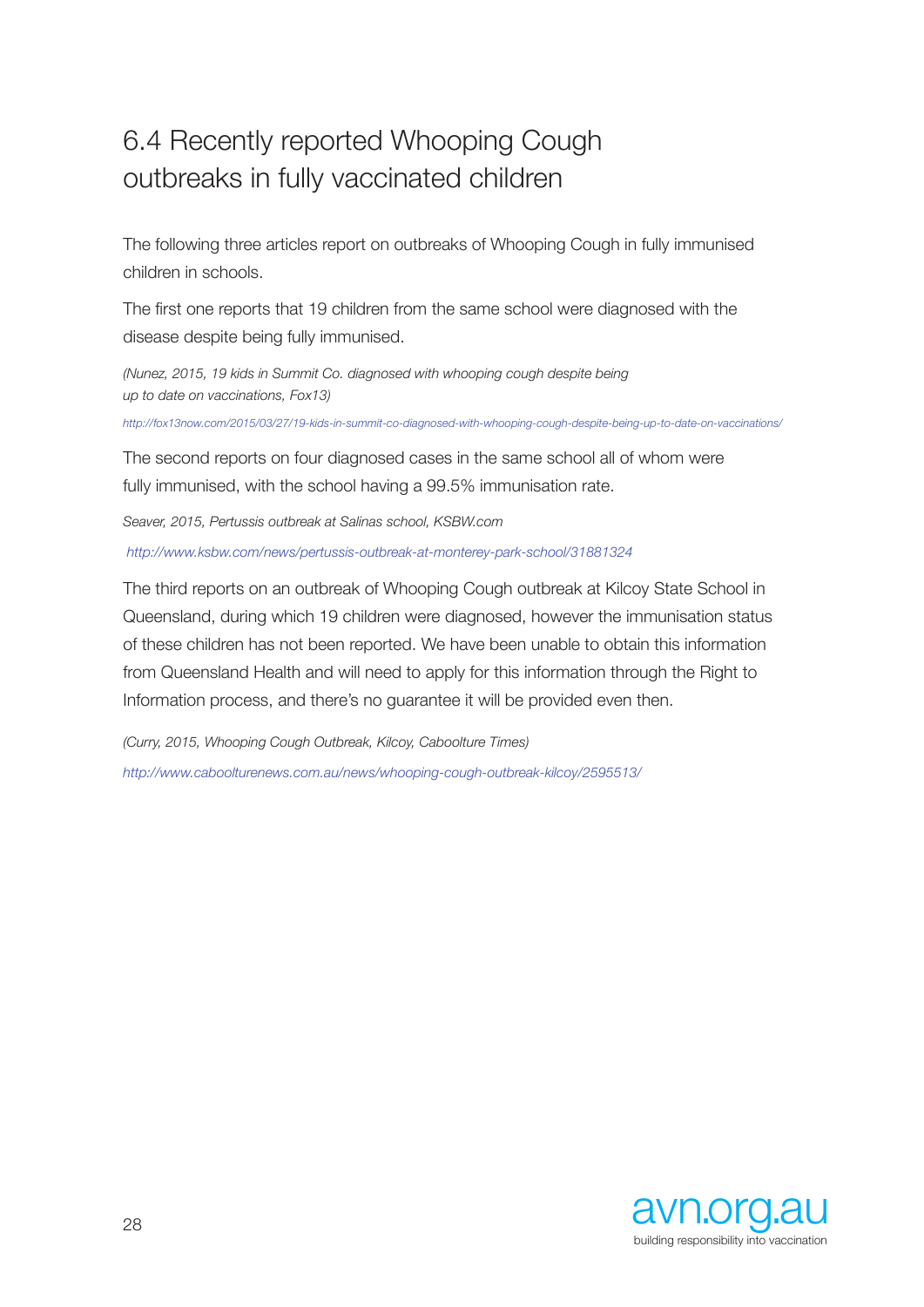## 6.4 Recently reported Whooping Cough outbreaks in fully vaccinated children

The following three articles report on outbreaks of Whooping Cough in fully immunised children in schools.

The first one reports that 19 children from the same school were diagnosed with the disease despite being fully immunised.

*(Nunez, 2015, 19 kids in Summit Co. diagnosed with whooping cough despite being up to date on vaccinations, Fox13)*

*http://fox13now.com/2015/03/27/19-kids-in-summit-co-diagnosed-with-whooping-cough-despite-being-up-to-date-on-vaccinations/*

The second reports on four diagnosed cases in the same school all of whom were fully immunised, with the school having a 99.5% immunisation rate.

*Seaver, 2015, Pertussis outbreak at Salinas school, KSBW.com*

*http://www.ksbw.com/news/pertussis-outbreak-at-monterey-park-school/31881324*

The third reports on an outbreak of Whooping Cough outbreak at Kilcoy State School in Queensland, during which 19 children were diagnosed, however the immunisation status of these children has not been reported. We have been unable to obtain this information from Queensland Health and will need to apply for this information through the Right to Information process, and there's no guarantee it will be provided even then.

*(Curry, 2015, Whooping Cough Outbreak, Kilcoy, Caboolture Times)*

*http://www.caboolturenews.com.au/news/whooping-cough-outbreak-kilcoy/2595513/*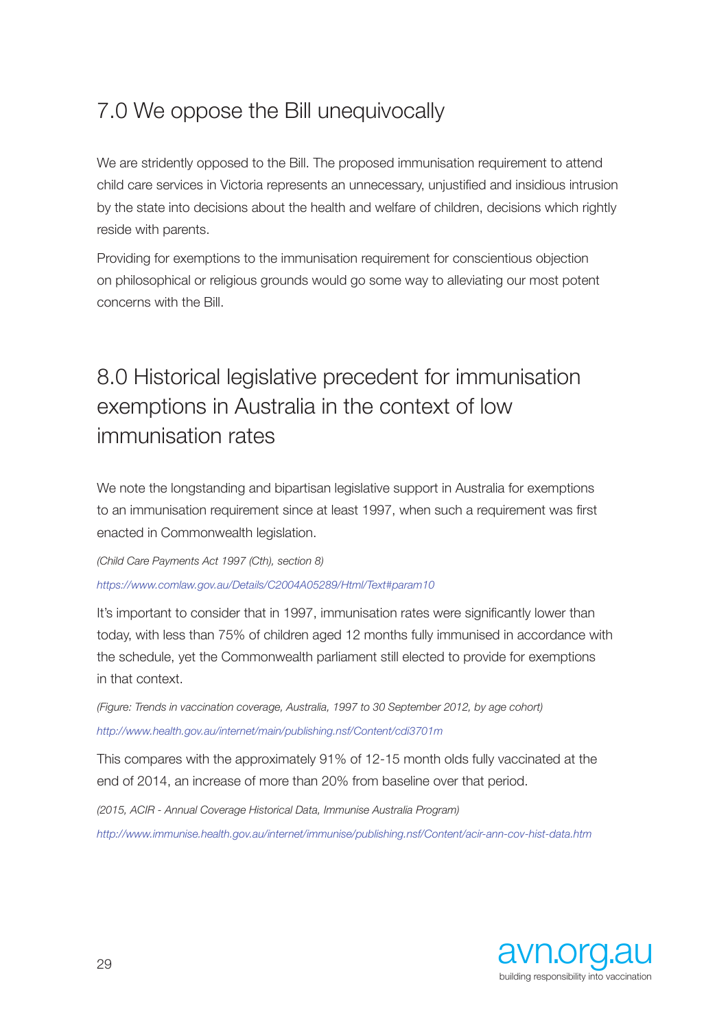## 7.0 We oppose the Bill unequivocally

We are stridently opposed to the Bill. The proposed immunisation requirement to attend child care services in Victoria represents an unnecessary, unjustified and insidious intrusion by the state into decisions about the health and welfare of children, decisions which rightly reside with parents.

Providing for exemptions to the immunisation requirement for conscientious objection on philosophical or religious grounds would go some way to alleviating our most potent concerns with the Bill.

## 8.0 Historical legislative precedent for immunisation exemptions in Australia in the context of low immunisation rates

We note the longstanding and bipartisan legislative support in Australia for exemptions to an immunisation requirement since at least 1997, when such a requirement was first enacted in Commonwealth legislation.

*(Child Care Payments Act 1997 (Cth), section 8)*

*https://www.comlaw.gov.au/Details/C2004A05289/Html/Text#param10*

It's important to consider that in 1997, immunisation rates were significantly lower than today, with less than 75% of children aged 12 months fully immunised in accordance with the schedule, yet the Commonwealth parliament still elected to provide for exemptions in that context.

*(Figure: Trends in vaccination coverage, Australia, 1997 to 30 September 2012, by age cohort)*

*http://www.health.gov.au/internet/main/publishing.nsf/Content/cdi3701m*

This compares with the approximately 91% of 12-15 month olds fully vaccinated at the end of 2014, an increase of more than 20% from baseline over that period.

*(2015, ACIR - Annual Coverage Historical Data, Immunise Australia Program)*

*http://www.immunise.health.gov.au/internet/immunise/publishing.nsf/Content/acir-ann-cov-hist-data.htm*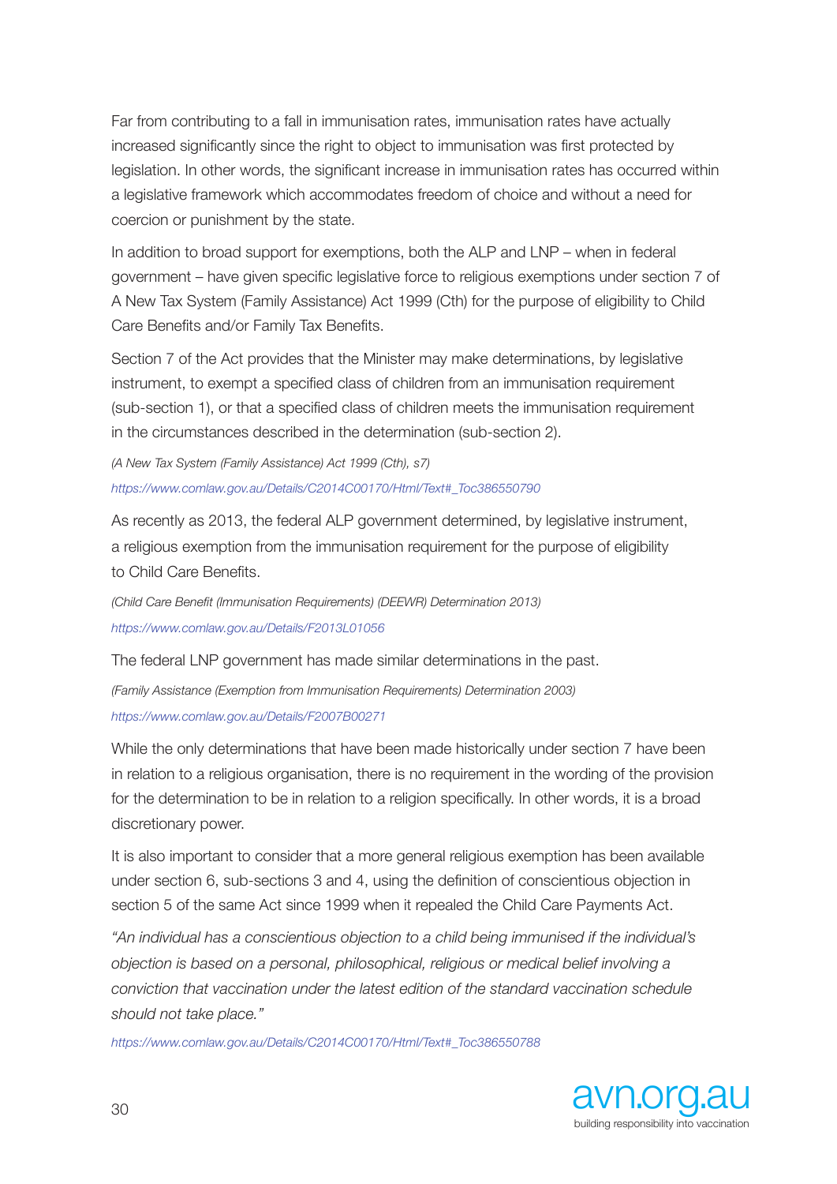Far from contributing to a fall in immunisation rates, immunisation rates have actually increased significantly since the right to object to immunisation was first protected by legislation. In other words, the significant increase in immunisation rates has occurred within a legislative framework which accommodates freedom of choice and without a need for coercion or punishment by the state.

In addition to broad support for exemptions, both the ALP and LNP – when in federal government – have given specific legislative force to religious exemptions under section 7 of A New Tax System (Family Assistance) Act 1999 (Cth) for the purpose of eligibility to Child Care Benefits and/or Family Tax Benefits.

Section 7 of the Act provides that the Minister may make determinations, by legislative instrument, to exempt a specified class of children from an immunisation requirement (sub-section 1), or that a specified class of children meets the immunisation requirement in the circumstances described in the determination (sub-section 2).

*(A New Tax System (Family Assistance) Act 1999 (Cth), s7)*

*https://www.comlaw.gov.au/Details/C2014C00170/Html/Text#_Toc386550790*

As recently as 2013, the federal ALP government determined, by legislative instrument, a religious exemption from the immunisation requirement for the purpose of eligibility to Child Care Benefits.

*(Child Care Benefit (Immunisation Requirements) (DEEWR) Determination 2013)*

*https://www.comlaw.gov.au/Details/F2013L01056*

The federal LNP government has made similar determinations in the past.

*(Family Assistance (Exemption from Immunisation Requirements) Determination 2003)*

*https://www.comlaw.gov.au/Details/F2007B00271*

While the only determinations that have been made historically under section 7 have been in relation to a religious organisation, there is no requirement in the wording of the provision for the determination to be in relation to a religion specifically. In other words, it is a broad discretionary power.

It is also important to consider that a more general religious exemption has been available under section 6, sub-sections 3 and 4, using the definition of conscientious objection in section 5 of the same Act since 1999 when it repealed the Child Care Payments Act.

*"An individual has a conscientious objection to a child being immunised if the individual's objection is based on a personal, philosophical, religious or medical belief involving a conviction that vaccination under the latest edition of the standard vaccination schedule should not take place."*

*https://www.comlaw.gov.au/Details/C2014C00170/Html/Text#_Toc386550788*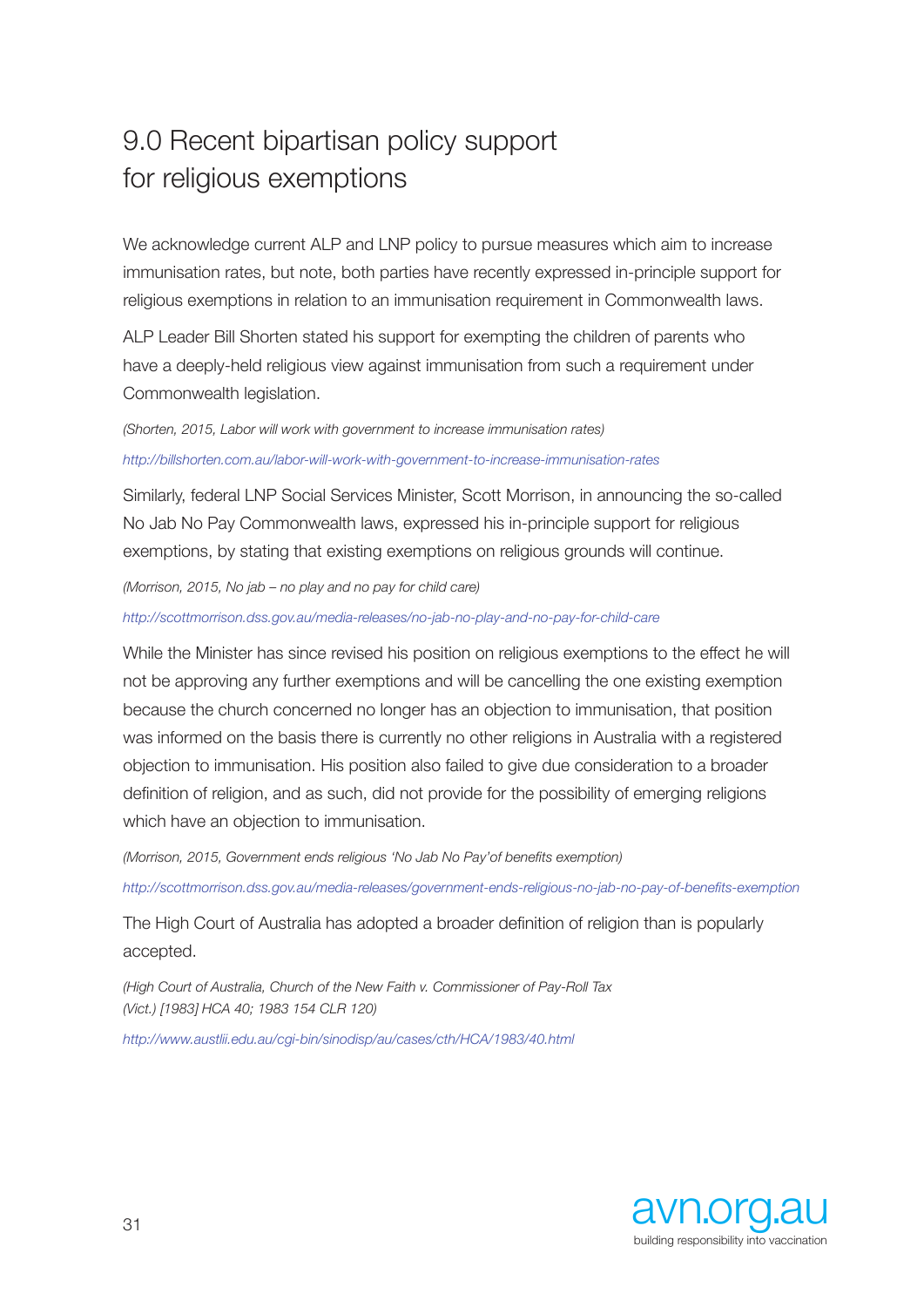# 9.0 Recent bipartisan policy support for religious exemptions

We acknowledge current ALP and LNP policy to pursue measures which aim to increase immunisation rates, but note, both parties have recently expressed in-principle support for religious exemptions in relation to an immunisation requirement in Commonwealth laws.

ALP Leader Bill Shorten stated his support for exempting the children of parents who have a deeply-held religious view against immunisation from such a requirement under Commonwealth legislation.

*(Shorten, 2015, Labor will work with government to increase immunisation rates)*

*http://billshorten.com.au/labor-will-work-with-government-to-increase-immunisation-rates*

Similarly, federal LNP Social Services Minister, Scott Morrison, in announcing the so-called No Jab No Pay Commonwealth laws, expressed his in-principle support for religious exemptions, by stating that existing exemptions on religious grounds will continue.

*(Morrison, 2015, No jab – no play and no pay for child care)*

*http://scottmorrison.dss.gov.au/media-releases/no-jab-no-play-and-no-pay-for-child-care*

While the Minister has since revised his position on religious exemptions to the effect he will not be approving any further exemptions and will be cancelling the one existing exemption because the church concerned no longer has an objection to immunisation, that position was informed on the basis there is currently no other religions in Australia with a registered objection to immunisation. His position also failed to give due consideration to a broader definition of religion, and as such, did not provide for the possibility of emerging religions which have an objection to immunisation.

*(Morrison, 2015, Government ends religious 'No Jab No Pay' of benefits exemption)*

*http://scottmorrison.dss.gov.au/media-releases/government-ends-religious-no-jab-no-pay-of-benefits-exemption*

The High Court of Australia has adopted a broader definition of religion than is popularly accepted.

*(High Court of Australia, Church of the New Faith v. Commissioner of Pay-Roll Tax (Vict.) [1983] HCA 40; 1983 154 CLR 120)*

*http://www.austlii.edu.au/cgi-bin/sinodisp/au/cases/cth/HCA/1983/40.html*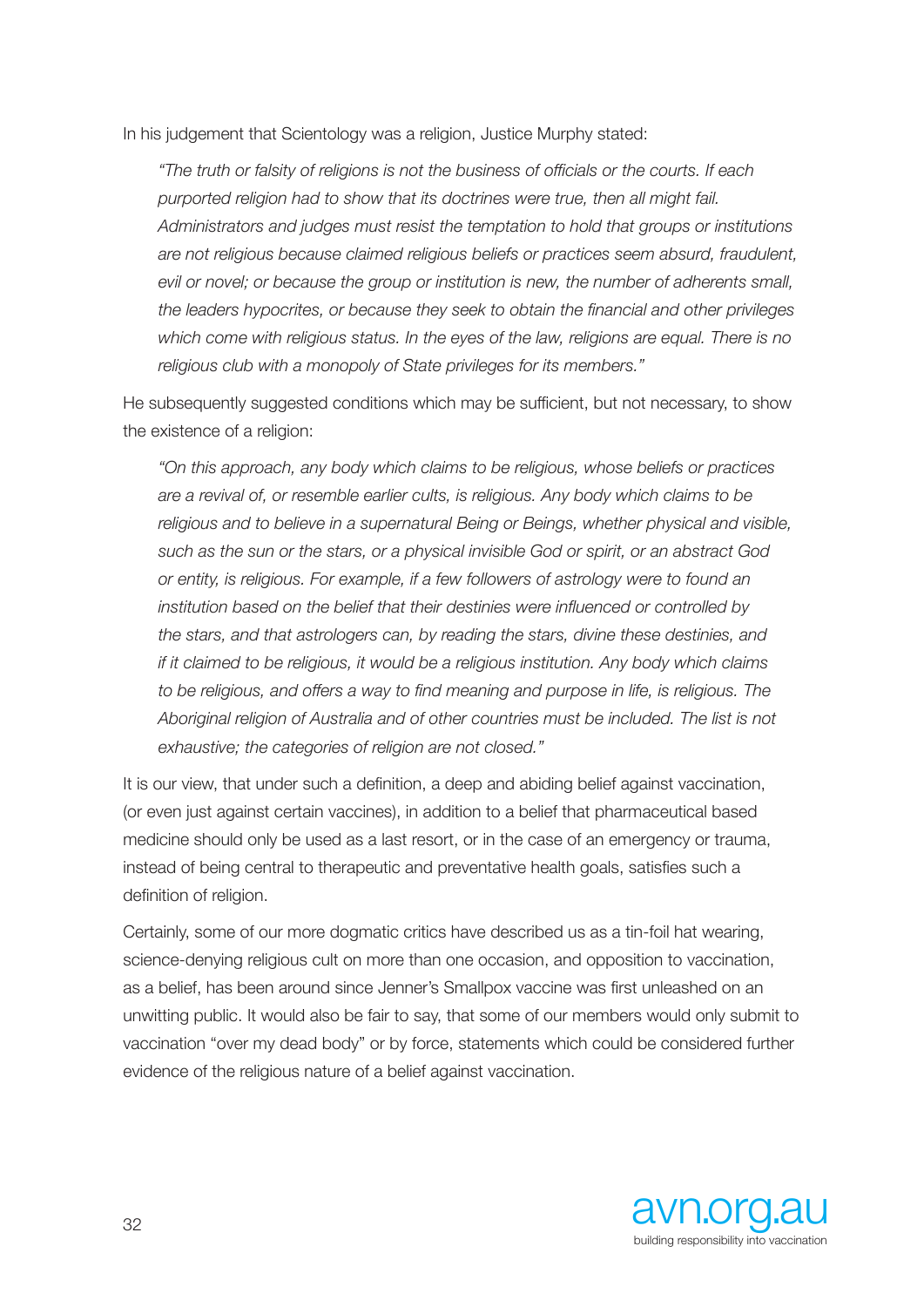In his judgement that Scientology was a religion, Justice Murphy stated:

> *"The truth or falsity of religions is not the business of officials or the courts. If each purported religion had to show that its doctrines were true, then all might fail. Administrators and judges must resist the temptation to hold that groups or institutions are not religious because claimed religious beliefs or practices seem absurd, fraudulent, evil or novel; or because the group or institution is new, the number of adherents small, the leaders hypocrites, or because they seek to obtain the financial and other privileges which come with religious status. In the eyes of the law, religions are equal. There is no religious club with a monopoly of State privileges for its members."*

He subsequently suggested conditions which may be sufficient, but not necessary, to show the existence of a religion:

> *"On this approach, any body which claims to be religious, whose beliefs or practices are a revival of, or resemble earlier cults, is religious. Any body which claims to be religious and to believe in a supernatural Being or Beings, whether physical and visible, such as the sun or the stars, or a physical invisible God or spirit, or an abstract God or entity, is religious. For example, if a few followers of astrology were to found an institution based on the belief that their destinies were influenced or controlled by the stars, and that astrologers can, by reading the stars, divine these destinies, and if it claimed to be religious, it would be a religious institution. Any body which claims to be religious, and offers a way to find meaning and purpose in life, is religious. The Aboriginal religion of Australia and of other countries must be included. The list is not exhaustive; the categories of religion are not closed."*

It is our view, that under such a definition, a deep and abiding belief against vaccination, (or even just against certain vaccines), in addition to a belief that pharmaceutical based medicine should only be used as a last resort, or in the case of an emergency or trauma, instead of being central to therapeutic and preventative health goals, satisfies such a definition of religion.

Certainly, some of our more dogmatic critics have described us as a tin-foil hat wearing, science-denying religious cult on more than one occasion, and opposition to vaccination, as a belief, has been around since Jenner's Smallpox vaccine was first unleashed on an unwitting public. It would also be fair to say, that some of our members would only submit to vaccination "over my dead body" or by force, statements which could be considered further evidence of the religious nature of a belief against vaccination.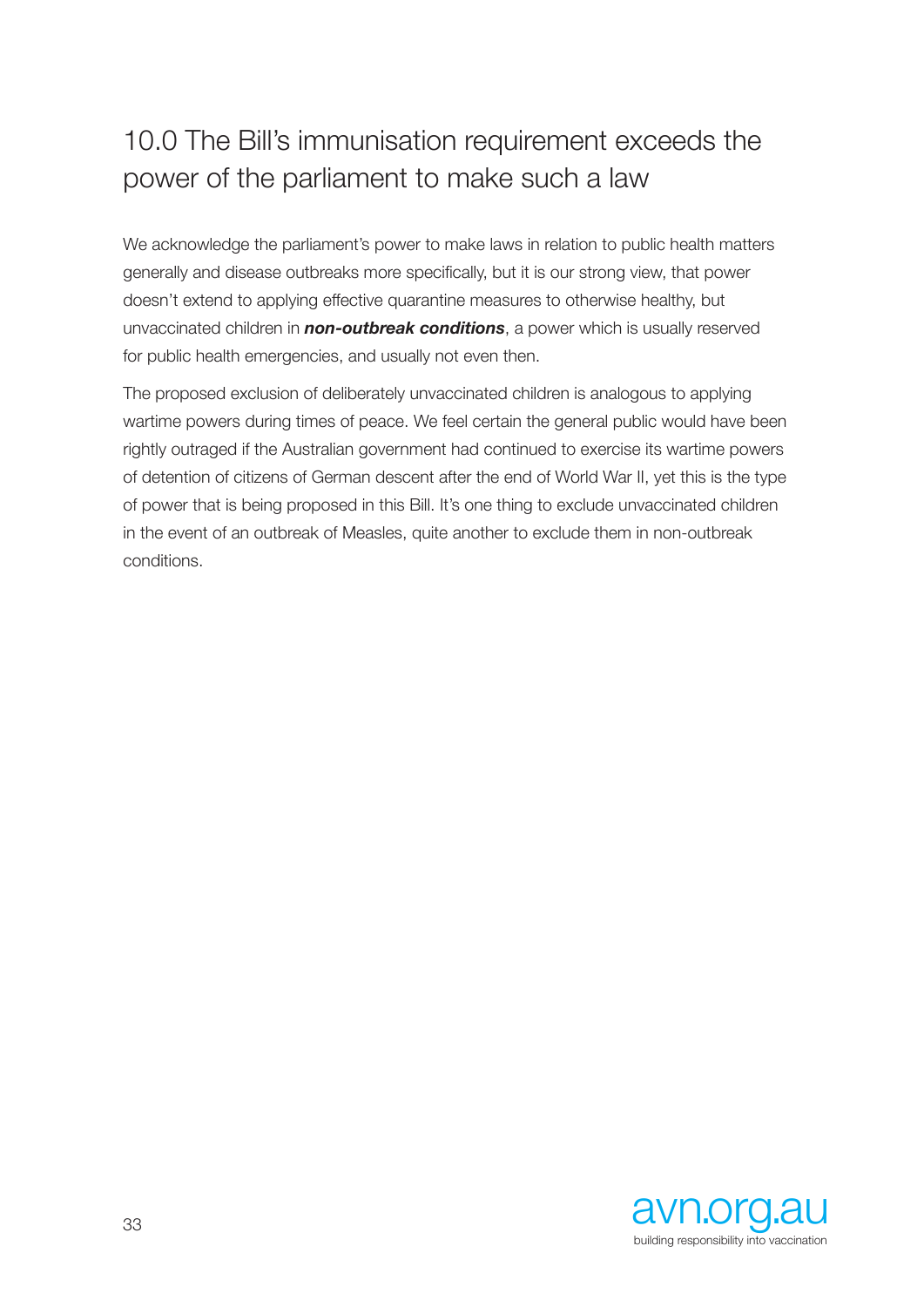## 10.0 The Bill's immunisation requirement exceeds the power of the parliament to make such a law

We acknowledge the parliament's power to make laws in relation to public health matters generally and disease outbreaks more specifically, but it is our strong view, that power doesn't extend to applying effective quarantine measures to otherwise healthy, but unvaccinated children in ***non-outbreak conditions***, a power which is usually reserved for public health emergencies, and usually not even then.

The proposed exclusion of deliberately unvaccinated children is analogous to applying wartime powers during times of peace. We feel certain the general public would have been rightly outraged if the Australian government had continued to exercise its wartime powers of detention of citizens of German descent after the end of World War II, yet this is the type of power that is being proposed in this Bill. It's one thing to exclude unvaccinated children in the event of an outbreak of Measles, quite another to exclude them in non-outbreak conditions.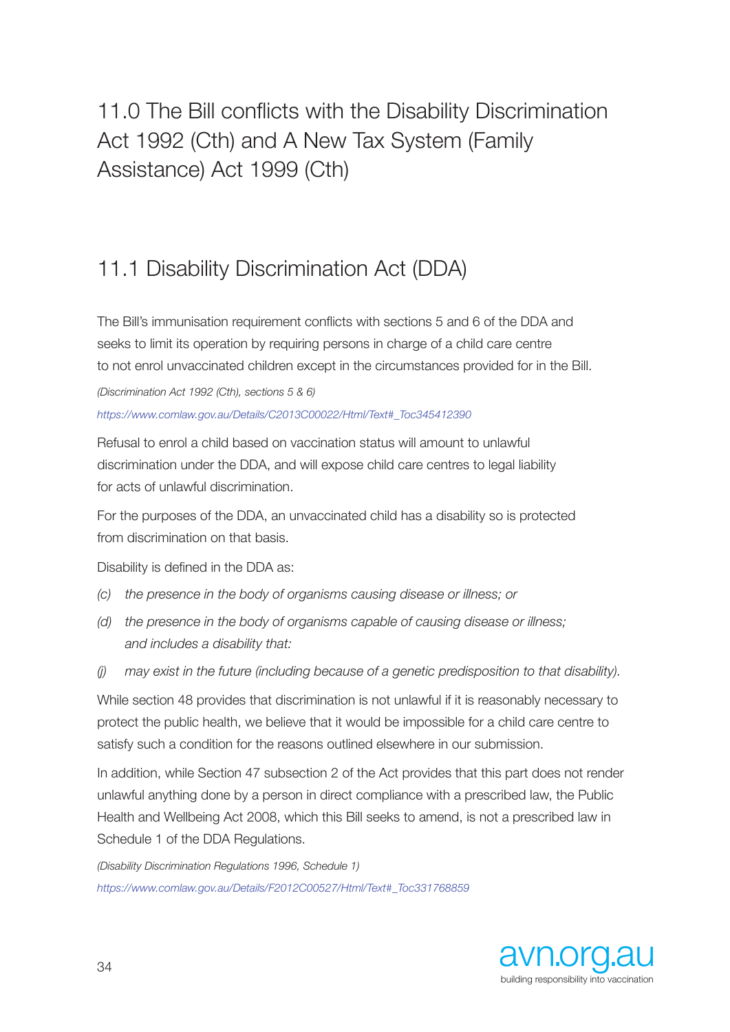# 11.0 The Bill conflicts with the Disability Discrimination Act 1992 (Cth) and A New Tax System (Family Assistance) Act 1999 (Cth)

## 11.1 Disability Discrimination Act (DDA)

The Bill's immunisation requirement conflicts with sections 5 and 6 of the DDA and seeks to limit its operation by requiring persons in charge of a child care centre to not enrol unvaccinated children except in the circumstances provided for in the Bill.

*(Discrimination Act 1992 (Cth), sections 5 & 6)*

*https://www.comlaw.gov.au/Details/C2013C00022/Html/Text#_Toc345412390*

Refusal to enrol a child based on vaccination status will amount to unlawful discrimination under the DDA, and will expose child care centres to legal liability for acts of unlawful discrimination.

For the purposes of the DDA, an unvaccinated child has a disability so is protected from discrimination on that basis.

Disability is defined in the DDA as:

(c) *the presence in the body of organisms causing disease or illness; or*

(d) *the presence in the body of organisms capable of causing disease or illness; and includes a disability that:*

(j) *may exist in the future (including because of a genetic predisposition to that disability).*

While section 48 provides that discrimination is not unlawful if it is reasonably necessary to protect the public health, we believe that it would be impossible for a child care centre to satisfy such a condition for the reasons outlined elsewhere in our submission.

In addition, while Section 47 subsection 2 of the Act provides that this part does not render unlawful anything done by a person in direct compliance with a prescribed law, the Public Health and Wellbeing Act 2008, which this Bill seeks to amend, is not a prescribed law in Schedule 1 of the DDA Regulations.

*(Disability Discrimination Regulations 1996, Schedule 1)*

*https://www.comlaw.gov.au/Details/F2012C00527/Html/Text#_Toc331768859*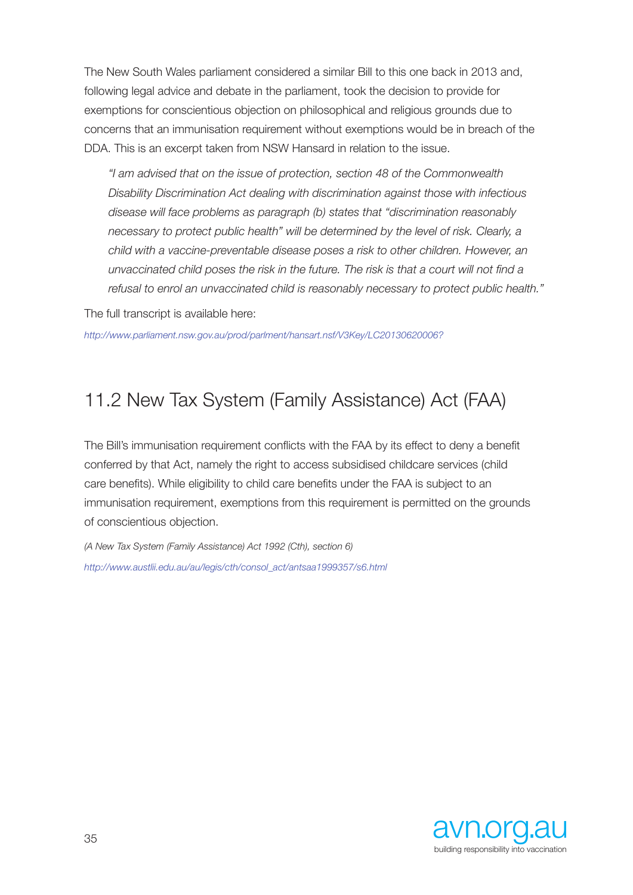The New South Wales parliament considered a similar Bill to this one back in 2013 and, following legal advice and debate in the parliament, took the decision to provide for exemptions for conscientious objection on philosophical and religious grounds due to concerns that an immunisation requirement without exemptions would be in breach of the DDA. This is an excerpt taken from NSW Hansard in relation to the issue.

> *"I am advised that on the issue of protection, section 48 of the Commonwealth Disability Discrimination Act dealing with discrimination against those with infectious disease will face problems as paragraph (b) states that "discrimination reasonably necessary to protect public health" will be determined by the level of risk. Clearly, a child with a vaccine-preventable disease poses a risk to other children. However, an unvaccinated child poses the risk in the future. The risk is that a court will not find a refusal to enrol an unvaccinated child is reasonably necessary to protect public health."*

The full transcript is available here:

http://www.parliament.nsw.gov.au/prod/parlment/hansart.nsf/V3Key/LC20130620006?

## 11.2 New Tax System (Family Assistance) Act (FAA)

The Bill's immunisation requirement conflicts with the FAA by its effect to deny a benefit conferred by that Act, namely the right to access subsidised childcare services (child care benefits). While eligibility to child care benefits under the FAA is subject to an immunisation requirement, exemptions from this requirement is permitted on the grounds of conscientious objection.

*(A New Tax System (Family Assistance) Act 1992 (Cth), section 6)*

http://www.austlii.edu.au/au/legis/cth/consol_act/antsaa1999357/s6.html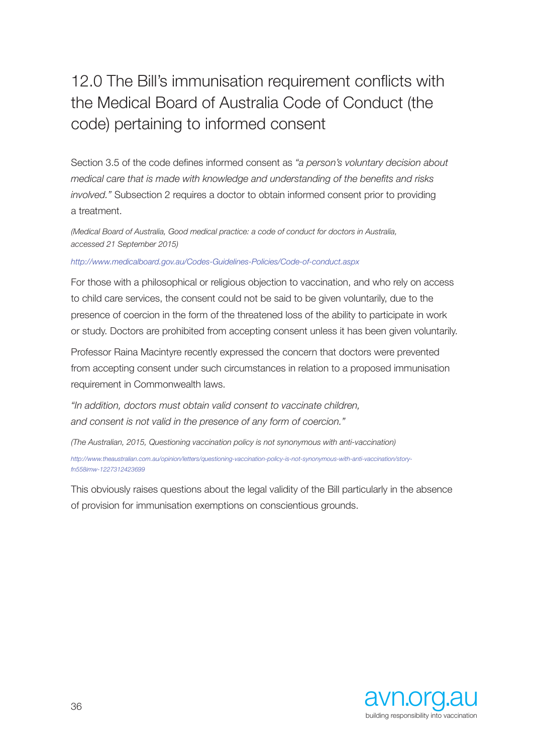## 12.0 The Bill's immunisation requirement conflicts with the Medical Board of Australia Code of Conduct (the code) pertaining to informed consent

Section 3.5 of the code defines informed consent as *"a person's voluntary decision about medical care that is made with knowledge and understanding of the benefits and risks involved."* Subsection 2 requires a doctor to obtain informed consent prior to providing a treatment.

*(Medical Board of Australia, Good medical practice: a code of conduct for doctors in Australia, accessed 21 September 2015)*

http://www.medicalboard.gov.au/Codes-Guidelines-Policies/Code-of-conduct.aspx

For those with a philosophical or religious objection to vaccination, and who rely on access to child care services, the consent could not be said to be given voluntarily, due to the presence of coercion in the form of the threatened loss of the ability to participate in work or study. Doctors are prohibited from accepting consent unless it has been given voluntarily.

Professor Raina Macintyre recently expressed the concern that doctors were prevented from accepting consent under such circumstances in relation to a proposed immunisation requirement in Commonwealth laws.

*"In addition, doctors must obtain valid consent to vaccinate children, and consent is not valid in the presence of any form of coercion."*

*(The Australian, 2015, Questioning vaccination policy is not synonymous with anti-vaccination)*

http://www.theaustralian.com.au/opinion/letters/questioning-vaccination-policy-is-not-synonymous-with-anti-vaccination/story-fn558imw-1227312423699

This obviously raises questions about the legal validity of the Bill particularly in the absence of provision for immunisation exemptions on conscientious grounds.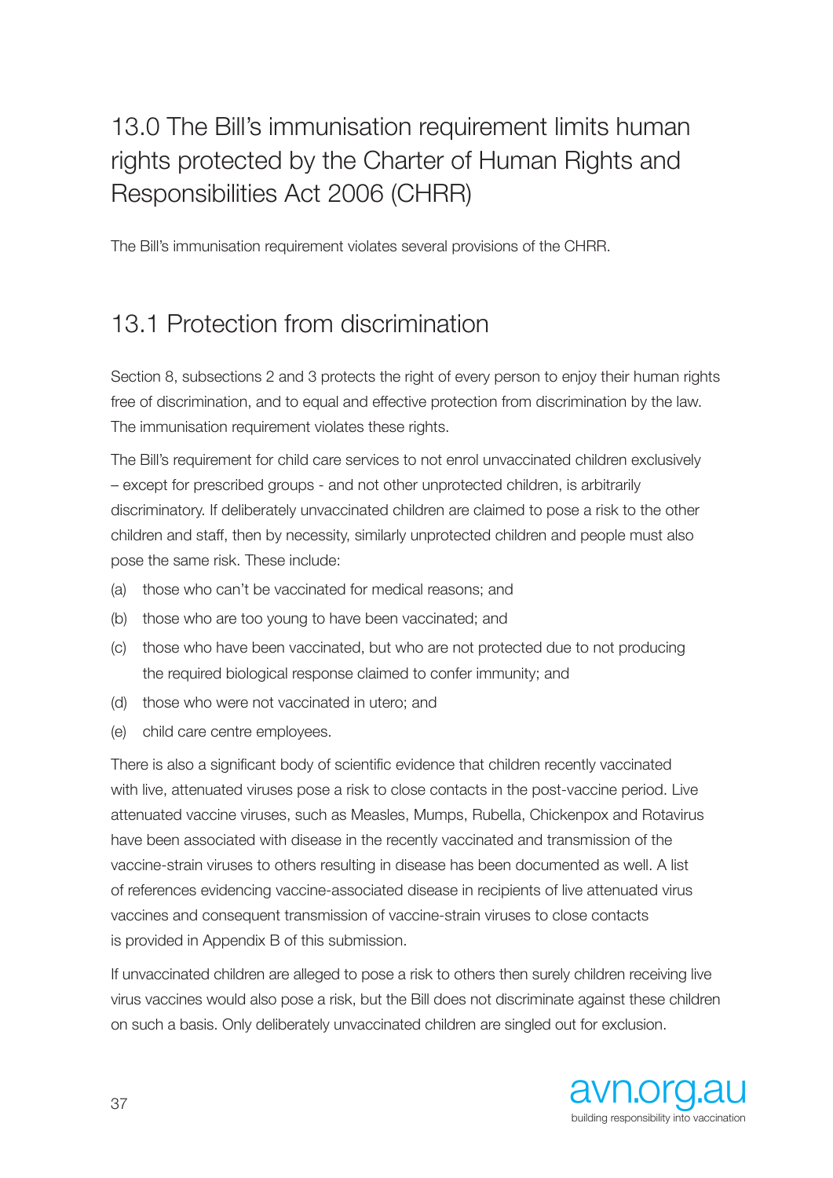## 13.0 The Bill's immunisation requirement limits human rights protected by the Charter of Human Rights and Responsibilities Act 2006 (CHRR)

The Bill's immunisation requirement violates several provisions of the CHRR.

### 13.1 Protection from discrimination

Section 8, subsections 2 and 3 protects the right of every person to enjoy their human rights free of discrimination, and to equal and effective protection from discrimination by the law. The immunisation requirement violates these rights.

The Bill's requirement for child care services to not enrol unvaccinated children exclusively – except for prescribed groups - and not other unprotected children, is arbitrarily discriminatory. If deliberately unvaccinated children are claimed to pose a risk to the other children and staff, then by necessity, similarly unprotected children and people must also pose the same risk. These include:

(a) those who can't be vaccinated for medical reasons; and

(b) those who are too young to have been vaccinated; and

(c) those who have been vaccinated, but who are not protected due to not producing the required biological response claimed to confer immunity; and

(d) those who were not vaccinated in utero; and

(e) child care centre employees.

There is also a significant body of scientific evidence that children recently vaccinated with live, attenuated viruses pose a risk to close contacts in the post-vaccine period. Live attenuated vaccine viruses, such as Measles, Mumps, Rubella, Chickenpox and Rotavirus have been associated with disease in the recently vaccinated and transmission of the vaccine-strain viruses to others resulting in disease has been documented as well. A list of references evidencing vaccine-associated disease in recipients of live attenuated virus vaccines and consequent transmission of vaccine-strain viruses to close contacts is provided in Appendix B of this submission.

If unvaccinated children are alleged to pose a risk to others then surely children receiving live virus vaccines would also pose a risk, but the Bill does not discriminate against these children on such a basis. Only deliberately unvaccinated children are singled out for exclusion.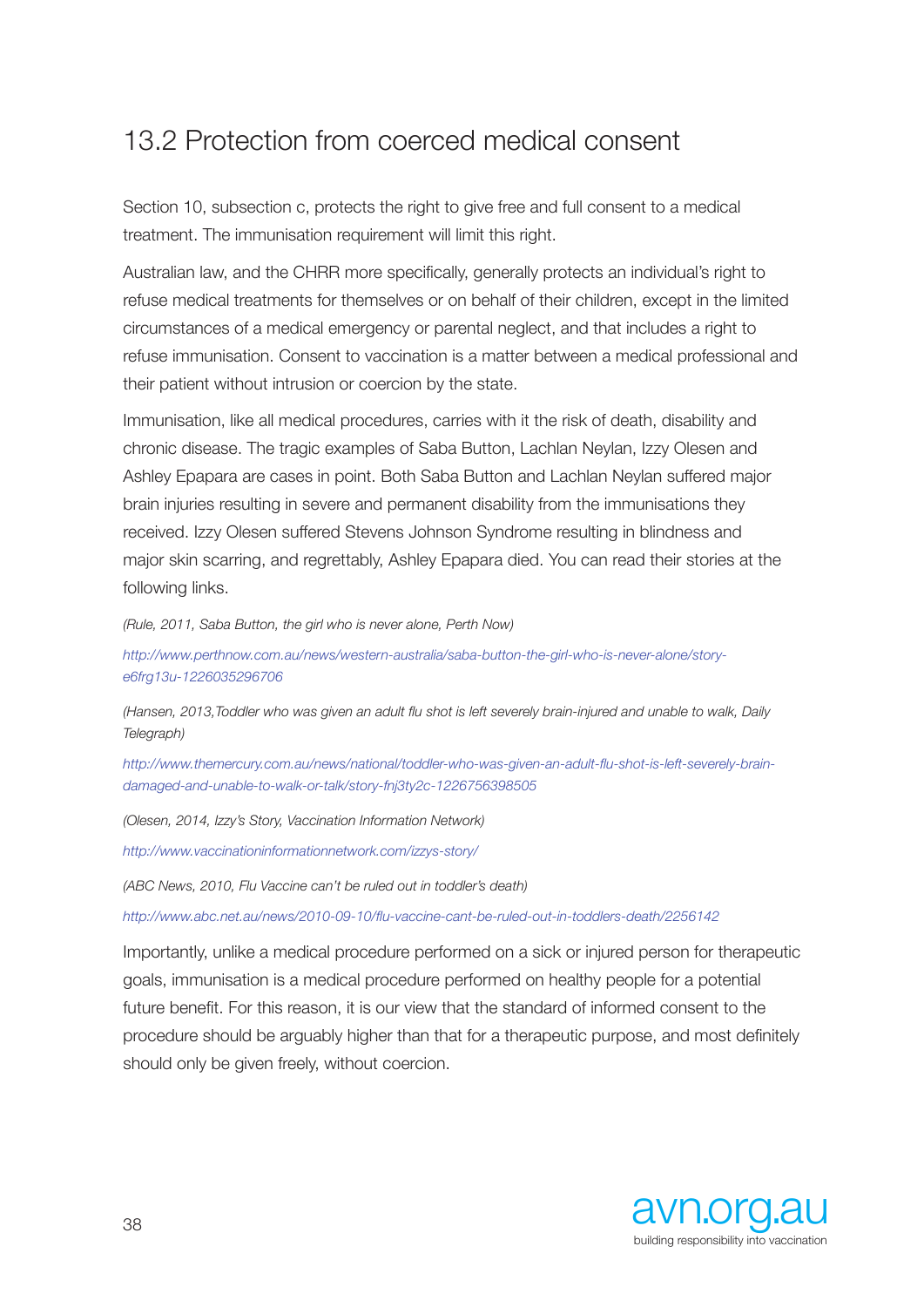## 13.2 Protection from coerced medical consent

Section 10, subsection c, protects the right to give free and full consent to a medical treatment. The immunisation requirement will limit this right.

Australian law, and the CHRR more specifically, generally protects an individual's right to refuse medical treatments for themselves or on behalf of their children, except in the limited circumstances of a medical emergency or parental neglect, and that includes a right to refuse immunisation. Consent to vaccination is a matter between a medical professional and their patient without intrusion or coercion by the state.

Immunisation, like all medical procedures, carries with it the risk of death, disability and chronic disease. The tragic examples of Saba Button, Lachlan Neylan, Izzy Olesen and Ashley Epapara are cases in point. Both Saba Button and Lachlan Neylan suffered major brain injuries resulting in severe and permanent disability from the immunisations they received. Izzy Olesen suffered Stevens Johnson Syndrome resulting in blindness and major skin scarring, and regrettably, Ashley Epapara died. You can read their stories at the following links.

*(Rule, 2011, Saba Button, the girl who is never alone, Perth Now)*

*http://www.perthnow.com.au/news/western-australia/saba-button-the-girl-who-is-never-alone/story-e6frg13u-1226035296706*

*(Hansen, 2013,Toddler who was given an adult flu shot is left severely brain-injured and unable to walk, Daily Telegraph)*

*http://www.themercury.com.au/news/national/toddler-who-was-given-an-adult-flu-shot-is-left-severely-brain-damaged-and-unable-to-walk-or-talk/story-fnj3ty2c-1226756398505*

*(Olesen, 2014, Izzy's Story, Vaccination Information Network)*

*http://www.vaccinationinformationnetwork.com/izzys-story/*

*(ABC News, 2010, Flu Vaccine can't be ruled out in toddler's death)*

*http://www.abc.net.au/news/2010-09-10/flu-vaccine-cant-be-ruled-out-in-toddlers-death/2256142*

Importantly, unlike a medical procedure performed on a sick or injured person for therapeutic goals, immunisation is a medical procedure performed on healthy people for a potential future benefit. For this reason, it is our view that the standard of informed consent to the procedure should be arguably higher than that for a therapeutic purpose, and most definitely should only be given freely, without coercion.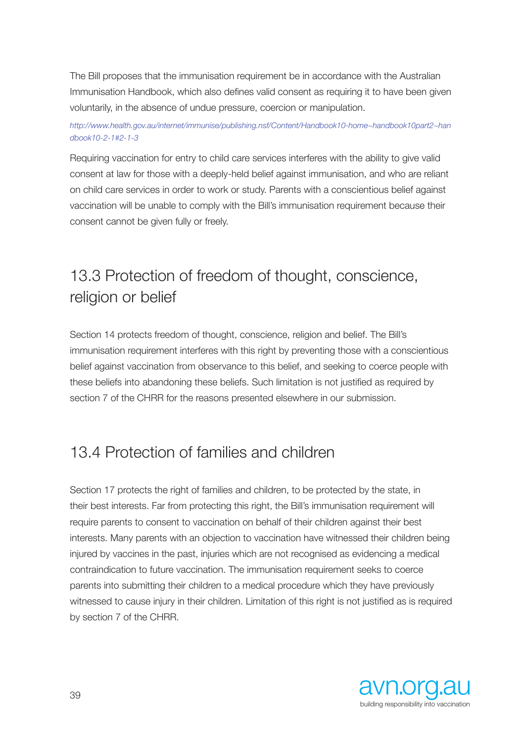The Bill proposes that the immunisation requirement be in accordance with the Australian Immunisation Handbook, which also defines valid consent as requiring it to have been given voluntarily, in the absence of undue pressure, coercion or manipulation.

*http://www.health.gov.au/internet/immunise/publishing.nsf/Content/Handbook10-home~handbook10part2~handbook10-2-1#2-1-3*

Requiring vaccination for entry to child care services interferes with the ability to give valid consent at law for those with a deeply-held belief against immunisation, and who are reliant on child care services in order to work or study. Parents with a conscientious belief against vaccination will be unable to comply with the Bill's immunisation requirement because their consent cannot be given fully or freely.

## 13.3 Protection of freedom of thought, conscience, religion or belief

Section 14 protects freedom of thought, conscience, religion and belief. The Bill's immunisation requirement interferes with this right by preventing those with a conscientious belief against vaccination from observance to this belief, and seeking to coerce people with these beliefs into abandoning these beliefs. Such limitation is not justified as required by section 7 of the CHRR for the reasons presented elsewhere in our submission.

## 13.4 Protection of families and children

Section 17 protects the right of families and children, to be protected by the state, in their best interests. Far from protecting this right, the Bill's immunisation requirement will require parents to consent to vaccination on behalf of their children against their best interests. Many parents with an objection to vaccination have witnessed their children being injured by vaccines in the past, injuries which are not recognised as evidencing a medical contraindication to future vaccination. The immunisation requirement seeks to coerce parents into submitting their children to a medical procedure which they have previously witnessed to cause injury in their children. Limitation of this right is not justified as is required by section 7 of the CHRR.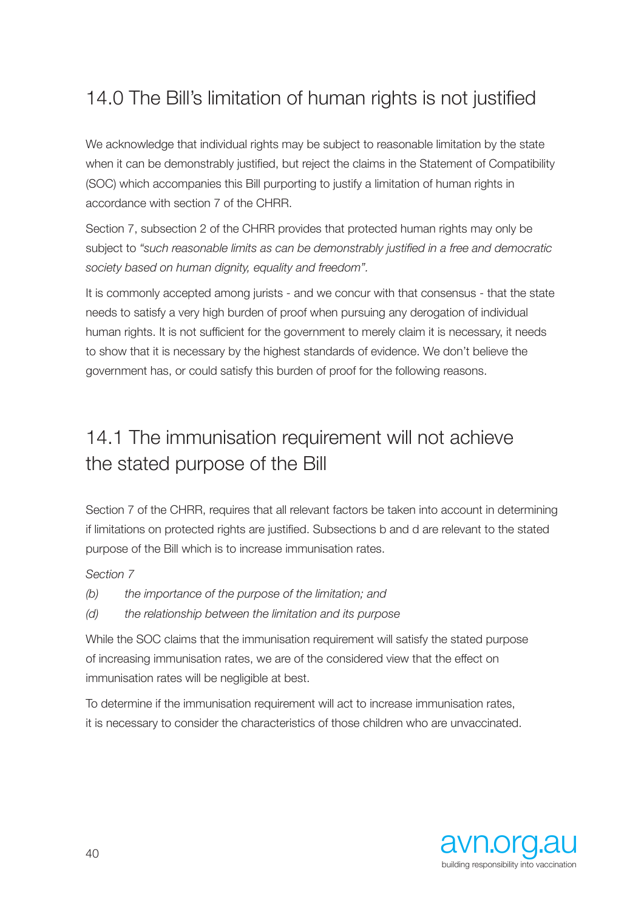## 14.0 The Bill's limitation of human rights is not justified

We acknowledge that individual rights may be subject to reasonable limitation by the state when it can be demonstrably justified, but reject the claims in the Statement of Compatibility (SOC) which accompanies this Bill purporting to justify a limitation of human rights in accordance with section 7 of the CHRR.

Section 7, subsection 2 of the CHRR provides that protected human rights may only be subject to *"such reasonable limits as can be demonstrably justified in a free and democratic society based on human dignity, equality and freedom".*

It is commonly accepted among jurists - and we concur with that consensus - that the state needs to satisfy a very high burden of proof when pursuing any derogation of individual human rights. It is not sufficient for the government to merely claim it is necessary, it needs to show that it is necessary by the highest standards of evidence. We don't believe the government has, or could satisfy this burden of proof for the following reasons.

## 14.1 The immunisation requirement will not achieve the stated purpose of the Bill

Section 7 of the CHRR, requires that all relevant factors be taken into account in determining if limitations on protected rights are justified. Subsections b and d are relevant to the stated purpose of the Bill which is to increase immunisation rates.

*Section 7*

*(b) the importance of the purpose of the limitation; and*

*(d) the relationship between the limitation and its purpose*

While the SOC claims that the immunisation requirement will satisfy the stated purpose of increasing immunisation rates, we are of the considered view that the effect on immunisation rates will be negligible at best.

To determine if the immunisation requirement will act to increase immunisation rates, it is necessary to consider the characteristics of those children who are unvaccinated.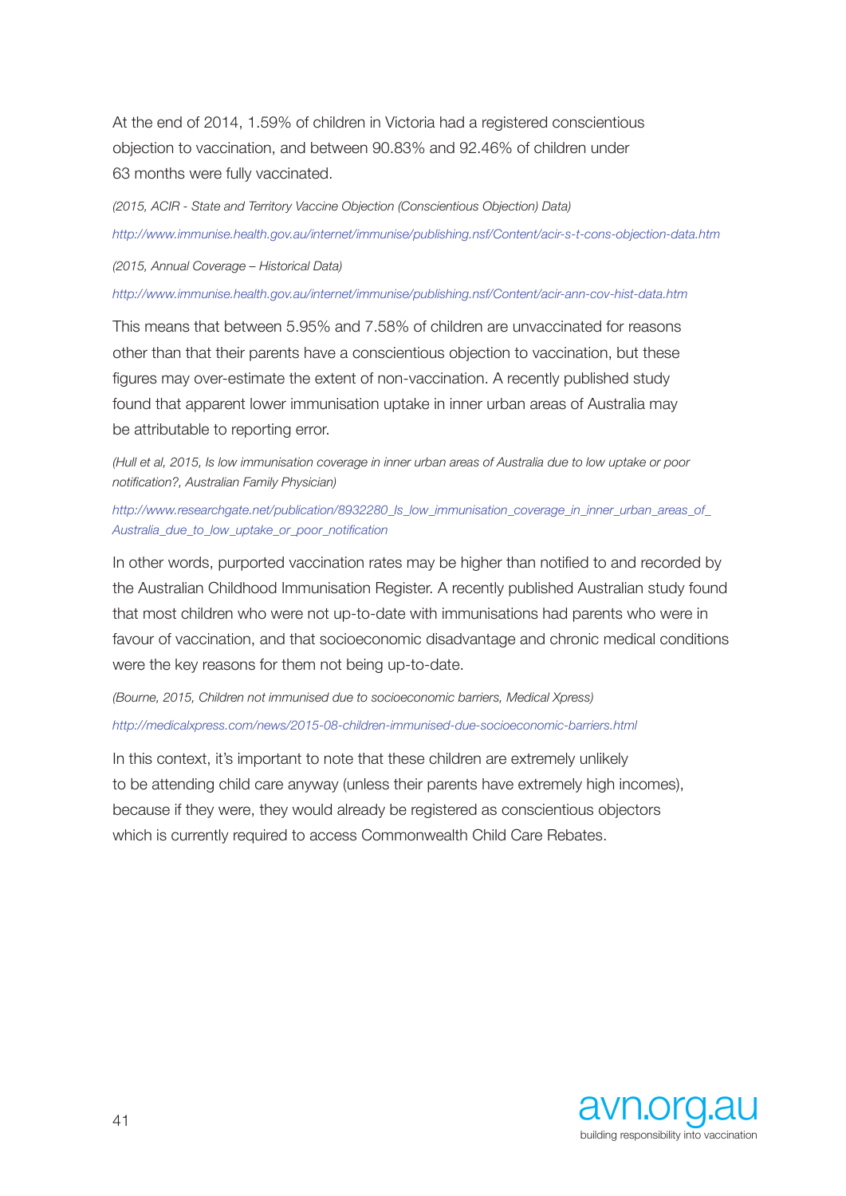At the end of 2014, 1.59% of children in Victoria had a registered conscientious objection to vaccination, and between 90.83% and 92.46% of children under 63 months were fully vaccinated.

*(2015, ACIR - State and Territory Vaccine Objection (Conscientious Objection) Data)*

*http://www.immunise.health.gov.au/internet/immunise/publishing.nsf/Content/acir-s-t-cons-objection-data.htm*

*(2015, Annual Coverage – Historical Data)*

*http://www.immunise.health.gov.au/internet/immunise/publishing.nsf/Content/acir-ann-cov-hist-data.htm*

This means that between 5.95% and 7.58% of children are unvaccinated for reasons other than that their parents have a conscientious objection to vaccination, but these figures may over-estimate the extent of non-vaccination. A recently published study found that apparent lower immunisation uptake in inner urban areas of Australia may be attributable to reporting error.

*(Hull et al, 2015, Is low immunisation coverage in inner urban areas of Australia due to low uptake or poor notification?, Australian Family Physician)*

*http://www.researchgate.net/publication/8932280_Is_low_immunisation_coverage_in_inner_urban_areas_of_Australia_due_to_low_uptake_or_poor_notification*

In other words, purported vaccination rates may be higher than notified to and recorded by the Australian Childhood Immunisation Register. A recently published Australian study found that most children who were not up-to-date with immunisations had parents who were in favour of vaccination, and that socioeconomic disadvantage and chronic medical conditions were the key reasons for them not being up-to-date.

*(Bourne, 2015, Children not immunised due to socioeconomic barriers, Medical Xpress)*

*http://medicalxpress.com/news/2015-08-children-immunised-due-socioeconomic-barriers.html*

In this context, it's important to note that these children are extremely unlikely to be attending child care anyway (unless their parents have extremely high incomes), because if they were, they would already be registered as conscientious objectors which is currently required to access Commonwealth Child Care Rebates.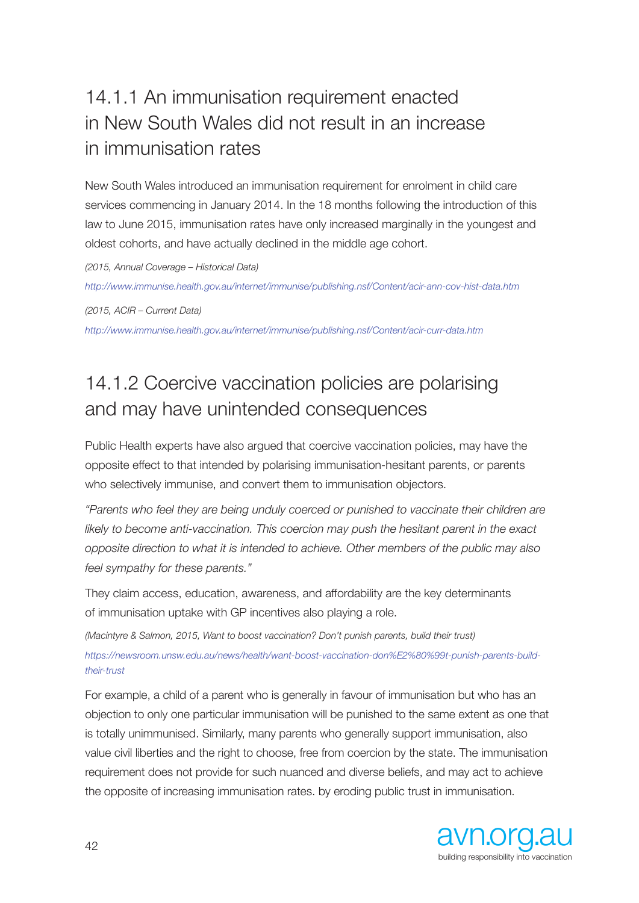## 14.1.1 An immunisation requirement enacted in New South Wales did not result in an increase in immunisation rates

New South Wales introduced an immunisation requirement for enrolment in child care services commencing in January 2014. In the 18 months following the introduction of this law to June 2015, immunisation rates have only increased marginally in the youngest and oldest cohorts, and have actually declined in the middle age cohort.

*(2015, Annual Coverage – Historical Data)*

*http://www.immunise.health.gov.au/internet/immunise/publishing.nsf/Content/acir-ann-cov-hist-data.htm*

*(2015, ACIR – Current Data)*

*http://www.immunise.health.gov.au/internet/immunise/publishing.nsf/Content/acir-curr-data.htm*

## 14.1.2 Coercive vaccination policies are polarising and may have unintended consequences

Public Health experts have also argued that coercive vaccination policies, may have the opposite effect to that intended by polarising immunisation-hesitant parents, or parents who selectively immunise, and convert them to immunisation objectors.

*"Parents who feel they are being unduly coerced or punished to vaccinate their children are likely to become anti-vaccination. This coercion may push the hesitant parent in the exact opposite direction to what it is intended to achieve. Other members of the public may also feel sympathy for these parents."*

They claim access, education, awareness, and affordability are the key determinants of immunisation uptake with GP incentives also playing a role.

*(Macintyre & Salmon, 2015, Want to boost vaccination? Don't punish parents, build their trust)*

*https://newsroom.unsw.edu.au/news/health/want-boost-vaccination-don%E2%80%99t-punish-parents-build-their-trust*

For example, a child of a parent who is generally in favour of immunisation but who has an objection to only one particular immunisation will be punished to the same extent as one that is totally unimmunised. Similarly, many parents who generally support immunisation, also value civil liberties and the right to choose, free from coercion by the state. The immunisation requirement does not provide for such nuanced and diverse beliefs, and may act to achieve the opposite of increasing immunisation rates. by eroding public trust in immunisation.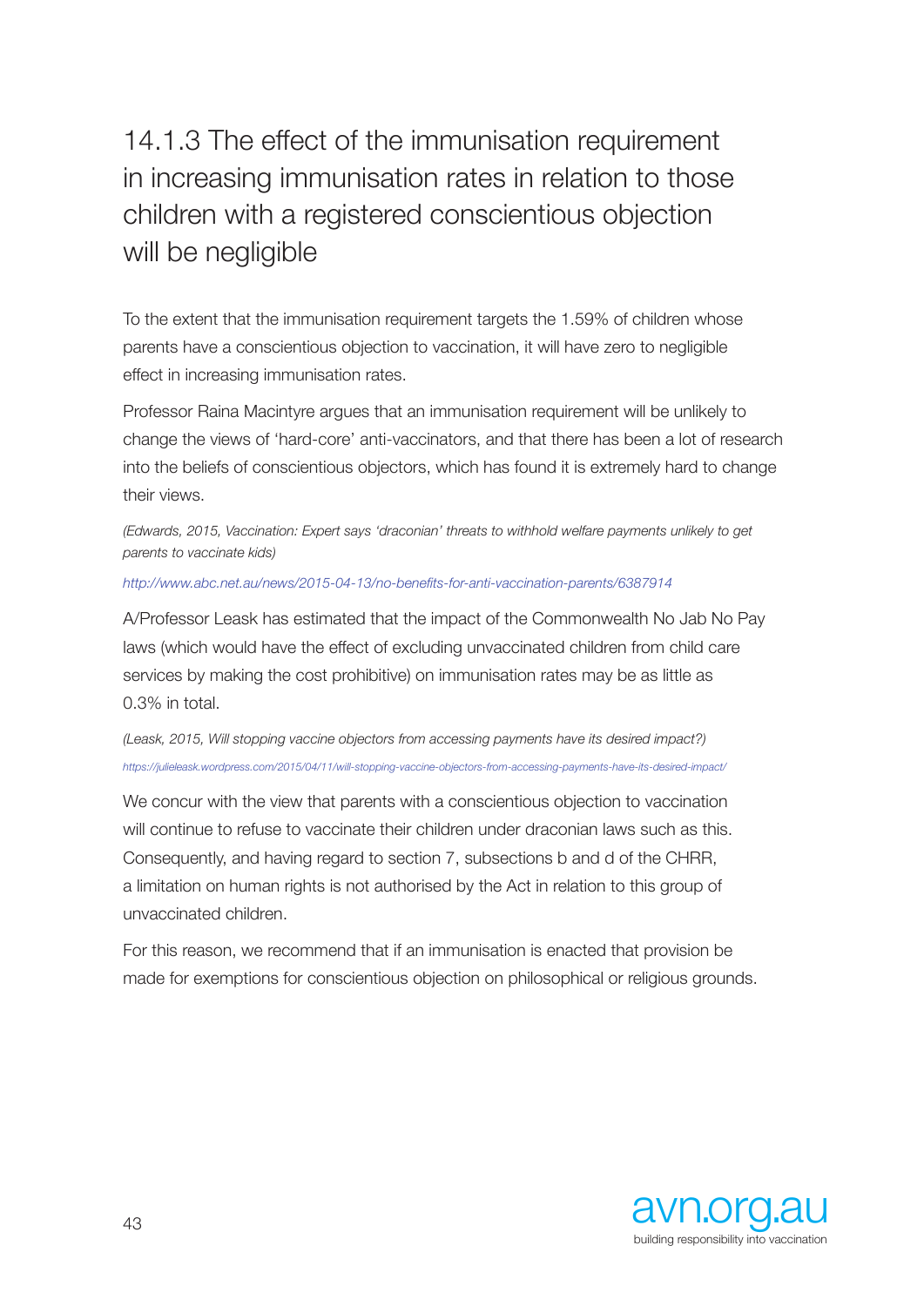### 14.1.3 The effect of the immunisation requirement in increasing immunisation rates in relation to those children with a registered conscientious objection will be negligible

To the extent that the immunisation requirement targets the 1.59% of children whose parents have a conscientious objection to vaccination, it will have zero to negligible effect in increasing immunisation rates.

Professor Raina Macintyre argues that an immunisation requirement will be unlikely to change the views of 'hard-core' anti-vaccinators, and that there has been a lot of research into the beliefs of conscientious objectors, which has found it is extremely hard to change their views.

*(Edwards, 2015, Vaccination: Expert says 'draconian' threats to withhold welfare payments unlikely to get parents to vaccinate kids)*

*http://www.abc.net.au/news/2015-04-13/no-benefits-for-anti-vaccination-parents/6387914*

A/Professor Leask has estimated that the impact of the Commonwealth No Jab No Pay laws (which would have the effect of excluding unvaccinated children from child care services by making the cost prohibitive) on immunisation rates may be as little as 0.3% in total.

*(Leask, 2015, Will stopping vaccine objectors from accessing payments have its desired impact?)*

*https://julieleask.wordpress.com/2015/04/11/will-stopping-vaccine-objectors-from-accessing-payments-have-its-desired-impact/*

We concur with the view that parents with a conscientious objection to vaccination will continue to refuse to vaccinate their children under draconian laws such as this. Consequently, and having regard to section 7, subsections b and d of the CHRR, a limitation on human rights is not authorised by the Act in relation to this group of unvaccinated children.

For this reason, we recommend that if an immunisation is enacted that provision be made for exemptions for conscientious objection on philosophical or religious grounds.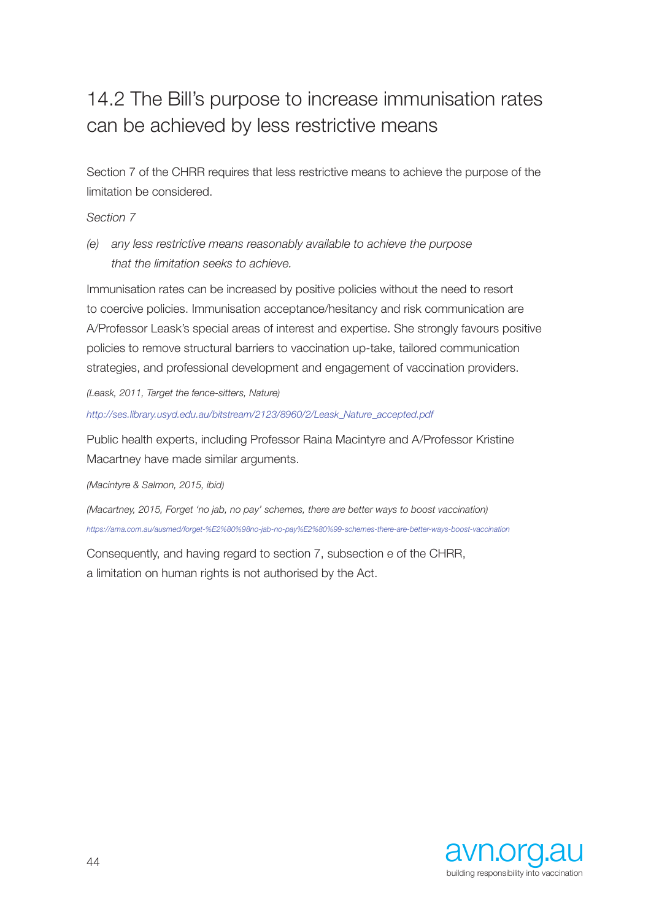## 14.2 The Bill's purpose to increase immunisation rates can be achieved by less restrictive means

Section 7 of the CHRR requires that less restrictive means to achieve the purpose of the limitation be considered.

*Section 7*

*(e) any less restrictive means reasonably available to achieve the purpose that the limitation seeks to achieve.*

Immunisation rates can be increased by positive policies without the need to resort to coercive policies. Immunisation acceptance/hesitancy and risk communication are A/Professor Leask's special areas of interest and expertise. She strongly favours positive policies to remove structural barriers to vaccination up-take, tailored communication strategies, and professional development and engagement of vaccination providers.

*(Leask, 2011, Target the fence-sitters, Nature)*

*http://ses.library.usyd.edu.au/bitstream/2123/8960/2/Leask_Nature_accepted.pdf*

Public health experts, including Professor Raina Macintyre and A/Professor Kristine Macartney have made similar arguments.

*(Macintyre & Salmon, 2015, ibid)*

*(Macartney, 2015, Forget 'no jab, no pay' schemes, there are better ways to boost vaccination)*

*https://ama.com.au/ausmed/forget-%E2%80%98no-jab-no-pay%E2%80%99-schemes-there-are-better-ways-boost-vaccination*

Consequently, and having regard to section 7, subsection e of the CHRR, a limitation on human rights is not authorised by the Act.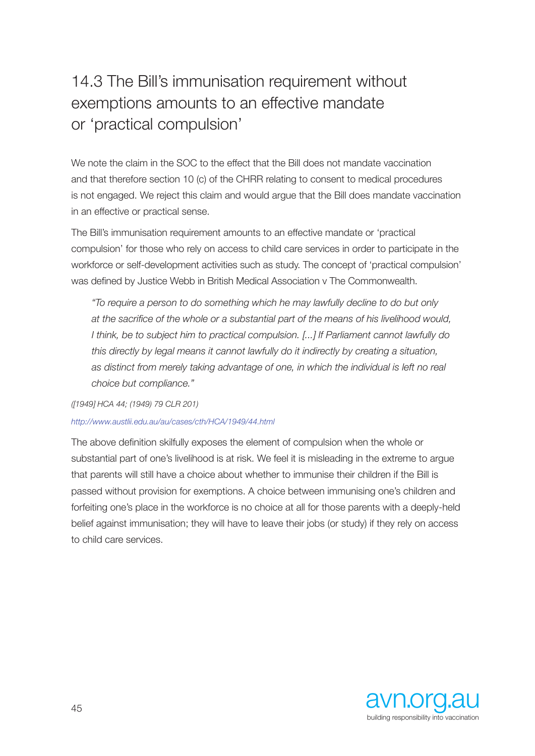## 14.3 The Bill's immunisation requirement without exemptions amounts to an effective mandate or 'practical compulsion'

We note the claim in the SOC to the effect that the Bill does not mandate vaccination and that therefore section 10 (c) of the CHRR relating to consent to medical procedures is not engaged. We reject this claim and would argue that the Bill does mandate vaccination in an effective or practical sense.

The Bill's immunisation requirement amounts to an effective mandate or 'practical compulsion' for those who rely on access to child care services in order to participate in the workforce or self-development activities such as study. The concept of 'practical compulsion' was defined by Justice Webb in British Medical Association v The Commonwealth.

> *"To require a person to do something which he may lawfully decline to do but only at the sacrifice of the whole or a substantial part of the means of his livelihood would, I think, be to subject him to practical compulsion. [...] If Parliament cannot lawfully do this directly by legal means it cannot lawfully do it indirectly by creating a situation, as distinct from merely taking advantage of one, in which the individual is left no real choice but compliance."*

*([1949] HCA 44; (1949) 79 CLR 201)*

*http://www.austlii.edu.au/au/cases/cth/HCA/1949/44.html*

The above definition skilfully exposes the element of compulsion when the whole or substantial part of one's livelihood is at risk. We feel it is misleading in the extreme to argue that parents will still have a choice about whether to immunise their children if the Bill is passed without provision for exemptions. A choice between immunising one's children and forfeiting one's place in the workforce is no choice at all for those parents with a deeply-held belief against immunisation; they will have to leave their jobs (or study) if they rely on access to child care services.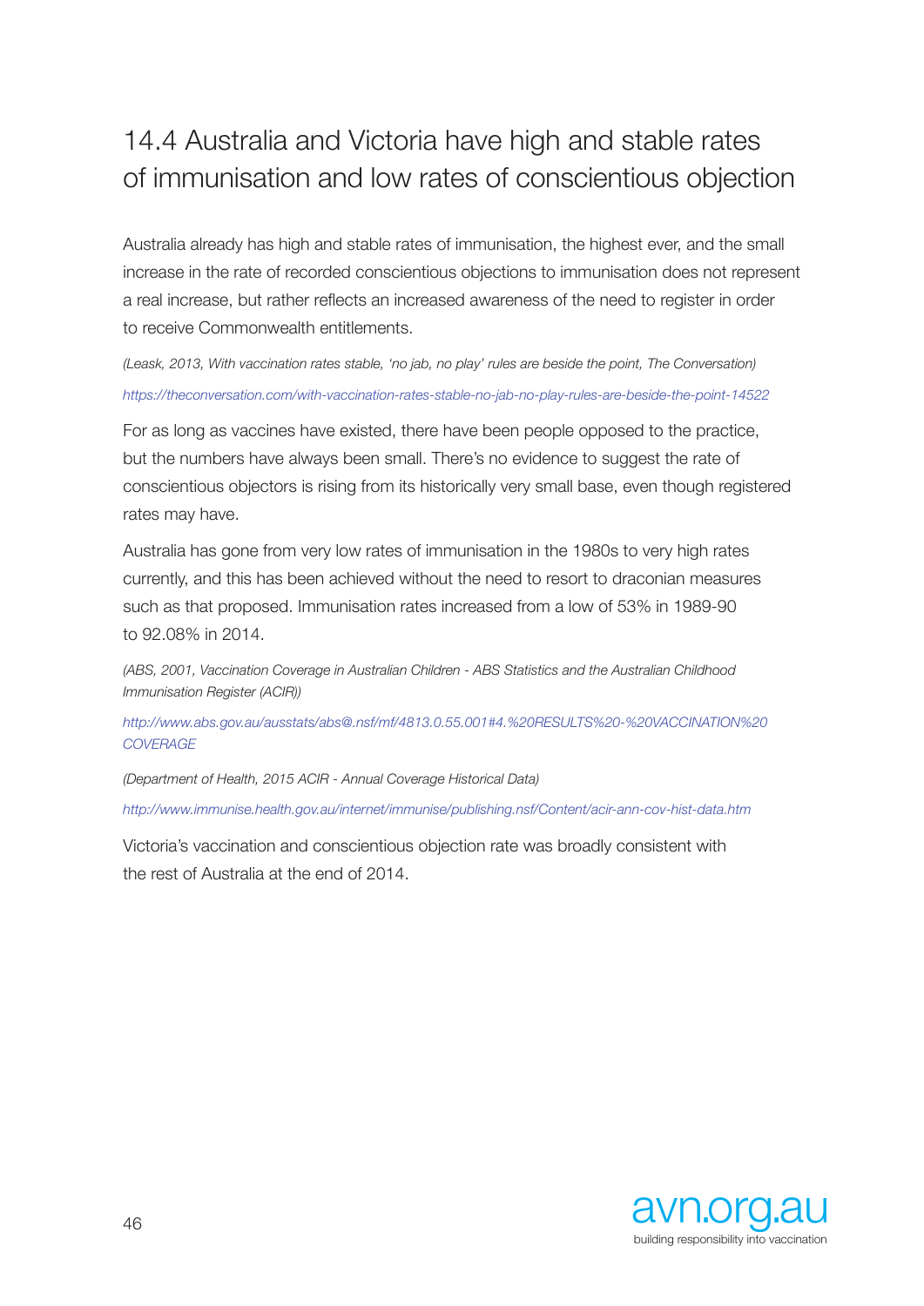## 14.4 Australia and Victoria have high and stable rates of immunisation and low rates of conscientious objection

Australia already has high and stable rates of immunisation, the highest ever, and the small increase in the rate of recorded conscientious objections to immunisation does not represent a real increase, but rather reflects an increased awareness of the need to register in order to receive Commonwealth entitlements.

*(Leask, 2013, With vaccination rates stable, 'no jab, no play' rules are beside the point, The Conversation)*

*https://theconversation.com/with-vaccination-rates-stable-no-jab-no-play-rules-are-beside-the-point-14522*

For as long as vaccines have existed, there have been people opposed to the practice, but the numbers have always been small. There's no evidence to suggest the rate of conscientious objectors is rising from its historically very small base, even though registered rates may have.

Australia has gone from very low rates of immunisation in the 1980s to very high rates currently, and this has been achieved without the need to resort to draconian measures such as that proposed. Immunisation rates increased from a low of 53% in 1989-90 to 92.08% in 2014.

*(ABS, 2001, Vaccination Coverage in Australian Children - ABS Statistics and the Australian Childhood Immunisation Register (ACIR))*

*http://www.abs.gov.au/ausstats/abs@.nsf/mf/4813.0.55.001#4.%20RESULTS%20-%20VACCINATION%20COVERAGE*

*(Department of Health, 2015 ACIR - Annual Coverage Historical Data)*

*http://www.immunise.health.gov.au/internet/immunise/publishing.nsf/Content/acir-ann-cov-hist-data.htm*

Victoria's vaccination and conscientious objection rate was broadly consistent with the rest of Australia at the end of 2014.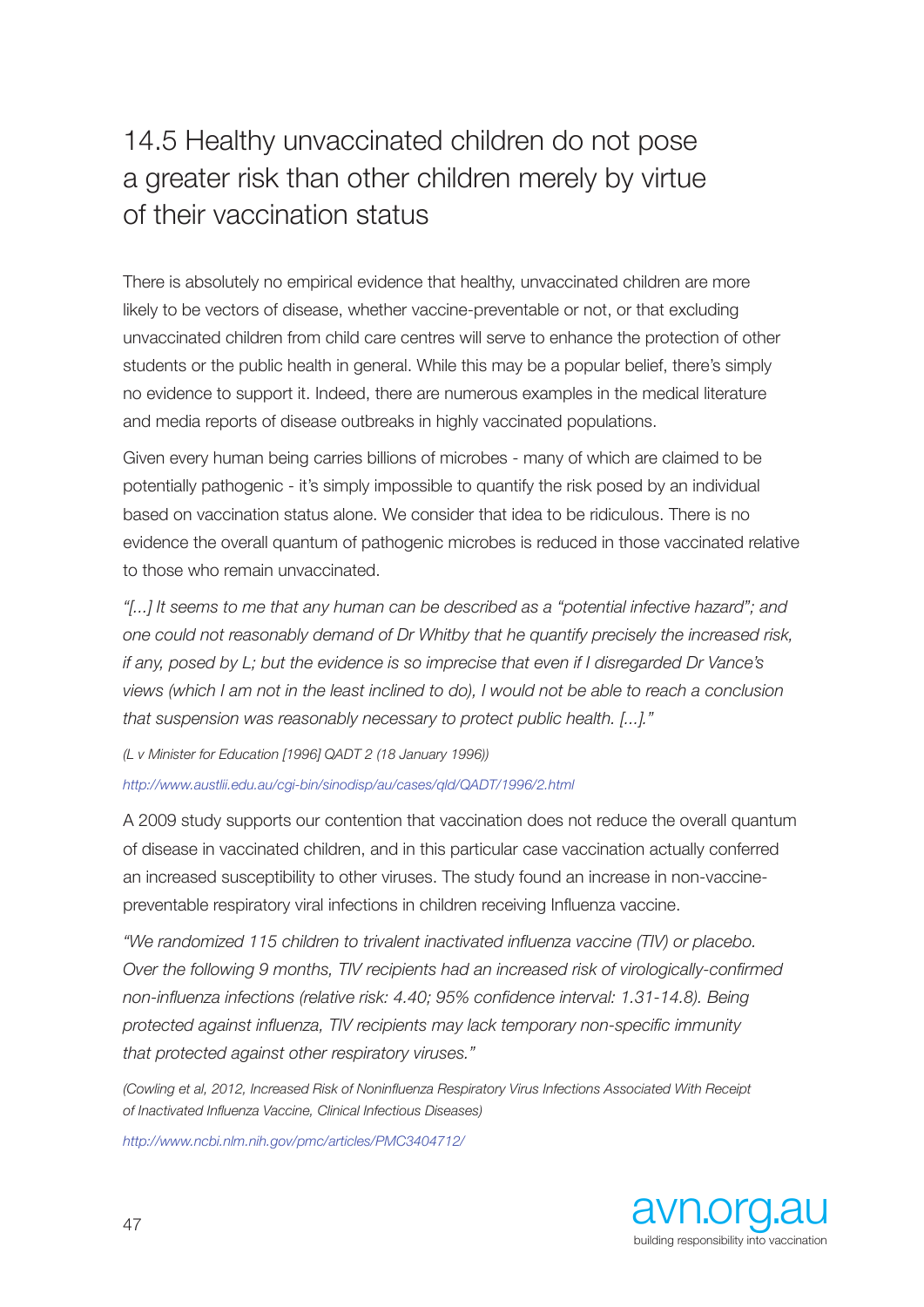## 14.5 Healthy unvaccinated children do not pose a greater risk than other children merely by virtue of their vaccination status

There is absolutely no empirical evidence that healthy, unvaccinated children are more likely to be vectors of disease, whether vaccine-preventable or not, or that excluding unvaccinated children from child care centres will serve to enhance the protection of other students or the public health in general. While this may be a popular belief, there's simply no evidence to support it. Indeed, there are numerous examples in the medical literature and media reports of disease outbreaks in highly vaccinated populations.

Given every human being carries billions of microbes - many of which are claimed to be potentially pathogenic - it's simply impossible to quantify the risk posed by an individual based on vaccination status alone. We consider that idea to be ridiculous. There is no evidence the overall quantum of pathogenic microbes is reduced in those vaccinated relative to those who remain unvaccinated.

*"[...] It seems to me that any human can be described as a "potential infective hazard"; and one could not reasonably demand of Dr Whitby that he quantify precisely the increased risk, if any, posed by L; but the evidence is so imprecise that even if I disregarded Dr Vance's views (which I am not in the least inclined to do), I would not be able to reach a conclusion that suspension was reasonably necessary to protect public health. [...]."*

*(L v Minister for Education [1996] QADT 2 (18 January 1996))*

http://www.austlii.edu.au/cgi-bin/sinodisp/au/cases/qld/QADT/1996/2.html

A 2009 study supports our contention that vaccination does not reduce the overall quantum of disease in vaccinated children, and in this particular case vaccination actually conferred an increased susceptibility to other viruses. The study found an increase in non-vaccine-preventable respiratory viral infections in children receiving Influenza vaccine.

*"We randomized 115 children to trivalent inactivated influenza vaccine (TIV) or placebo. Over the following 9 months, TIV recipients had an increased risk of virologically-confirmed non-influenza infections (relative risk: 4.40; 95% confidence interval: 1.31-14.8). Being protected against influenza, TIV recipients may lack temporary non-specific immunity that protected against other respiratory viruses."*

*(Cowling et al, 2012, Increased Risk of Noninfluenza Respiratory Virus Infections Associated With Receipt of Inactivated Influenza Vaccine, Clinical Infectious Diseases)*

http://www.ncbi.nlm.nih.gov/pmc/articles/PMC3404712/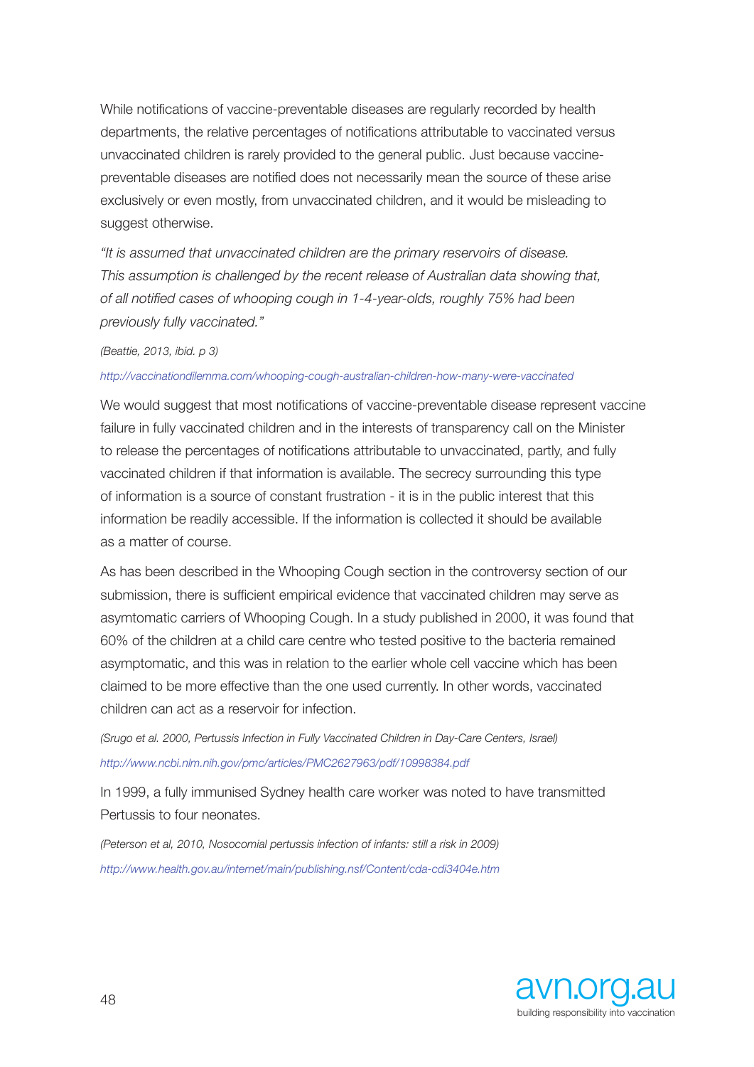While notifications of vaccine-preventable diseases are regularly recorded by health departments, the relative percentages of notifications attributable to vaccinated versus unvaccinated children is rarely provided to the general public. Just because vaccine-preventable diseases are notified does not necessarily mean the source of these arise exclusively or even mostly, from unvaccinated children, and it would be misleading to suggest otherwise.

*"It is assumed that unvaccinated children are the primary reservoirs of disease. This assumption is challenged by the recent release of Australian data showing that, of all notified cases of whooping cough in 1-4-year-olds, roughly 75% had been previously fully vaccinated."*

*(Beattie, 2013, ibid. p 3)*

*http://vaccinationdilemma.com/whooping-cough-australian-children-how-many-were-vaccinated*

We would suggest that most notifications of vaccine-preventable disease represent vaccine failure in fully vaccinated children and in the interests of transparency call on the Minister to release the percentages of notifications attributable to unvaccinated, partly, and fully vaccinated children if that information is available. The secrecy surrounding this type of information is a source of constant frustration - it is in the public interest that this information be readily accessible. If the information is collected it should be available as a matter of course.

As has been described in the Whooping Cough section in the controversy section of our submission, there is sufficient empirical evidence that vaccinated children may serve as asymtomatic carriers of Whooping Cough. In a study published in 2000, it was found that 60% of the children at a child care centre who tested positive to the bacteria remained asymptomatic, and this was in relation to the earlier whole cell vaccine which has been claimed to be more effective than the one used currently. In other words, vaccinated children can act as a reservoir for infection.

*(Srugo et al. 2000, Pertussis Infection in Fully Vaccinated Children in Day-Care Centers, Israel)*

*http://www.ncbi.nlm.nih.gov/pmc/articles/PMC2627963/pdf/10998384.pdf*

In 1999, a fully immunised Sydney health care worker was noted to have transmitted Pertussis to four neonates.

*(Peterson et al, 2010, Nosocomial pertussis infection of infants: still a risk in 2009)*

*http://www.health.gov.au/internet/main/publishing.nsf/Content/cda-cdi3404e.htm*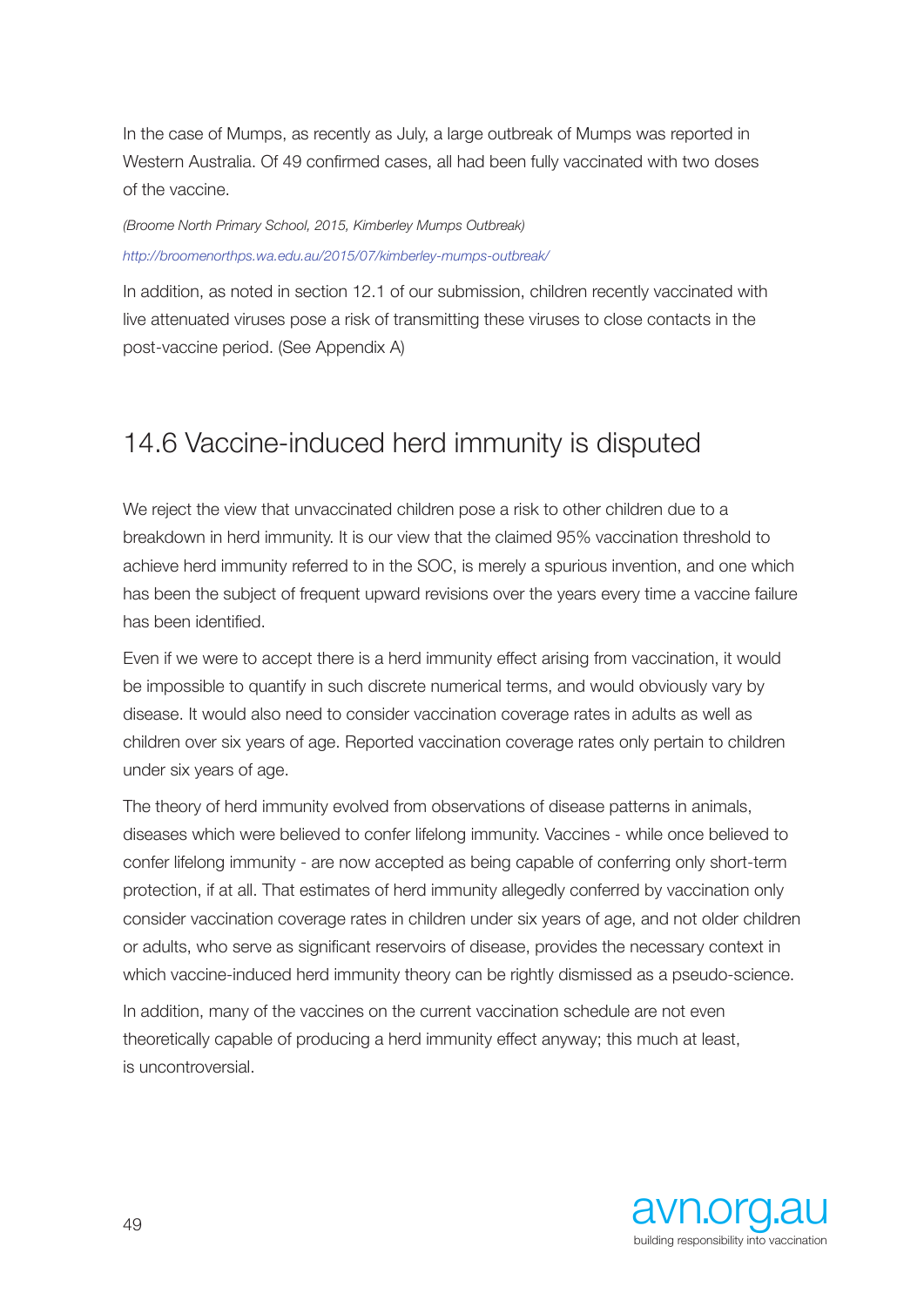In the case of Mumps, as recently as July, a large outbreak of Mumps was reported in Western Australia. Of 49 confirmed cases, all had been fully vaccinated with two doses of the vaccine.

*(Broome North Primary School, 2015, Kimberley Mumps Outbreak)*

*http://broomenorthps.wa.edu.au/2015/07/kimberley-mumps-outbreak/*

In addition, as noted in section 12.1 of our submission, children recently vaccinated with live attenuated viruses pose a risk of transmitting these viruses to close contacts in the post-vaccine period. (See Appendix A)

## 14.6 Vaccine-induced herd immunity is disputed

We reject the view that unvaccinated children pose a risk to other children due to a breakdown in herd immunity. It is our view that the claimed 95% vaccination threshold to achieve herd immunity referred to in the SOC, is merely a spurious invention, and one which has been the subject of frequent upward revisions over the years every time a vaccine failure has been identified.

Even if we were to accept there is a herd immunity effect arising from vaccination, it would be impossible to quantify in such discrete numerical terms, and would obviously vary by disease. It would also need to consider vaccination coverage rates in adults as well as children over six years of age. Reported vaccination coverage rates only pertain to children under six years of age.

The theory of herd immunity evolved from observations of disease patterns in animals, diseases which were believed to confer lifelong immunity. Vaccines - while once believed to confer lifelong immunity - are now accepted as being capable of conferring only short-term protection, if at all. That estimates of herd immunity allegedly conferred by vaccination only consider vaccination coverage rates in children under six years of age, and not older children or adults, who serve as significant reservoirs of disease, provides the necessary context in which vaccine-induced herd immunity theory can be rightly dismissed as a pseudo-science.

In addition, many of the vaccines on the current vaccination schedule are not even theoretically capable of producing a herd immunity effect anyway; this much at least, is uncontroversial.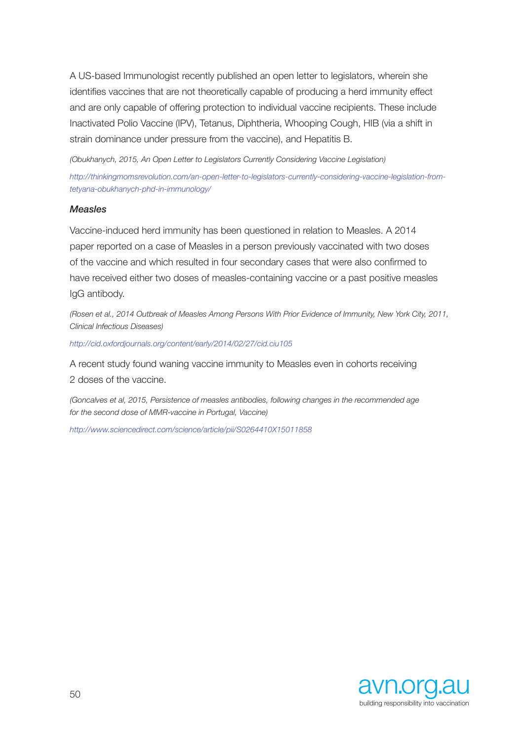A US-based Immunologist recently published an open letter to legislators, wherein she identifies vaccines that are not theoretically capable of producing a herd immunity effect and are only capable of offering protection to individual vaccine recipients. These include Inactivated Polio Vaccine (IPV), Tetanus, Diphtheria, Whooping Cough, HIB (via a shift in strain dominance under pressure from the vaccine), and Hepatitis B.

*(Obukhanych, 2015, An Open Letter to Legislators Currently Considering Vaccine Legislation)*

*http://thinkingmomsrevolution.com/an-open-letter-to-legislators-currently-considering-vaccine-legislation-from-tetyana-obukhanych-phd-in-immunology/*

### *Measles*

Vaccine-induced herd immunity has been questioned in relation to Measles. A 2014 paper reported on a case of Measles in a person previously vaccinated with two doses of the vaccine and which resulted in four secondary cases that were also confirmed to have received either two doses of measles-containing vaccine or a past positive measles IgG antibody.

*(Rosen et al., 2014 Outbreak of Measles Among Persons With Prior Evidence of Immunity, New York City, 2011, Clinical Infectious Diseases)*

*http://cid.oxfordjournals.org/content/early/2014/02/27/cid.ciu105*

A recent study found waning vaccine immunity to Measles even in cohorts receiving 2 doses of the vaccine.

*(Goncalves et al, 2015, Persistence of measles antibodies, following changes in the recommended age for the second dose of MMR-vaccine in Portugal, Vaccine)*

*http://www.sciencedirect.com/science/article/pii/S0264410X15011858*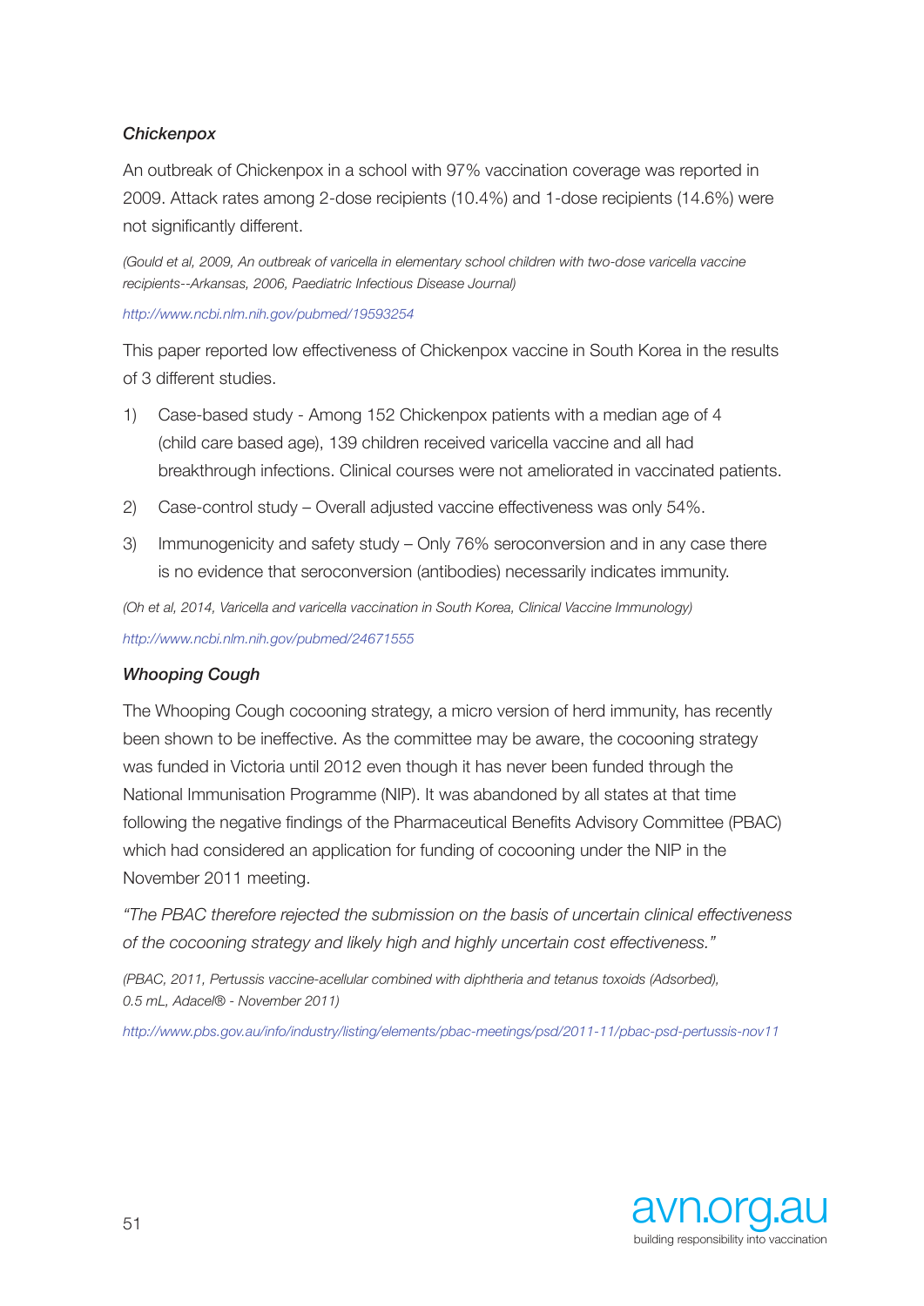### *Chickenpox*

An outbreak of Chickenpox in a school with 97% vaccination coverage was reported in 2009. Attack rates among 2-dose recipients (10.4%) and 1-dose recipients (14.6%) were not significantly different.

*(Gould et al, 2009, An outbreak of varicella in elementary school children with two-dose varicella vaccine recipients--Arkansas, 2006, Paediatric Infectious Disease Journal)*

http://www.ncbi.nlm.nih.gov/pubmed/19593254

This paper reported low effectiveness of Chickenpox vaccine in South Korea in the results of 3 different studies.

1) Case-based study - Among 152 Chickenpox patients with a median age of 4 (child care based age), 139 children received varicella vaccine and all had breakthrough infections. Clinical courses were not ameliorated in vaccinated patients.
2) Case-control study – Overall adjusted vaccine effectiveness was only 54%.
3) Immunogenicity and safety study – Only 76% seroconversion and in any case there is no evidence that seroconversion (antibodies) necessarily indicates immunity.

*(Oh et al, 2014, Varicella and varicella vaccination in South Korea, Clinical Vaccine Immunology)*

http://www.ncbi.nlm.nih.gov/pubmed/24671555

### *Whooping Cough*

The Whooping Cough cocooning strategy, a micro version of herd immunity, has recently been shown to be ineffective. As the committee may be aware, the cocooning strategy was funded in Victoria until 2012 even though it has never been funded through the National Immunisation Programme (NIP). It was abandoned by all states at that time following the negative findings of the Pharmaceutical Benefits Advisory Committee (PBAC) which had considered an application for funding of cocooning under the NIP in the November 2011 meeting.

*"The PBAC therefore rejected the submission on the basis of uncertain clinical effectiveness of the cocooning strategy and likely high and highly uncertain cost effectiveness."*

*(PBAC, 2011, Pertussis vaccine-acellular combined with diphtheria and tetanus toxoids (Adsorbed), 0.5 mL, Adacel® - November 2011)*

http://www.pbs.gov.au/info/industry/listing/elements/pbac-meetings/psd/2011-11/pbac-psd-pertussis-nov11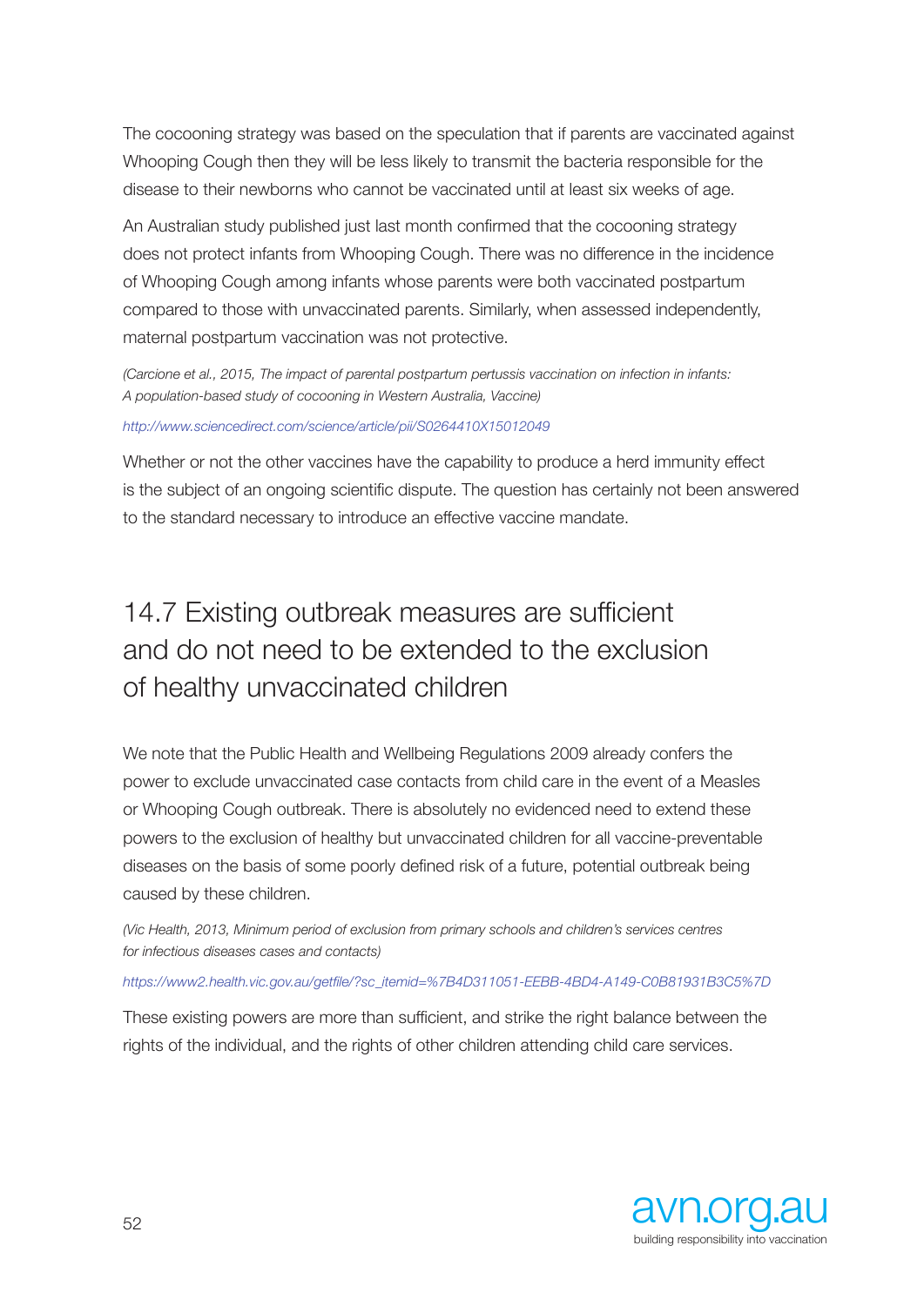The cocooning strategy was based on the speculation that if parents are vaccinated against Whooping Cough then they will be less likely to transmit the bacteria responsible for the disease to their newborns who cannot be vaccinated until at least six weeks of age.

An Australian study published just last month confirmed that the cocooning strategy does not protect infants from Whooping Cough. There was no difference in the incidence of Whooping Cough among infants whose parents were both vaccinated postpartum compared to those with unvaccinated parents. Similarly, when assessed independently, maternal postpartum vaccination was not protective.

*(Carcione et al., 2015, The impact of parental postpartum pertussis vaccination on infection in infants: A population-based study of cocooning in Western Australia, Vaccine)*

*http://www.sciencedirect.com/science/article/pii/S0264410X15012049*

Whether or not the other vaccines have the capability to produce a herd immunity effect is the subject of an ongoing scientific dispute. The question has certainly not been answered to the standard necessary to introduce an effective vaccine mandate.

## 14.7 Existing outbreak measures are sufficient and do not need to be extended to the exclusion of healthy unvaccinated children

We note that the Public Health and Wellbeing Regulations 2009 already confers the power to exclude unvaccinated case contacts from child care in the event of a Measles or Whooping Cough outbreak. There is absolutely no evidenced need to extend these powers to the exclusion of healthy but unvaccinated children for all vaccine-preventable diseases on the basis of some poorly defined risk of a future, potential outbreak being caused by these children.

*(Vic Health, 2013, Minimum period of exclusion from primary schools and children's services centres for infectious diseases cases and contacts)*

*https://www2.health.vic.gov.au/getfile/?sc_itemid=%7B4D311051-EEBB-4BD4-A149-C0B81931B3C5%7D*

These existing powers are more than sufficient, and strike the right balance between the rights of the individual, and the rights of other children attending child care services.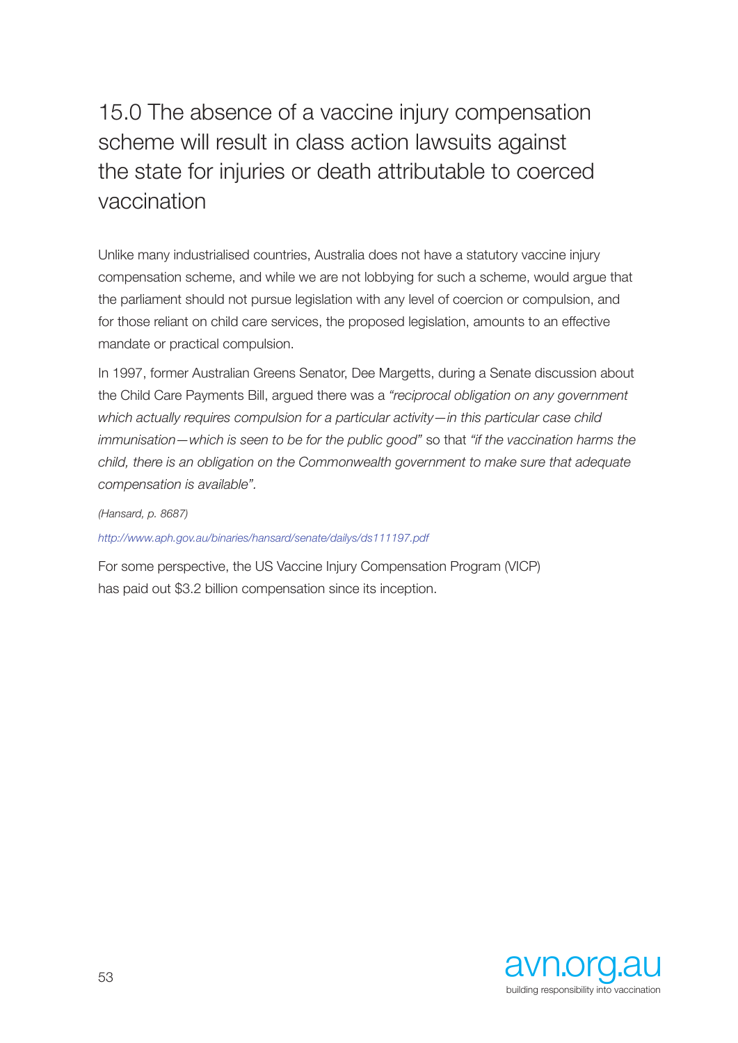## 15.0 The absence of a vaccine injury compensation scheme will result in class action lawsuits against the state for injuries or death attributable to coerced vaccination

Unlike many industrialised countries, Australia does not have a statutory vaccine injury compensation scheme, and while we are not lobbying for such a scheme, would argue that the parliament should not pursue legislation with any level of coercion or compulsion, and for those reliant on child care services, the proposed legislation, amounts to an effective mandate or practical compulsion.

In 1997, former Australian Greens Senator, Dee Margetts, during a Senate discussion about the Child Care Payments Bill, argued there was a *"reciprocal obligation on any government which actually requires compulsion for a particular activity—in this particular case child immunisation—which is seen to be for the public good"* so that *"if the vaccination harms the child, there is an obligation on the Commonwealth government to make sure that adequate compensation is available".*

*(Hansard, p. 8687)*

*http://www.aph.gov.au/binaries/hansard/senate/dailys/ds111197.pdf*

For some perspective, the US Vaccine Injury Compensation Program (VICP) has paid out $3.2 billion compensation since its inception.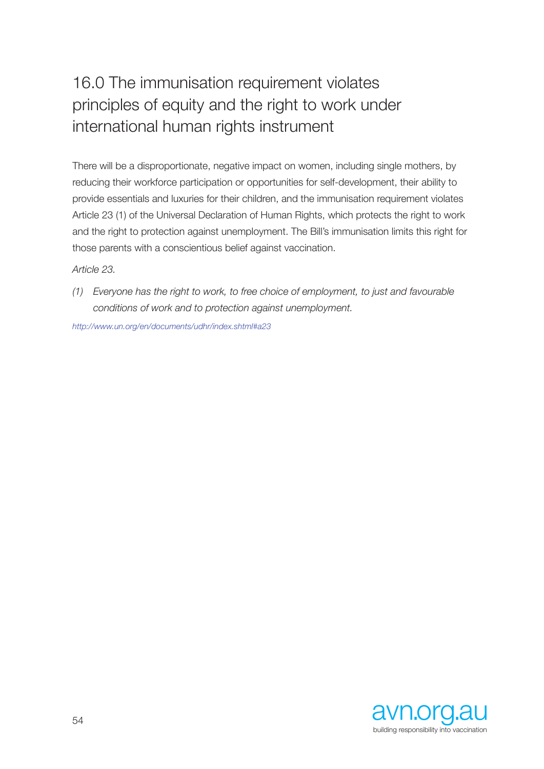# 16.0 The immunisation requirement violates principles of equity and the right to work under international human rights instrument

There will be a disproportionate, negative impact on women, including single mothers, by reducing their workforce participation or opportunities for self-development, their ability to provide essentials and luxuries for their children, and the immunisation requirement violates Article 23 (1) of the Universal Declaration of Human Rights, which protects the right to work and the right to protection against unemployment. The Bill's immunisation limits this right for those parents with a conscientious belief against vaccination.

*Article 23.*

*(1) Everyone has the right to work, to free choice of employment, to just and favourable conditions of work and to protection against unemployment.*

*http://www.un.org/en/documents/udhr/index.shtml#a23*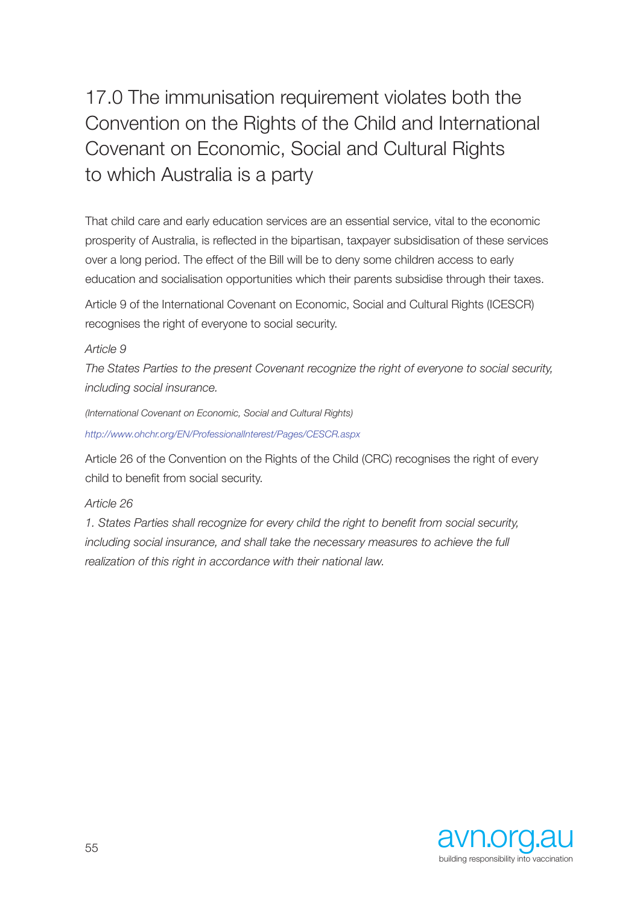# 17.0 The immunisation requirement violates both the Convention on the Rights of the Child and International Covenant on Economic, Social and Cultural Rights to which Australia is a party

That child care and early education services are an essential service, vital to the economic prosperity of Australia, is reflected in the bipartisan, taxpayer subsidisation of these services over a long period. The effect of the Bill will be to deny some children access to early education and socialisation opportunities which their parents subsidise through their taxes.

Article 9 of the International Covenant on Economic, Social and Cultural Rights (ICESCR) recognises the right of everyone to social security.

*Article 9*

*The States Parties to the present Covenant recognize the right of everyone to social security, including social insurance.*

*(International Covenant on Economic, Social and Cultural Rights)*

*http://www.ohchr.org/EN/ProfessionalInterest/Pages/CESCR.aspx*

Article 26 of the Convention on the Rights of the Child (CRC) recognises the right of every child to benefit from social security.

*Article 26*

*1. States Parties shall recognize for every child the right to benefit from social security, including social insurance, and shall take the necessary measures to achieve the full realization of this right in accordance with their national law.*

avn.org.au
building responsibility into vaccination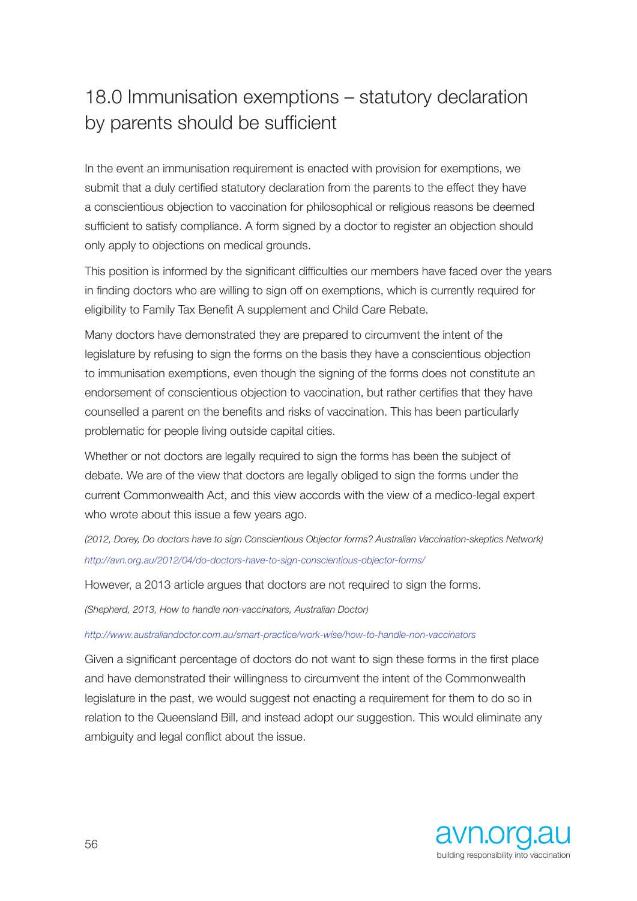# 18.0 Immunisation exemptions – statutory declaration by parents should be sufficient

In the event an immunisation requirement is enacted with provision for exemptions, we submit that a duly certified statutory declaration from the parents to the effect they have a conscientious objection to vaccination for philosophical or religious reasons be deemed sufficient to satisfy compliance. A form signed by a doctor to register an objection should only apply to objections on medical grounds.

This position is informed by the significant difficulties our members have faced over the years in finding doctors who are willing to sign off on exemptions, which is currently required for eligibility to Family Tax Benefit A supplement and Child Care Rebate.

Many doctors have demonstrated they are prepared to circumvent the intent of the legislature by refusing to sign the forms on the basis they have a conscientious objection to immunisation exemptions, even though the signing of the forms does not constitute an endorsement of conscientious objection to vaccination, but rather certifies that they have counselled a parent on the benefits and risks of vaccination. This has been particularly problematic for people living outside capital cities.

Whether or not doctors are legally required to sign the forms has been the subject of debate. We are of the view that doctors are legally obliged to sign the forms under the current Commonwealth Act, and this view accords with the view of a medico-legal expert who wrote about this issue a few years ago.

*(2012, Dorey, Do doctors have to sign Conscientious Objector forms? Australian Vaccination-skeptics Network)*

*http://avn.org.au/2012/04/do-doctors-have-to-sign-conscientious-objector-forms/*

However, a 2013 article argues that doctors are not required to sign the forms.

*(Shepherd, 2013, How to handle non-vaccinators, Australian Doctor)*

*http://www.australiandoctor.com.au/smart-practice/work-wise/how-to-handle-non-vaccinators*

Given a significant percentage of doctors do not want to sign these forms in the first place and have demonstrated their willingness to circumvent the intent of the Commonwealth legislature in the past, we would suggest not enacting a requirement for them to do so in relation to the Queensland Bill, and instead adopt our suggestion. This would eliminate any ambiguity and legal conflict about the issue.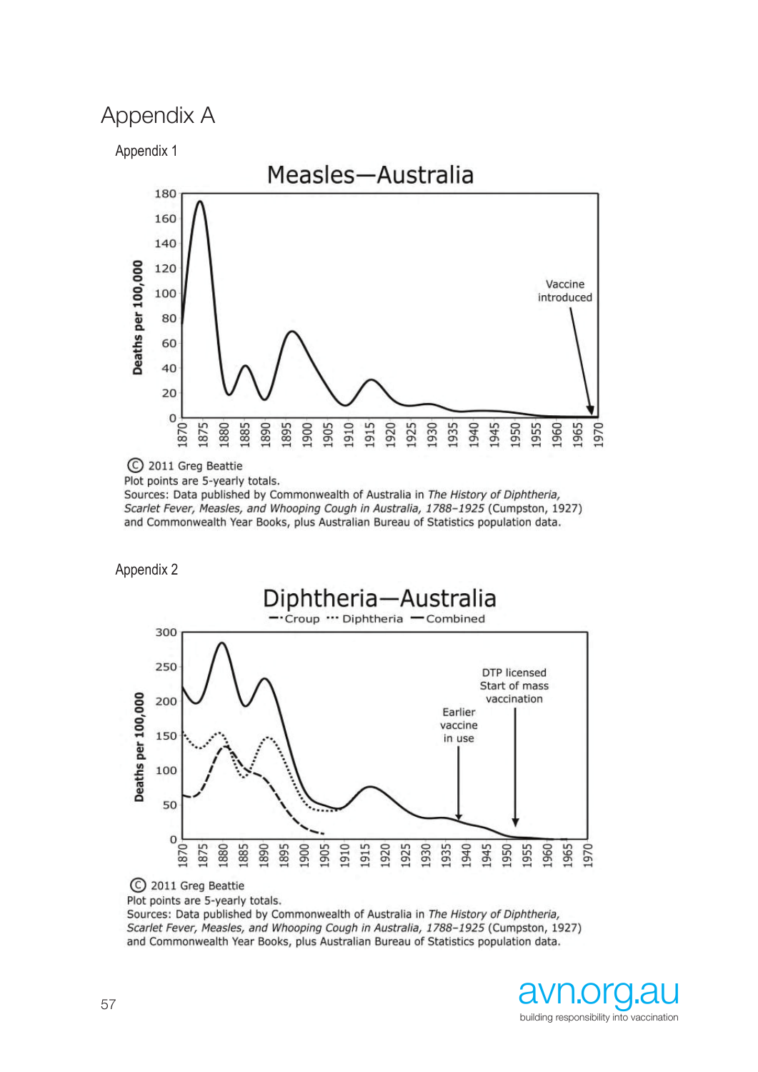# Appendix A

## Appendix 1

**Measles—Australia**

Deaths per 100,000

Vaccine introduced

© 2011 Greg Beattie

Plot points are 5-yearly totals.

Sources: Data published by Commonwealth of Australia in *The History of Diphtheria, Scarlet Fever, Measles, and Whooping Cough in Australia, 1788–1925* (Cumpston, 1927) and Commonwealth Year Books, plus Australian Bureau of Statistics population data.

## Appendix 2

**Diphtheria—Australia**

Croup · Diphtheria · Combined

Deaths per 100,000

Earlier vaccine in use

DTP licensed Start of mass vaccination

© 2011 Greg Beattie

Plot points are 5-yearly totals.

Sources: Data published by Commonwealth of Australia in *The History of Diphtheria, Scarlet Fever, Measles, and Whooping Cough in Australia, 1788–1925* (Cumpston, 1927) and Commonwealth Year Books, plus Australian Bureau of Statistics population data.

avn.org.au
building responsibility into vaccination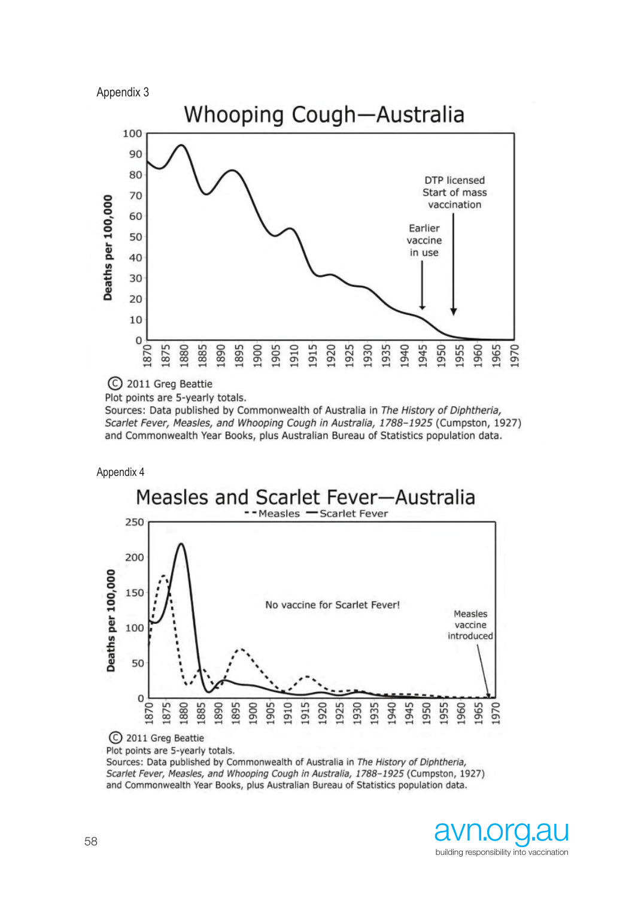Appendix 3

## Whooping Cough—Australia

© 2011 Greg Beattie

Plot points are 5-yearly totals.

Sources: Data published by Commonwealth of Australia in *The History of Diphtheria, Scarlet Fever, Measles, and Whooping Cough in Australia, 1788–1925* (Cumpston, 1927) and Commonwealth Year Books, plus Australian Bureau of Statistics population data.

Appendix 4

## Measles and Scarlet Fever—Australia

© 2011 Greg Beattie

Plot points are 5-yearly totals.

Sources: Data published by Commonwealth of Australia in *The History of Diphtheria, Scarlet Fever, Measles, and Whooping Cough in Australia, 1788–1925* (Cumpston, 1927) and Commonwealth Year Books, plus Australian Bureau of Statistics population data.

avn.org.au

building responsibility into vaccination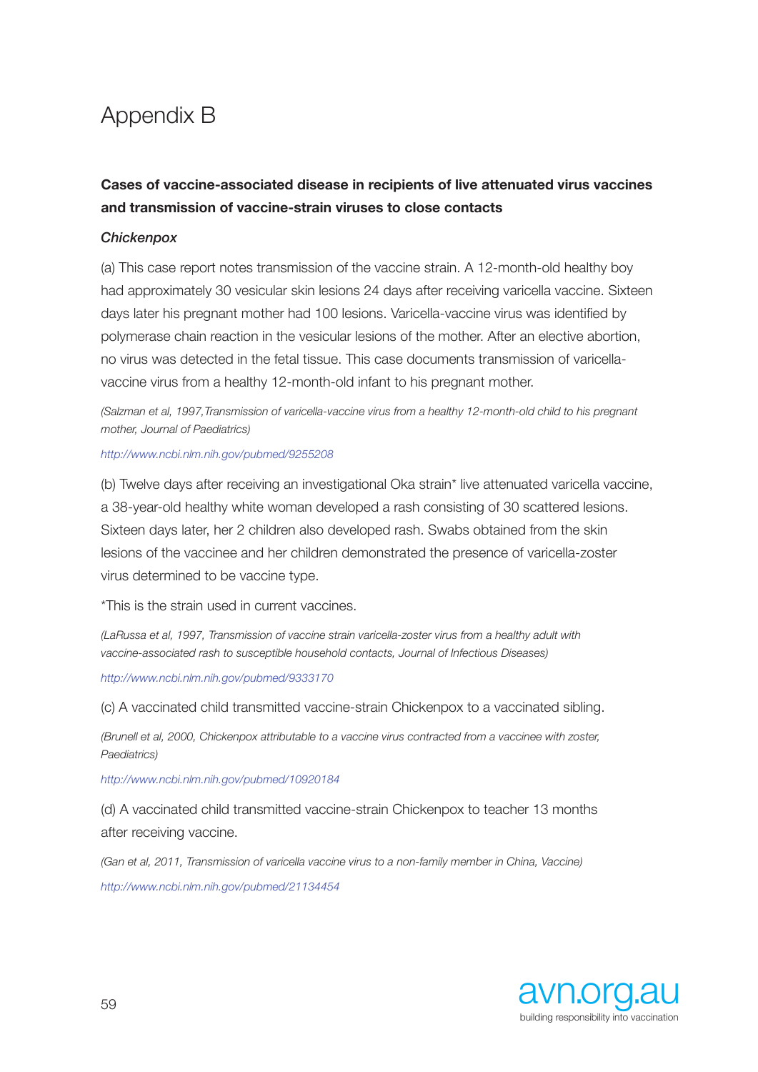# Appendix B

**Cases of vaccine-associated disease in recipients of live attenuated virus vaccines and transmission of vaccine-strain viruses to close contacts**

### *Chickenpox*

(a) This case report notes transmission of the vaccine strain. A 12-month-old healthy boy had approximately 30 vesicular skin lesions 24 days after receiving varicella vaccine. Sixteen days later his pregnant mother had 100 lesions. Varicella-vaccine virus was identified by polymerase chain reaction in the vesicular lesions of the mother. After an elective abortion, no virus was detected in the fetal tissue. This case documents transmission of varicella-vaccine virus from a healthy 12-month-old infant to his pregnant mother.

*(Salzman et al, 1997,Transmission of varicella-vaccine virus from a healthy 12-month-old child to his pregnant mother, Journal of Paediatrics)*

http://www.ncbi.nlm.nih.gov/pubmed/9255208

(b) Twelve days after receiving an investigational Oka strain* live attenuated varicella vaccine, a 38-year-old healthy white woman developed a rash consisting of 30 scattered lesions. Sixteen days later, her 2 children also developed rash. Swabs obtained from the skin lesions of the vaccinee and her children demonstrated the presence of varicella-zoster virus determined to be vaccine type.

*This is the strain used in current vaccines.

*(LaRussa et al, 1997, Transmission of vaccine strain varicella-zoster virus from a healthy adult with vaccine-associated rash to susceptible household contacts, Journal of Infectious Diseases)*

http://www.ncbi.nlm.nih.gov/pubmed/9333170

(c) A vaccinated child transmitted vaccine-strain Chickenpox to a vaccinated sibling.

*(Brunell et al, 2000, Chickenpox attributable to a vaccine virus contracted from a vaccinee with zoster, Paediatrics)*

http://www.ncbi.nlm.nih.gov/pubmed/10920184

(d) A vaccinated child transmitted vaccine-strain Chickenpox to teacher 13 months after receiving vaccine.

*(Gan et al, 2011, Transmission of varicella vaccine virus to a non-family member in China, Vaccine)*

http://www.ncbi.nlm.nih.gov/pubmed/21134454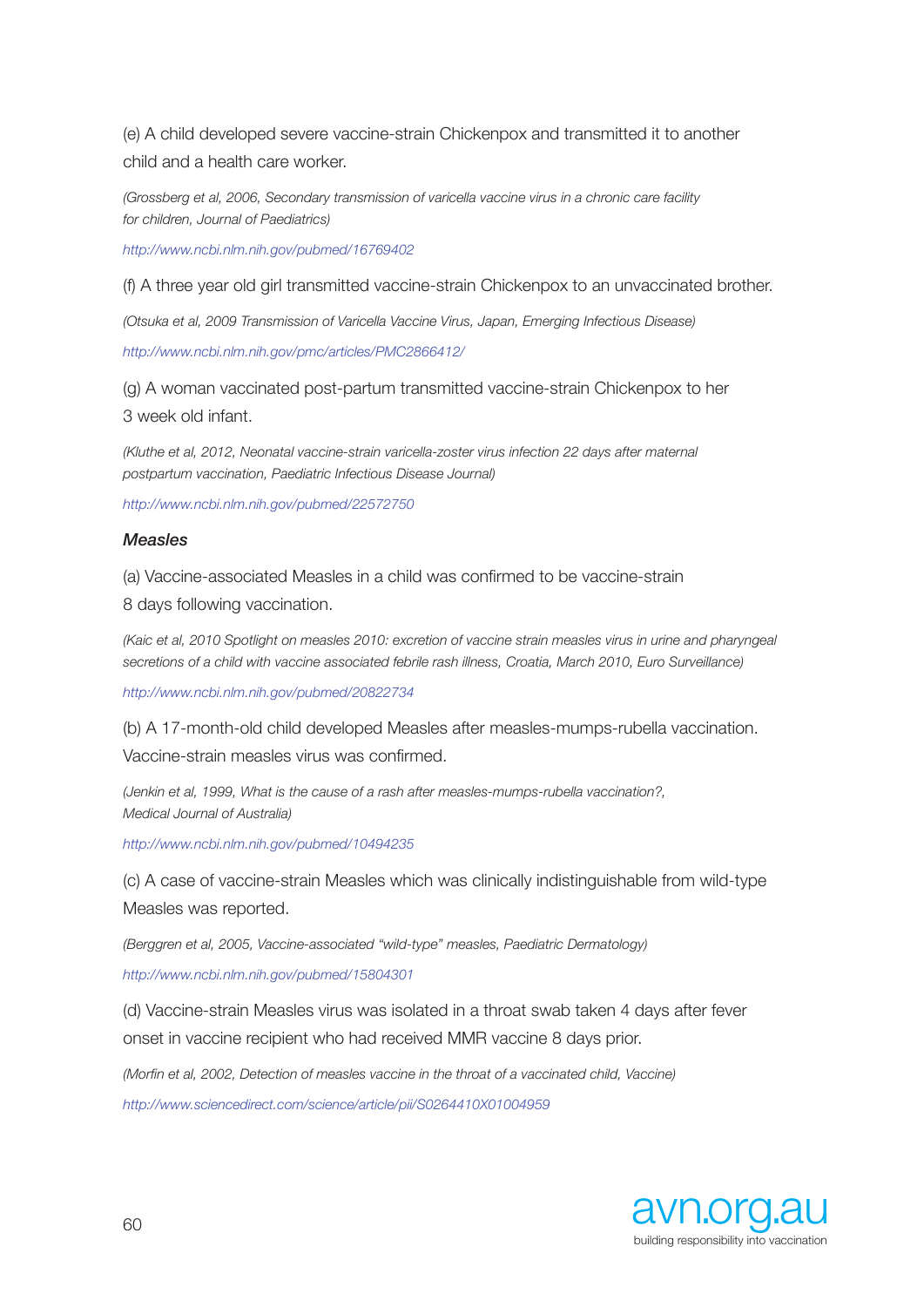(e) A child developed severe vaccine-strain Chickenpox and transmitted it to another child and a health care worker.

*(Grossberg et al, 2006, Secondary transmission of varicella vaccine virus in a chronic care facility for children, Journal of Paediatrics)*

http://www.ncbi.nlm.nih.gov/pubmed/16769402

(f) A three year old girl transmitted vaccine-strain Chickenpox to an unvaccinated brother.

*(Otsuka et al, 2009 Transmission of Varicella Vaccine Virus, Japan, Emerging Infectious Disease)*

http://www.ncbi.nlm.nih.gov/pmc/articles/PMC2866412/

(g) A woman vaccinated post-partum transmitted vaccine-strain Chickenpox to her 3 week old infant.

*(Kluthe et al, 2012, Neonatal vaccine-strain varicella-zoster virus infection 22 days after maternal postpartum vaccination, Paediatric Infectious Disease Journal)*

http://www.ncbi.nlm.nih.gov/pubmed/22572750

### *Measles*

(a) Vaccine-associated Measles in a child was confirmed to be vaccine-strain 8 days following vaccination.

*(Kaic et al, 2010 Spotlight on measles 2010: excretion of vaccine strain measles virus in urine and pharyngeal secretions of a child with vaccine associated febrile rash illness, Croatia, March 2010, Euro Surveillance)*

http://www.ncbi.nlm.nih.gov/pubmed/20822734

(b) A 17-month-old child developed Measles after measles-mumps-rubella vaccination. Vaccine-strain measles virus was confirmed.

*(Jenkin et al, 1999, What is the cause of a rash after measles-mumps-rubella vaccination?, Medical Journal of Australia)*

http://www.ncbi.nlm.nih.gov/pubmed/10494235

(c) A case of vaccine-strain Measles which was clinically indistinguishable from wild-type Measles was reported.

*(Berggren et al, 2005, Vaccine-associated "wild-type" measles, Paediatric Dermatology)*

http://www.ncbi.nlm.nih.gov/pubmed/15804301

(d) Vaccine-strain Measles virus was isolated in a throat swab taken 4 days after fever onset in vaccine recipient who had received MMR vaccine 8 days prior.

*(Morfin et al, 2002, Detection of measles vaccine in the throat of a vaccinated child, Vaccine)*

http://www.sciencedirect.com/science/article/pii/S0264410X01004959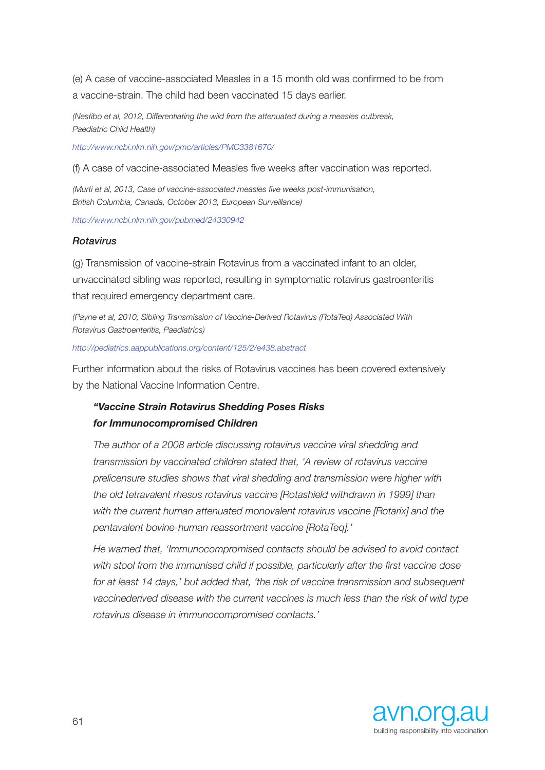(e) A case of vaccine-associated Measles in a 15 month old was confirmed to be from a vaccine-strain. The child had been vaccinated 15 days earlier.

*(Nestibo et al, 2012, Differentiating the wild from the attenuated during a measles outbreak, Paediatric Child Health)*

*http://www.ncbi.nlm.nih.gov/pmc/articles/PMC3381670/*

(f) A case of vaccine-associated Measles five weeks after vaccination was reported.

*(Murti et al, 2013, Case of vaccine-associated measles five weeks post-immunisation, British Columbia, Canada, October 2013, European Surveillance)*

*http://www.ncbi.nlm.nih.gov/pubmed/24330942*

### *Rotavirus*

(g) Transmission of vaccine-strain Rotavirus from a vaccinated infant to an older, unvaccinated sibling was reported, resulting in symptomatic rotavirus gastroenteritis that required emergency department care.

*(Payne et al, 2010, Sibling Transmission of Vaccine-Derived Rotavirus (RotaTeq) Associated With Rotavirus Gastroenteritis, Paediatrics)*

*http://pediatrics.aappublications.org/content/125/2/e438.abstract*

Further information about the risks of Rotavirus vaccines has been covered extensively by the National Vaccine Information Centre.

> ***"Vaccine Strain Rotavirus Shedding Poses Risks for Immunocompromised Children***
>
> *The author of a 2008 article discussing rotavirus vaccine viral shedding and transmission by vaccinated children stated that, 'A review of rotavirus vaccine prelicensure studies shows that viral shedding and transmission were higher with the old tetravalent rhesus rotavirus vaccine [Rotashield withdrawn in 1999] than with the current human attenuated monovalent rotavirus vaccine [Rotarix] and the pentavalent bovine-human reassortment vaccine [RotaTeq].'*
>
> *He warned that, 'Immunocompromised contacts should be advised to avoid contact with stool from the immunised child if possible, particularly after the first vaccine dose for at least 14 days,' but added that, 'the risk of vaccine transmission and subsequent vaccinederived disease with the current vaccines is much less than the risk of wild type rotavirus disease in immunocompromised contacts.'*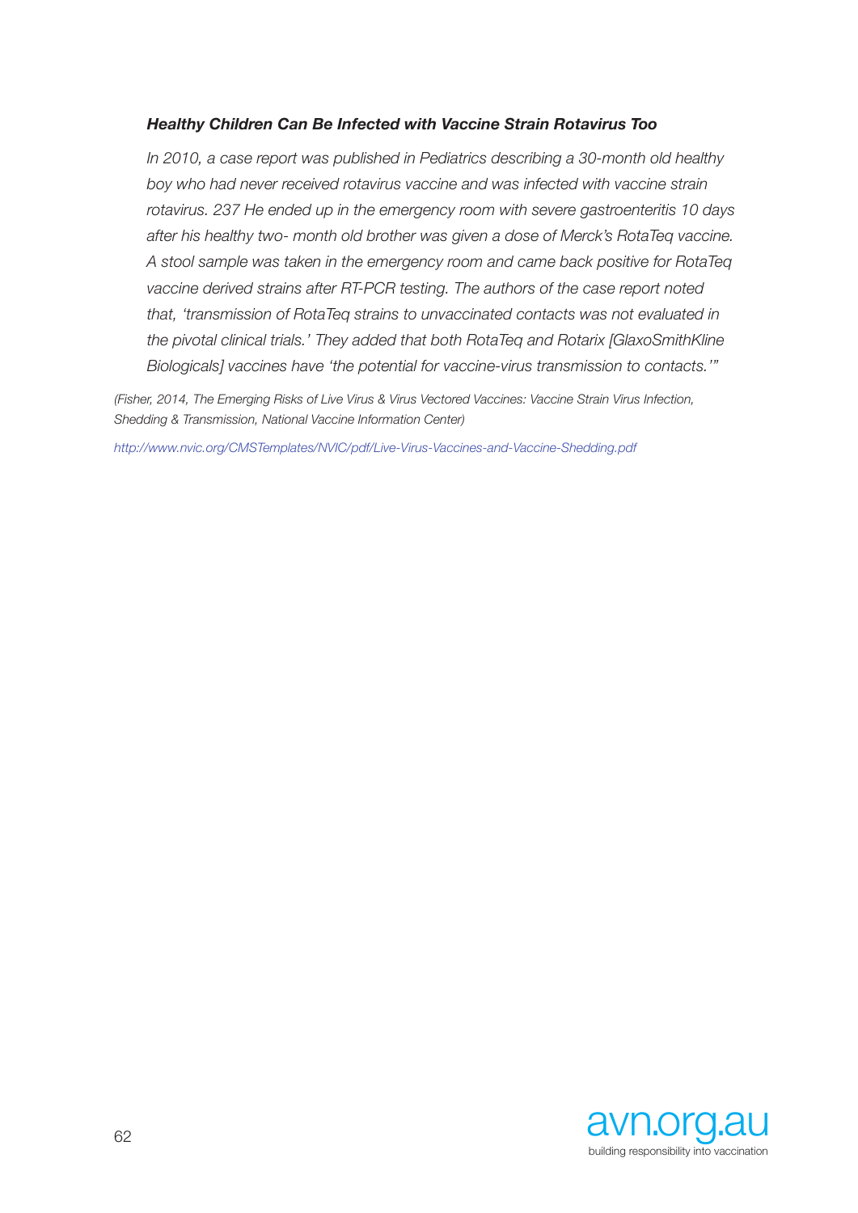***Healthy Children Can Be Infected with Vaccine Strain Rotavirus Too***

*In 2010, a case report was published in Pediatrics describing a 30-month old healthy boy who had never received rotavirus vaccine and was infected with vaccine strain rotavirus. 237 He ended up in the emergency room with severe gastroenteritis 10 days after his healthy two- month old brother was given a dose of Merck's RotaTeq vaccine. A stool sample was taken in the emergency room and came back positive for RotaTeq vaccine derived strains after RT-PCR testing. The authors of the case report noted that, 'transmission of RotaTeq strains to unvaccinated contacts was not evaluated in the pivotal clinical trials.' They added that both RotaTeq and Rotarix [GlaxoSmithKline Biologicals] vaccines have 'the potential for vaccine-virus transmission to contacts.'"*

*(Fisher, 2014, The Emerging Risks of Live Virus & Virus Vectored Vaccines: Vaccine Strain Virus Infection, Shedding & Transmission, National Vaccine Information Center)*

http://www.nvic.org/CMSTemplates/NVIC/pdf/Live-Virus-Vaccines-and-Vaccine-Shedding.pdf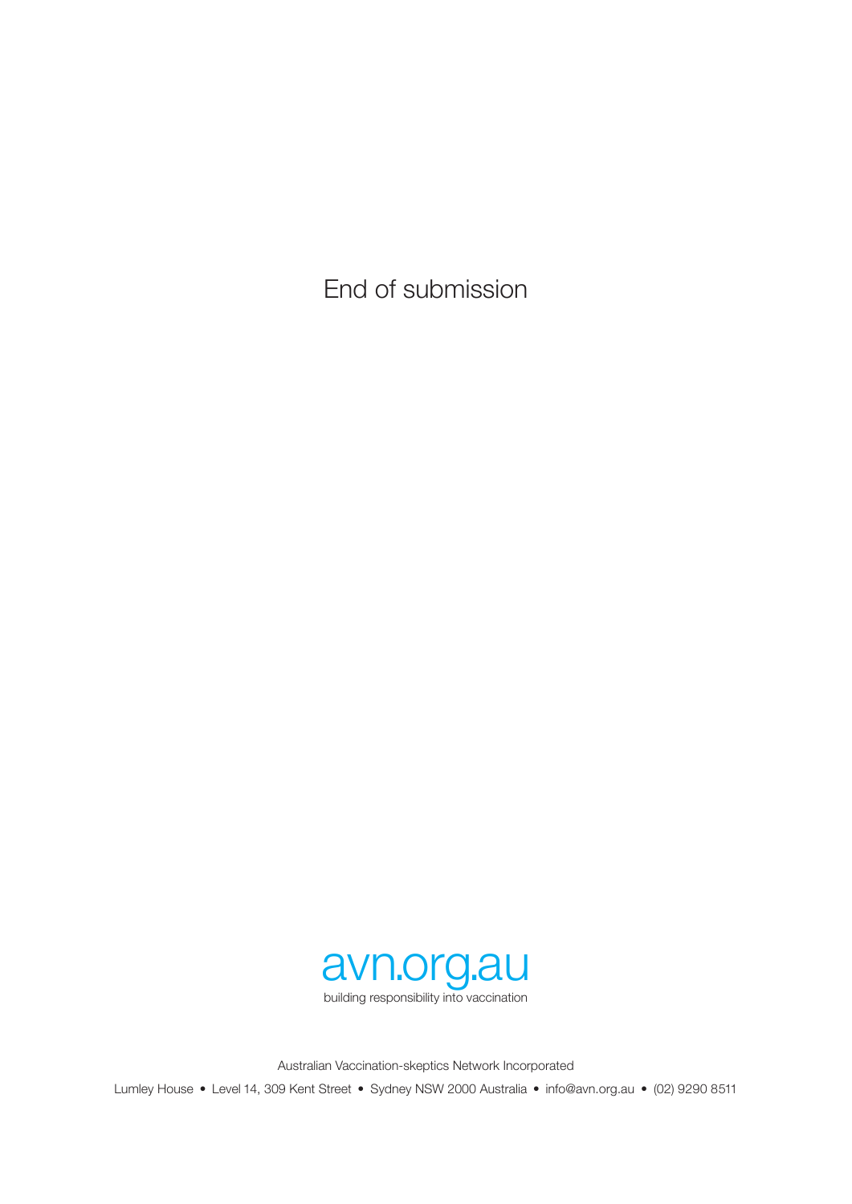End of submission

avn.org.au

building responsibility into vaccination

Australian Vaccination-skeptics Network Incorporated

Lumley House • Level 14, 309 Kent Street • Sydney NSW 2000 Australia • info@avn.org.au • (02) 9290 8511